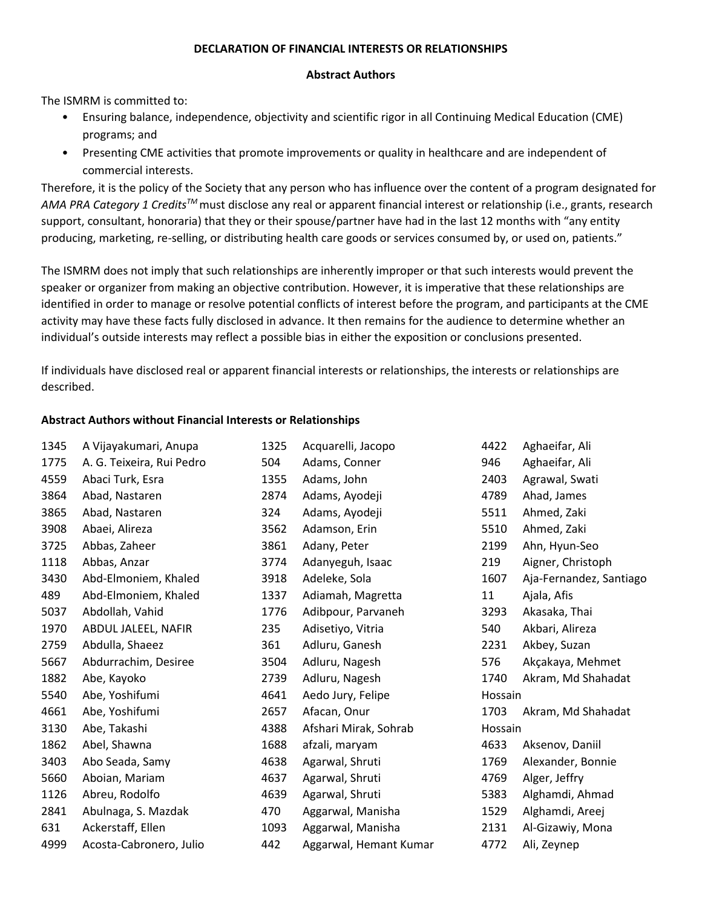**DECLARATION OF FINANCIAL INTERESTS OR RELATIONSHIPS**

**Abstract Authors**

The ISMRM is committed to:

- Ensuring balance, independence, objectivity and scientific rigor in all Continuing Medical Education (CME) programs; and
- Presenting CME activities that promote improvements or quality in healthcare and are independent of commercial interests.

Therefore, it is the policy of the Society that any person who has influence over the content of a program designated for *AMA PRA Category 1 Credits™* must disclose any real or apparent financial interest or relationship (i.e., grants, research support, consultant, honoraria) that they or their spouse/partner have had in the last 12 months with "any entity producing, marketing, re-selling, or distributing health care goods or services consumed by, or used on, patients."

The ISMRM does not imply that such relationships are inherently improper or that such interests would prevent the speaker or organizer from making an objective contribution. However, it is imperative that these relationships are identified in order to manage or resolve potential conflicts of interest before the program, and participants at the CME activity may have these facts fully disclosed in advance. It then remains for the audience to determine whether an individual's outside interests may reflect a possible bias in either the exposition or conclusions presented.

If individuals have disclosed real or apparent financial interests or relationships, the interests or relationships are described.

**Abstract Authors without Financial Interests or Relationships**

1345 A Vijayakumari, Anupa
1775 A. G. Teixeira, Rui Pedro
4559 Abaci Turk, Esra
3864 Abad, Nastaren
3865 Abad, Nastaren
3908 Abaei, Alireza
3725 Abbas, Zaheer
1118 Abbas, Anzar
3430 Abd-Elmoniem, Khaled
489 Abd-Elmoniem, Khaled
5037 Abdollah, Vahid
1970 ABDUL JALEEL, NAFIR
2759 Abdulla, Shaeez
5667 Abdurrachim, Desiree
1882 Abe, Kayoko
5540 Abe, Yoshifumi
4661 Abe, Yoshifumi
3130 Abe, Takashi
1862 Abel, Shawna
3403 Abo Seada, Samy
5660 Aboian, Mariam
1126 Abreu, Rodolfo
2841 Abulnaga, S. Mazdak
631 Ackerstaff, Ellen
4999 Acosta-Cabronero, Julio
1325 Acquarelli, Jacopo
504 Adams, Conner
1355 Adams, John
2874 Adams, Ayodeji
324 Adams, Ayodeji
3562 Adamson, Erin
3861 Adany, Peter
3774 Adanyeguh, Isaac
3918 Adeleke, Sola
1337 Adiamah, Magretta
1776 Adibpour, Parvaneh
235 Adisetiyo, Vitria
361 Adluru, Ganesh
3504 Adluru, Nagesh
2739 Adluru, Nagesh
4641 Aedo Jury, Felipe
2657 Afacan, Onur
4388 Afshari Mirak, Sohrab
1688 afzali, maryam
4638 Agarwal, Shruti
4637 Agarwal, Shruti
4639 Agarwal, Shruti
470 Aggarwal, Manisha
1093 Aggarwal, Manisha
442 Aggarwal, Hemant Kumar
4422 Aghaeifar, Ali
946 Aghaeifar, Ali
2403 Agrawal, Swati
4789 Ahad, James
5511 Ahmed, Zaki
5510 Ahmed, Zaki
2199 Ahn, Hyun-Seo
219 Aigner, Christoph
1607 Aja-Fernandez, Santiago
11 Ajala, Afis
3293 Akasaka, Thai
540 Akbari, Alireza
2231 Akbey, Suzan
576 Akçakaya, Mehmet
1740 Akram, Md Shahadat Hossain
1703 Akram, Md Shahadat Hossain
4633 Aksenov, Daniil
1769 Alexander, Bonnie
4769 Alger, Jeffry
5383 Alghamdi, Ahmad
1529 Alghamdi, Areej
2131 Al-Gizawiy, Mona
4772 Ali, Zeynep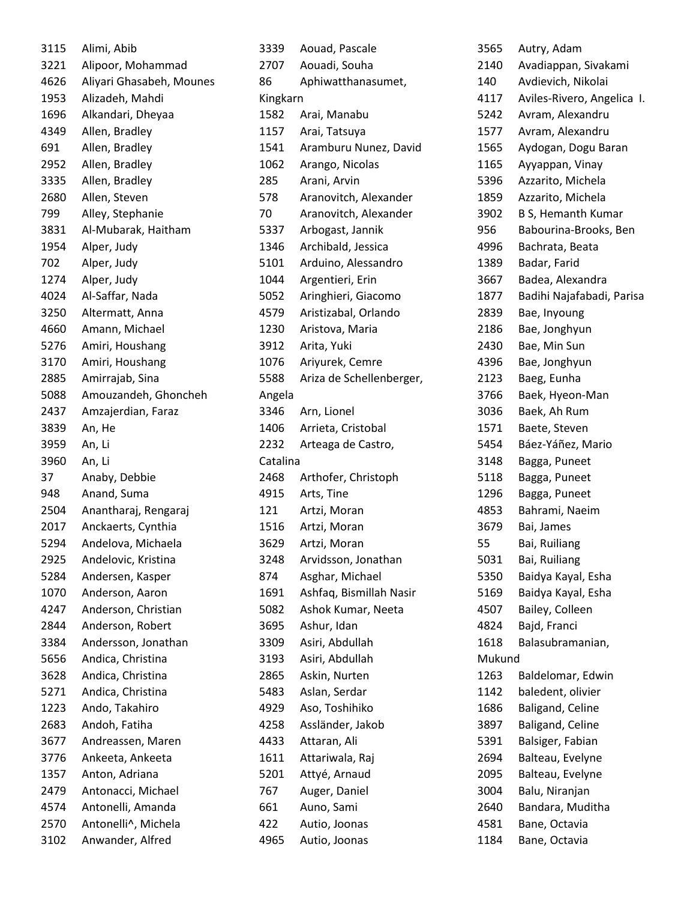| | |
|---|---|
| 3115 | Alimi, Abib |
| 3221 | Alipoor, Mohammad |
| 4626 | Aliyari Ghasabeh, Mounes |
| 1953 | Alizadeh, Mahdi |
| 1696 | Alkandari, Dheyaa |
| 4349 | Allen, Bradley |
| 691 | Allen, Bradley |
| 2952 | Allen, Bradley |
| 3335 | Allen, Bradley |
| 2680 | Allen, Steven |
| 799 | Alley, Stephanie |
| 3831 | Al-Mubarak, Haitham |
| 1954 | Alper, Judy |
| 702 | Alper, Judy |
| 1274 | Alper, Judy |
| 4024 | Al-Saffar, Nada |
| 3250 | Altermatt, Anna |
| 4660 | Amann, Michael |
| 5276 | Amiri, Houshang |
| 3170 | Amiri, Houshang |
| 2885 | Amirrajab, Sina |
| 5088 | Amouzandeh, Ghoncheh |
| 2437 | Amzajerdian, Faraz |
| 3839 | An, He |
| 3959 | An, Li |
| 3960 | An, Li |
| 37 | Anaby, Debbie |
| 948 | Anand, Suma |
| 2504 | Anantharaj, Rengaraj |
| 2017 | Anckaerts, Cynthia |
| 5294 | Andelova, Michaela |
| 2925 | Andelovic, Kristina |
| 5284 | Andersen, Kasper |
| 1070 | Anderson, Aaron |
| 4247 | Anderson, Christian |
| 2844 | Anderson, Robert |
| 3384 | Andersson, Jonathan |
| 5656 | Andica, Christina |
| 3628 | Andica, Christina |
| 5271 | Andica, Christina |
| 1223 | Ando, Takahiro |
| 2683 | Andoh, Fatiha |
| 3677 | Andreassen, Maren |
| 3776 | Ankeeta, Ankeeta |
| 1357 | Anton, Adriana |
| 2479 | Antonacci, Michael |
| 4574 | Antonelli, Amanda |
| 2570 | Antonelli^, Michela |
| 3102 | Anwander, Alfred |
| 3339 | Aouad, Pascale |
| 2707 | Aouadi, Souha |
| 86 | Aphiwatthanasumet, Kingkarn |
| 1582 | Arai, Manabu |
| 1157 | Arai, Tatsuya |
| 1541 | Aramburu Nunez, David |
| 1062 | Arango, Nicolas |
| 285 | Arani, Arvin |
| 578 | Aranovitch, Alexander |
| 70 | Aranovitch, Alexander |
| 5337 | Arbogast, Jannik |
| 1346 | Archibald, Jessica |
| 5101 | Arduino, Alessandro |
| 1044 | Argentieri, Erin |
| 5052 | Aringhieri, Giacomo |
| 4579 | Aristizabal, Orlando |
| 1230 | Aristova, Maria |
| 3912 | Arita, Yuki |
| 1076 | Ariyurek, Cemre |
| 5588 | Ariza de Schellenberger, Angela |
| 3346 | Arn, Lionel |
| 1406 | Arrieta, Cristobal |
| 2232 | Arteaga de Castro, Catalina |
| 2468 | Arthofer, Christoph |
| 4915 | Arts, Tine |
| 121 | Artzi, Moran |
| 1516 | Artzi, Moran |
| 3629 | Artzi, Moran |
| 3248 | Arvidsson, Jonathan |
| 874 | Asghar, Michael |
| 1691 | Ashfaq, Bismillah Nasir |
| 5082 | Ashok Kumar, Neeta |
| 3695 | Ashur, Idan |
| 3309 | Asiri, Abdullah |
| 3193 | Asiri, Abdullah |
| 2865 | Askin, Nurten |
| 5483 | Aslan, Serdar |
| 4929 | Aso, Toshihiko |
| 4258 | Assländer, Jakob |
| 4433 | Attaran, Ali |
| 1611 | Attariwala, Raj |
| 5201 | Attyé, Arnaud |
| 767 | Auger, Daniel |
| 661 | Auno, Sami |
| 422 | Autio, Joonas |
| 4965 | Autio, Joonas |
| 3565 | Autry, Adam |
| 2140 | Avadiappan, Sivakami |
| 140 | Avdievich, Nikolai |
| 4117 | Aviles-Rivero, Angelica I. |
| 5242 | Avram, Alexandru |
| 1577 | Avram, Alexandru |
| 1565 | Aydogan, Dogu Baran |
| 1165 | Ayyappan, Vinay |
| 5396 | Azzarito, Michela |
| 1859 | Azzarito, Michela |
| 3902 | B S, Hemanth Kumar |
| 956 | Babourina-Brooks, Ben |
| 4996 | Bachrata, Beata |
| 1389 | Badar, Farid |
| 3667 | Badea, Alexandra |
| 1877 | Badihi Najafabadi, Parisa |
| 2839 | Bae, Inyoung |
| 2186 | Bae, Jonghyun |
| 2430 | Bae, Min Sun |
| 4396 | Bae, Jonghyun |
| 2123 | Baeg, Eunha |
| 3766 | Baek, Hyeon-Man |
| 3036 | Baek, Ah Rum |
| 1571 | Baete, Steven |
| 5454 | Báez-Yáñez, Mario |
| 3148 | Bagga, Puneet |
| 5118 | Bagga, Puneet |
| 1296 | Bagga, Puneet |
| 4853 | Bahrami, Naeim |
| 3679 | Bai, James |
| 55 | Bai, Ruiliang |
| 5031 | Bai, Ruiliang |
| 5350 | Baidya Kayal, Esha |
| 5169 | Baidya Kayal, Esha |
| 4507 | Bailey, Colleen |
| 4824 | Bajd, Franci |
| 1618 | Balasubramanian, Mukund |
| 1263 | Baldelomar, Edwin |
| 1142 | baledent, olivier |
| 1686 | Baligand, Celine |
| 3897 | Baligand, Celine |
| 5391 | Balsiger, Fabian |
| 2694 | Balteau, Evelyne |
| 2095 | Balteau, Evelyne |
| 3004 | Balu, Niranjan |
| 2640 | Bandara, Muditha |
| 4581 | Bane, Octavia |
| 1184 | Bane, Octavia |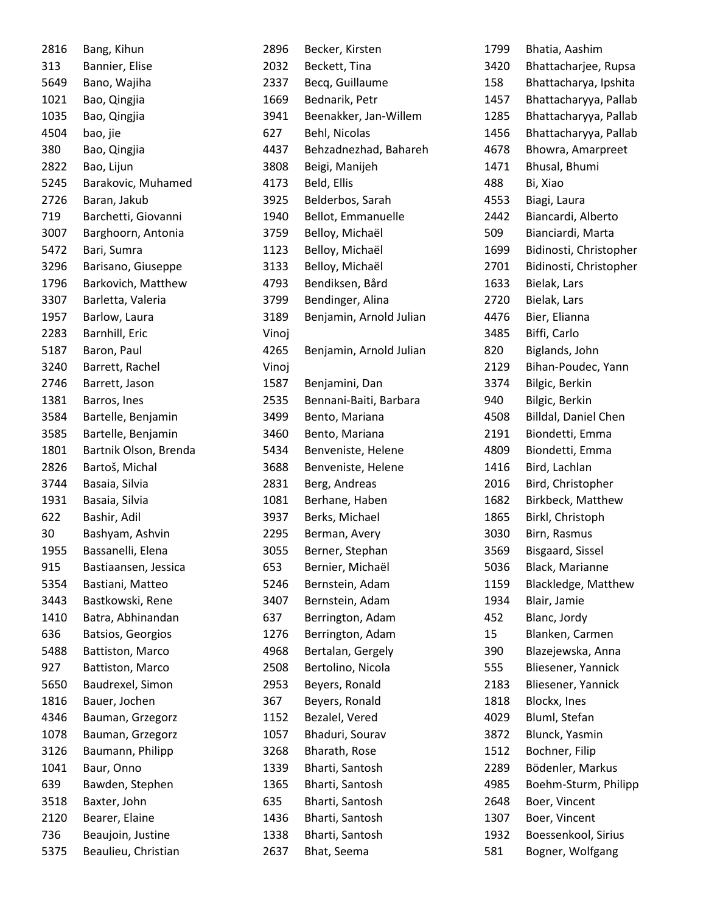| | |
|---|---|
| 2816 | Bang, Kihun |
| 313 | Bannier, Elise |
| 5649 | Bano, Wajiha |
| 1021 | Bao, Qingjia |
| 1035 | Bao, Qingjia |
| 4504 | bao, jie |
| 380 | Bao, Qingjia |
| 2822 | Bao, Lijun |
| 5245 | Barakovic, Muhamed |
| 2726 | Baran, Jakub |
| 719 | Barchetti, Giovanni |
| 3007 | Barghoorn, Antonia |
| 5472 | Bari, Sumra |
| 3296 | Barisano, Giuseppe |
| 1796 | Barkovich, Matthew |
| 3307 | Barletta, Valeria |
| 1957 | Barlow, Laura |
| 2283 | Barnhill, Eric |
| 5187 | Baron, Paul |
| 3240 | Barrett, Rachel |
| 2746 | Barrett, Jason |
| 1381 | Barros, Ines |
| 3584 | Bartelle, Benjamin |
| 3585 | Bartelle, Benjamin |
| 1801 | Bartnik Olson, Brenda |
| 2826 | Bartoš, Michal |
| 3744 | Basaia, Silvia |
| 1931 | Basaia, Silvia |
| 622 | Bashir, Adil |
| 30 | Bashyam, Ashvin |
| 1955 | Bassanelli, Elena |
| 915 | Bastiaansen, Jessica |
| 5354 | Bastiani, Matteo |
| 3443 | Bastkowski, Rene |
| 1410 | Batra, Abhinandan |
| 636 | Batsios, Georgios |
| 5488 | Battiston, Marco |
| 927 | Battiston, Marco |
| 5650 | Baudrexel, Simon |
| 1816 | Bauer, Jochen |
| 4346 | Bauman, Grzegorz |
| 1078 | Bauman, Grzegorz |
| 3126 | Baumann, Philipp |
| 1041 | Baur, Onno |
| 639 | Bawden, Stephen |
| 3518 | Baxter, John |
| 2120 | Bearer, Elaine |
| 736 | Beaujoin, Justine |
| 5375 | Beaulieu, Christian |
| 2896 | Becker, Kirsten |
| 2032 | Beckett, Tina |
| 2337 | Becq, Guillaume |
| 1669 | Bednarik, Petr |
| 3941 | Beenakker, Jan-Willem |
| 627 | Behl, Nicolas |
| 4437 | Behzadnezhad, Bahareh |
| 3808 | Beigi, Manijeh |
| 4173 | Beld, Ellis |
| 3925 | Belderbos, Sarah |
| 1940 | Bellot, Emmanuelle |
| 3759 | Belloy, Michaël |
| 1123 | Belloy, Michaël |
| 3133 | Belloy, Michaël |
| 4793 | Bendiksen, Bård |
| 3799 | Bendinger, Alina |
| 3189 | Benjamin, Arnold Julian Vinoj |
| 4265 | Benjamin, Arnold Julian Vinoj |
| 1587 | Benjamini, Dan |
| 2535 | Bennani-Baiti, Barbara |
| 3499 | Bento, Mariana |
| 3460 | Bento, Mariana |
| 5434 | Benveniste, Helene |
| 3688 | Benveniste, Helene |
| 2831 | Berg, Andreas |
| 1081 | Berhane, Haben |
| 3937 | Berks, Michael |
| 2295 | Berman, Avery |
| 3055 | Berner, Stephan |
| 653 | Bernier, Michaël |
| 5246 | Bernstein, Adam |
| 3407 | Bernstein, Adam |
| 637 | Berrington, Adam |
| 1276 | Berrington, Adam |
| 4968 | Bertalan, Gergely |
| 2508 | Bertolino, Nicola |
| 2953 | Beyers, Ronald |
| 367 | Beyers, Ronald |
| 1152 | Bezalel, Vered |
| 1057 | Bhaduri, Sourav |
| 3268 | Bharath, Rose |
| 1339 | Bharti, Santosh |
| 1365 | Bharti, Santosh |
| 635 | Bharti, Santosh |
| 1436 | Bharti, Santosh |
| 1338 | Bharti, Santosh |
| 2637 | Bhat, Seema |
| 1799 | Bhatia, Aashim |
| 3420 | Bhattacharjee, Rupsa |
| 158 | Bhattacharya, Ipshita |
| 1457 | Bhattacharyya, Pallab |
| 1285 | Bhattacharyya, Pallab |
| 1456 | Bhattacharyya, Pallab |
| 4678 | Bhowra, Amarpreet |
| 1471 | Bhusal, Bhumi |
| 488 | Bi, Xiao |
| 4553 | Biagi, Laura |
| 2442 | Biancardi, Alberto |
| 509 | Bianciardi, Marta |
| 1699 | Bidinosti, Christopher |
| 2701 | Bidinosti, Christopher |
| 1633 | Bielak, Lars |
| 2720 | Bielak, Lars |
| 4476 | Bier, Elianna |
| 3485 | Biffi, Carlo |
| 820 | Biglands, John |
| 2129 | Bihan-Poudec, Yann |
| 3374 | Bilgic, Berkin |
| 940 | Bilgic, Berkin |
| 4508 | Billdal, Daniel Chen |
| 2191 | Biondetti, Emma |
| 4809 | Biondetti, Emma |
| 1416 | Bird, Lachlan |
| 2016 | Bird, Christopher |
| 1682 | Birkbeck, Matthew |
| 1865 | Birkl, Christoph |
| 3030 | Birn, Rasmus |
| 3569 | Bisgaard, Sissel |
| 5036 | Black, Marianne |
| 1159 | Blackledge, Matthew |
| 1934 | Blair, Jamie |
| 452 | Blanc, Jordy |
| 15 | Blanken, Carmen |
| 390 | Blazejewska, Anna |
| 555 | Bliesener, Yannick |
| 2183 | Bliesener, Yannick |
| 1818 | Blockx, Ines |
| 4029 | Bluml, Stefan |
| 3872 | Blunck, Yasmin |
| 1512 | Bochner, Filip |
| 2289 | Bödenler, Markus |
| 4985 | Boehm-Sturm, Philipp |
| 2648 | Boer, Vincent |
| 1307 | Boer, Vincent |
| 1932 | Boessenkool, Sirius |
| 581 | Bogner, Wolfgang |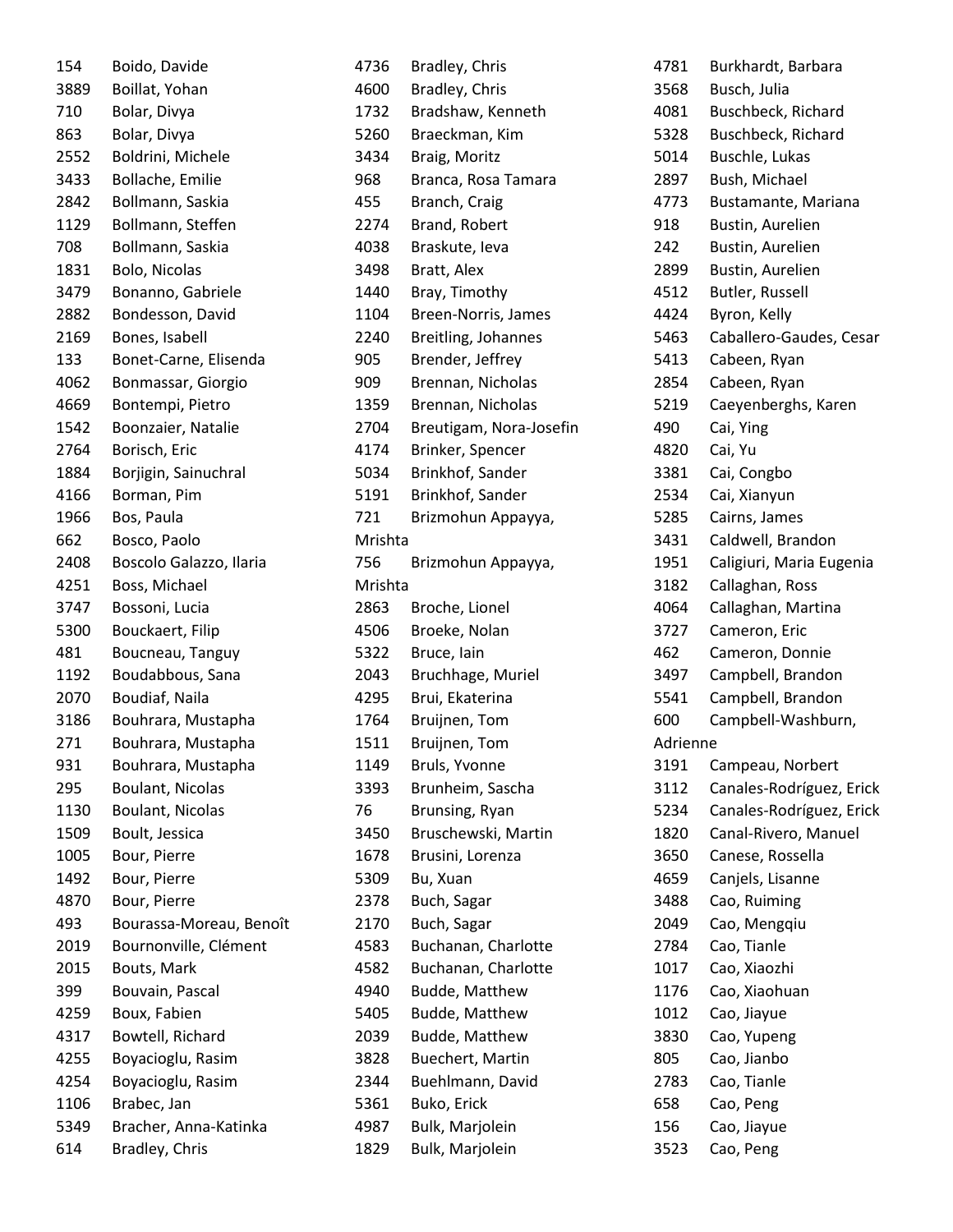| | |
|---|---|
| 154 | Boido, Davide |
| 3889 | Boillat, Yohan |
| 710 | Bolar, Divya |
| 863 | Bolar, Divya |
| 2552 | Boldrini, Michele |
| 3433 | Bollache, Emilie |
| 2842 | Bollmann, Saskia |
| 1129 | Bollmann, Steffen |
| 708 | Bollmann, Saskia |
| 1831 | Bolo, Nicolas |
| 3479 | Bonanno, Gabriele |
| 2882 | Bondesson, David |
| 2169 | Bones, Isabell |
| 133 | Bonet-Carne, Elisenda |
| 4062 | Bonmassar, Giorgio |
| 4669 | Bontempi, Pietro |
| 1542 | Boonzaier, Natalie |
| 2764 | Borisch, Eric |
| 1884 | Borjigin, Sainuchral |
| 4166 | Borman, Pim |
| 1966 | Bos, Paula |
| 662 | Bosco, Paolo |
| 2408 | Boscolo Galazzo, Ilaria |
| 4251 | Boss, Michael |
| 3747 | Bossoni, Lucia |
| 5300 | Bouckaert, Filip |
| 481 | Boucneau, Tanguy |
| 1192 | Boudabbous, Sana |
| 2070 | Boudiaf, Naila |
| 3186 | Bouhrara, Mustapha |
| 271 | Bouhrara, Mustapha |
| 931 | Bouhrara, Mustapha |
| 295 | Boulant, Nicolas |
| 1130 | Boulant, Nicolas |
| 1509 | Boult, Jessica |
| 1005 | Bour, Pierre |
| 1492 | Bour, Pierre |
| 4870 | Bour, Pierre |
| 493 | Bourassa-Moreau, Benoît |
| 2019 | Bournonville, Clément |
| 2015 | Bouts, Mark |
| 399 | Bouvain, Pascal |
| 4259 | Boux, Fabien |
| 4317 | Bowtell, Richard |
| 4255 | Boyacioglu, Rasim |
| 4254 | Boyacioglu, Rasim |
| 1106 | Brabec, Jan |
| 5349 | Bracher, Anna-Katinka |
| 614 | Bradley, Chris |
| 4736 | Bradley, Chris |
| 4600 | Bradley, Chris |
| 1732 | Bradshaw, Kenneth |
| 5260 | Braeckman, Kim |
| 3434 | Braig, Moritz |
| 968 | Branca, Rosa Tamara |
| 455 | Branch, Craig |
| 2274 | Brand, Robert |
| 4038 | Braskute, Ieva |
| 3498 | Bratt, Alex |
| 1440 | Bray, Timothy |
| 1104 | Breen-Norris, James |
| 2240 | Breitling, Johannes |
| 905 | Brender, Jeffrey |
| 909 | Brennan, Nicholas |
| 1359 | Brennan, Nicholas |
| 2704 | Breutigam, Nora-Josefin |
| 4174 | Brinker, Spencer |
| 5034 | Brinkhof, Sander |
| 5191 | Brinkhof, Sander |
| 721 | Brizmohun Appayya, Mrishta |
| 756 | Brizmohun Appayya, Mrishta |
| 2863 | Broche, Lionel |
| 4506 | Broeke, Nolan |
| 5322 | Bruce, Iain |
| 2043 | Bruchhage, Muriel |
| 4295 | Brui, Ekaterina |
| 1764 | Bruijnen, Tom |
| 1511 | Bruijnen, Tom |
| 1149 | Bruls, Yvonne |
| 3393 | Brunheim, Sascha |
| 76 | Brunsing, Ryan |
| 3450 | Bruschewski, Martin |
| 1678 | Brusini, Lorenza |
| 5309 | Bu, Xuan |
| 2378 | Buch, Sagar |
| 2170 | Buch, Sagar |
| 4583 | Buchanan, Charlotte |
| 4582 | Buchanan, Charlotte |
| 4940 | Budde, Matthew |
| 5405 | Budde, Matthew |
| 2039 | Budde, Matthew |
| 3828 | Buechert, Martin |
| 2344 | Buehlmann, David |
| 5361 | Buko, Erick |
| 4987 | Bulk, Marjolein |
| 1829 | Bulk, Marjolein |
| 4781 | Burkhardt, Barbara |
| 3568 | Busch, Julia |
| 4081 | Buschbeck, Richard |
| 5328 | Buschbeck, Richard |
| 5014 | Buschle, Lukas |
| 2897 | Bush, Michael |
| 4773 | Bustamante, Mariana |
| 918 | Bustin, Aurelien |
| 242 | Bustin, Aurelien |
| 2899 | Bustin, Aurelien |
| 4512 | Butler, Russell |
| 4424 | Byron, Kelly |
| 5463 | Caballero-Gaudes, Cesar |
| 5413 | Cabeen, Ryan |
| 2854 | Cabeen, Ryan |
| 5219 | Caeyenberghs, Karen |
| 490 | Cai, Ying |
| 4820 | Cai, Yu |
| 3381 | Cai, Congbo |
| 2534 | Cai, Xianyun |
| 5285 | Cairns, James |
| 3431 | Caldwell, Brandon |
| 1951 | Caligiuri, Maria Eugenia |
| 3182 | Callaghan, Ross |
| 4064 | Callaghan, Martina |
| 3727 | Cameron, Eric |
| 462 | Cameron, Donnie |
| 3497 | Campbell, Brandon |
| 5541 | Campbell, Brandon |
| 600 | Campbell-Washburn, Adrienne |
| 3191 | Campeau, Norbert |
| 3112 | Canales-Rodríguez, Erick |
| 5234 | Canales-Rodríguez, Erick |
| 1820 | Canal-Rivero, Manuel |
| 3650 | Canese, Rossella |
| 4659 | Canjels, Lisanne |
| 3488 | Cao, Ruiming |
| 2049 | Cao, Mengqiu |
| 2784 | Cao, Tianle |
| 1017 | Cao, Xiaozhi |
| 1176 | Cao, Xiaohuan |
| 1012 | Cao, Jiayue |
| 3830 | Cao, Yupeng |
| 805 | Cao, Jianbo |
| 2783 | Cao, Tianle |
| 658 | Cao, Peng |
| 156 | Cao, Jiayue |
| 3523 | Cao, Peng |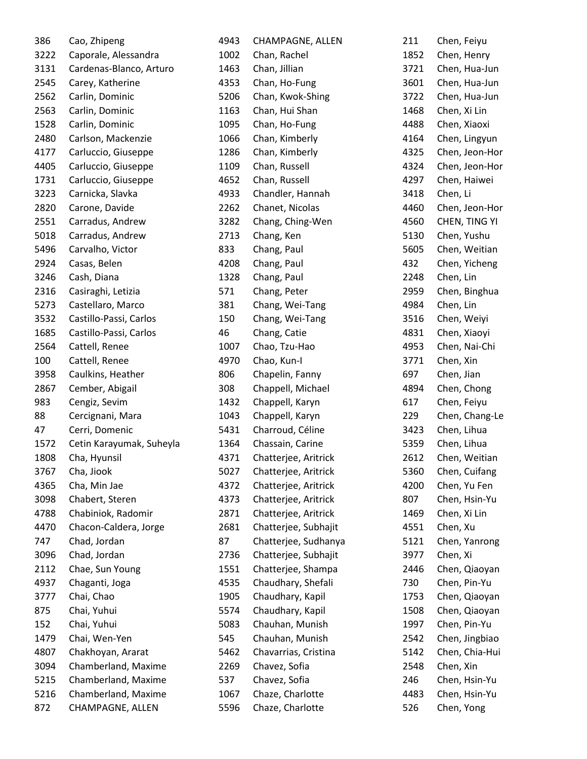| | |
|---|---|
| 386 | Cao, Zhipeng |
| 3222 | Caporale, Alessandra |
| 3131 | Cardenas-Blanco, Arturo |
| 2545 | Carey, Katherine |
| 2562 | Carlin, Dominic |
| 2563 | Carlin, Dominic |
| 1528 | Carlin, Dominic |
| 2480 | Carlson, Mackenzie |
| 4177 | Carluccio, Giuseppe |
| 4405 | Carluccio, Giuseppe |
| 1731 | Carluccio, Giuseppe |
| 3223 | Carnicka, Slavka |
| 2820 | Carone, Davide |
| 2551 | Carradus, Andrew |
| 5018 | Carradus, Andrew |
| 5496 | Carvalho, Victor |
| 2924 | Casas, Belen |
| 3246 | Cash, Diana |
| 2316 | Casiraghi, Letizia |
| 5273 | Castellaro, Marco |
| 3532 | Castillo-Passi, Carlos |
| 1685 | Castillo-Passi, Carlos |
| 2564 | Cattell, Renee |
| 100 | Cattell, Renee |
| 3958 | Caulkins, Heather |
| 2867 | Cember, Abigail |
| 983 | Cengiz, Sevim |
| 88 | Cercignani, Mara |
| 47 | Cerri, Domenic |
| 1572 | Cetin Karayumak, Suheyla |
| 1808 | Cha, Hyunsil |
| 3767 | Cha, Jiook |
| 4365 | Cha, Min Jae |
| 3098 | Chabert, Steren |
| 4788 | Chabiniok, Radomir |
| 4470 | Chacon-Caldera, Jorge |
| 747 | Chad, Jordan |
| 3096 | Chad, Jordan |
| 2112 | Chae, Sun Young |
| 4937 | Chaganti, Joga |
| 3777 | Chai, Chao |
| 875 | Chai, Yuhui |
| 152 | Chai, Yuhui |
| 1479 | Chai, Wen-Yen |
| 4807 | Chakhoyan, Ararat |
| 3094 | Chamberland, Maxime |
| 5215 | Chamberland, Maxime |
| 5216 | Chamberland, Maxime |
| 872 | CHAMPAGNE, ALLEN |
| 4943 | CHAMPAGNE, ALLEN |
| 1002 | Chan, Rachel |
| 1463 | Chan, Jillian |
| 4353 | Chan, Ho-Fung |
| 5206 | Chan, Kwok-Shing |
| 1163 | Chan, Hui Shan |
| 1095 | Chan, Ho-Fung |
| 1066 | Chan, Kimberly |
| 1286 | Chan, Kimberly |
| 1109 | Chan, Russell |
| 4652 | Chan, Russell |
| 4933 | Chandler, Hannah |
| 2262 | Chanet, Nicolas |
| 3282 | Chang, Ching-Wen |
| 2713 | Chang, Ken |
| 833 | Chang, Paul |
| 4208 | Chang, Paul |
| 1328 | Chang, Paul |
| 571 | Chang, Peter |
| 381 | Chang, Wei-Tang |
| 150 | Chang, Wei-Tang |
| 46 | Chang, Catie |
| 1007 | Chao, Tzu-Hao |
| 4970 | Chao, Kun-I |
| 806 | Chapelin, Fanny |
| 308 | Chappell, Michael |
| 1432 | Chappell, Karyn |
| 1043 | Chappell, Karyn |
| 5431 | Charroud, Céline |
| 1364 | Chassain, Carine |
| 4371 | Chatterjee, Aritrick |
| 5027 | Chatterjee, Aritrick |
| 4372 | Chatterjee, Aritrick |
| 4373 | Chatterjee, Aritrick |
| 2871 | Chatterjee, Aritrick |
| 2681 | Chatterjee, Subhajit |
| 87 | Chatterjee, Sudhanya |
| 2736 | Chatterjee, Subhajit |
| 1551 | Chatterjee, Shampa |
| 4535 | Chaudhary, Shefali |
| 1905 | Chaudhary, Kapil |
| 5574 | Chaudhary, Kapil |
| 5083 | Chauhan, Munish |
| 545 | Chauhan, Munish |
| 5462 | Chavarrias, Cristina |
| 2269 | Chavez, Sofia |
| 537 | Chavez, Sofia |
| 1067 | Chaze, Charlotte |
| 5596 | Chaze, Charlotte |
| 211 | Chen, Feiyu |
| 1852 | Chen, Henry |
| 3721 | Chen, Hua-Jun |
| 3601 | Chen, Hua-Jun |
| 3722 | Chen, Hua-Jun |
| 1468 | Chen, Xi Lin |
| 4488 | Chen, Xiaoxi |
| 4164 | Chen, Lingyun |
| 4325 | Chen, Jeon-Hor |
| 4324 | Chen, Jeon-Hor |
| 4297 | Chen, Haiwei |
| 3418 | Chen, Li |
| 4460 | Chen, Jeon-Hor |
| 4560 | CHEN, TING YI |
| 5130 | Chen, Yushu |
| 5605 | Chen, Weitian |
| 432 | Chen, Yicheng |
| 2248 | Chen, Lin |
| 2959 | Chen, Binghua |
| 4984 | Chen, Lin |
| 3516 | Chen, Weiyi |
| 4831 | Chen, Xiaoyi |
| 4953 | Chen, Nai-Chi |
| 3771 | Chen, Xin |
| 697 | Chen, Jian |
| 4894 | Chen, Chong |
| 617 | Chen, Feiyu |
| 229 | Chen, Chang-Le |
| 3423 | Chen, Lihua |
| 5359 | Chen, Lihua |
| 2612 | Chen, Weitian |
| 5360 | Chen, Cuifang |
| 4200 | Chen, Yu Fen |
| 807 | Chen, Hsin-Yu |
| 1469 | Chen, Xi Lin |
| 4551 | Chen, Xu |
| 5121 | Chen, Yanrong |
| 3977 | Chen, Xi |
| 2446 | Chen, Qiaoyan |
| 730 | Chen, Pin-Yu |
| 1753 | Chen, Qiaoyan |
| 1508 | Chen, Qiaoyan |
| 1997 | Chen, Pin-Yu |
| 2542 | Chen, Jingbiao |
| 5142 | Chen, Chia-Hui |
| 2548 | Chen, Xin |
| 246 | Chen, Hsin-Yu |
| 4483 | Chen, Hsin-Yu |
| 526 | Chen, Yong |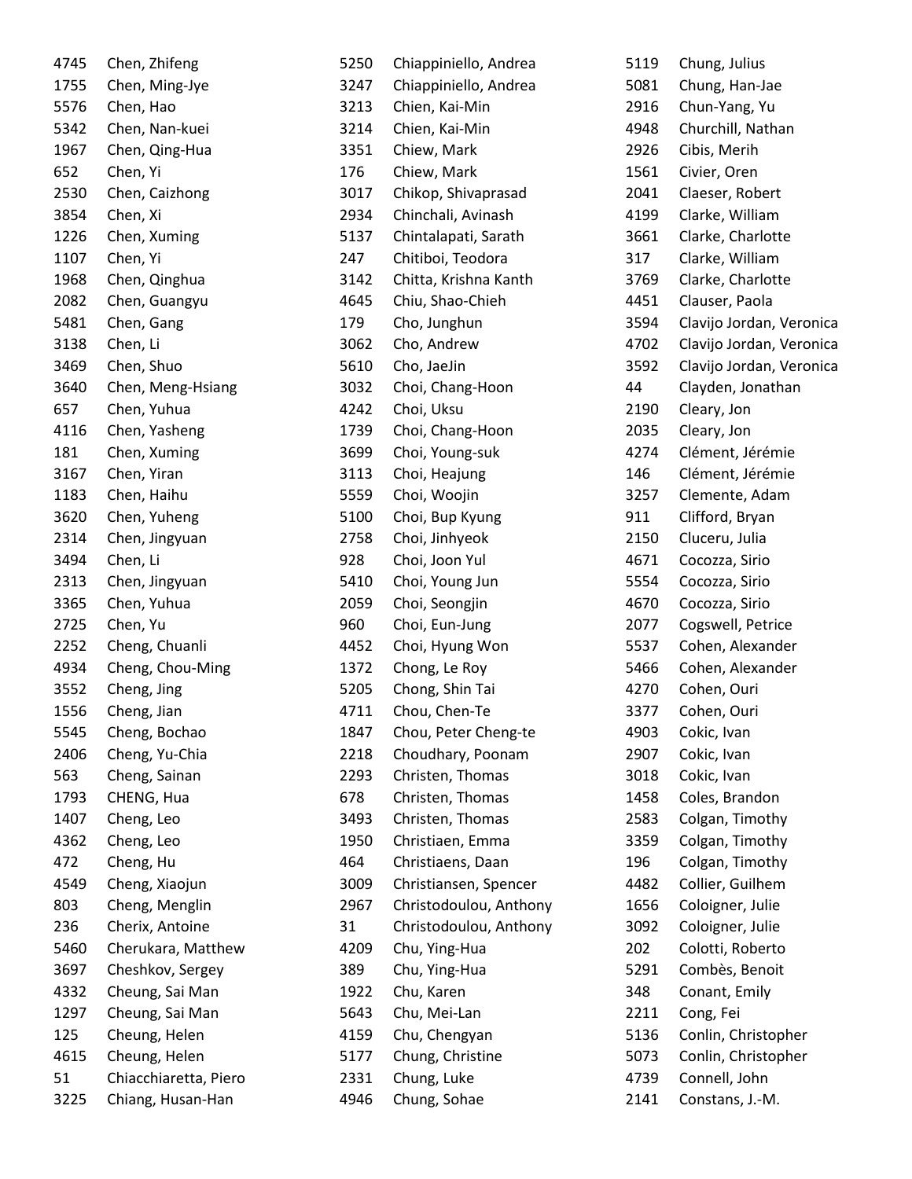| | |
|---|---|
| 4745 | Chen, Zhifeng |
| 1755 | Chen, Ming-Jye |
| 5576 | Chen, Hao |
| 5342 | Chen, Nan-kuei |
| 1967 | Chen, Qing-Hua |
| 652 | Chen, Yi |
| 2530 | Chen, Caizhong |
| 3854 | Chen, Xi |
| 1226 | Chen, Xuming |
| 1107 | Chen, Yi |
| 1968 | Chen, Qinghua |
| 2082 | Chen, Guangyu |
| 5481 | Chen, Gang |
| 3138 | Chen, Li |
| 3469 | Chen, Shuo |
| 3640 | Chen, Meng-Hsiang |
| 657 | Chen, Yuhua |
| 4116 | Chen, Yasheng |
| 181 | Chen, Xuming |
| 3167 | Chen, Yiran |
| 1183 | Chen, Haihu |
| 3620 | Chen, Yuheng |
| 2314 | Chen, Jingyuan |
| 3494 | Chen, Li |
| 2313 | Chen, Jingyuan |
| 3365 | Chen, Yuhua |
| 2725 | Chen, Yu |
| 2252 | Cheng, Chuanli |
| 4934 | Cheng, Chou-Ming |
| 3552 | Cheng, Jing |
| 1556 | Cheng, Jian |
| 5545 | Cheng, Bochao |
| 2406 | Cheng, Yu-Chia |
| 563 | Cheng, Sainan |
| 1793 | CHENG, Hua |
| 1407 | Cheng, Leo |
| 4362 | Cheng, Leo |
| 472 | Cheng, Hu |
| 4549 | Cheng, Xiaojun |
| 803 | Cheng, Menglin |
| 236 | Cherix, Antoine |
| 5460 | Cherukara, Matthew |
| 3697 | Cheshkov, Sergey |
| 4332 | Cheung, Sai Man |
| 1297 | Cheung, Sai Man |
| 125 | Cheung, Helen |
| 4615 | Cheung, Helen |
| 51 | Chiacchiaretta, Piero |
| 3225 | Chiang, Husan-Han |
| 5250 | Chiappiniello, Andrea |
| 3247 | Chiappiniello, Andrea |
| 3213 | Chien, Kai-Min |
| 3214 | Chien, Kai-Min |
| 3351 | Chiew, Mark |
| 176 | Chiew, Mark |
| 3017 | Chikop, Shivaprasad |
| 2934 | Chinchali, Avinash |
| 5137 | Chintalapati, Sarath |
| 247 | Chitiboi, Teodora |
| 3142 | Chitta, Krishna Kanth |
| 4645 | Chiu, Shao-Chieh |
| 179 | Cho, Junghun |
| 3062 | Cho, Andrew |
| 5610 | Cho, JaeJin |
| 3032 | Choi, Chang-Hoon |
| 4242 | Choi, Uksu |
| 1739 | Choi, Chang-Hoon |
| 3699 | Choi, Young-suk |
| 3113 | Choi, Heajung |
| 5559 | Choi, Woojin |
| 5100 | Choi, Bup Kyung |
| 2758 | Choi, Jinhyeok |
| 928 | Choi, Joon Yul |
| 5410 | Choi, Young Jun |
| 2059 | Choi, Seongjin |
| 960 | Choi, Eun-Jung |
| 4452 | Choi, Hyung Won |
| 1372 | Chong, Le Roy |
| 5205 | Chong, Shin Tai |
| 4711 | Chou, Chen-Te |
| 1847 | Chou, Peter Cheng-te |
| 2218 | Choudhary, Poonam |
| 2293 | Christen, Thomas |
| 678 | Christen, Thomas |
| 3493 | Christen, Thomas |
| 1950 | Christiaen, Emma |
| 464 | Christiaens, Daan |
| 3009 | Christiansen, Spencer |
| 2967 | Christodoulou, Anthony |
| 31 | Christodoulou, Anthony |
| 4209 | Chu, Ying-Hua |
| 389 | Chu, Ying-Hua |
| 1922 | Chu, Karen |
| 5643 | Chu, Mei-Lan |
| 4159 | Chu, Chengyan |
| 5177 | Chung, Christine |
| 2331 | Chung, Luke |
| 4946 | Chung, Sohae |
| 5119 | Chung, Julius |
| 5081 | Chung, Han-Jae |
| 2916 | Chun-Yang, Yu |
| 4948 | Churchill, Nathan |
| 2926 | Cibis, Merih |
| 1561 | Civier, Oren |
| 2041 | Claeser, Robert |
| 4199 | Clarke, William |
| 3661 | Clarke, Charlotte |
| 317 | Clarke, William |
| 3769 | Clarke, Charlotte |
| 4451 | Clauser, Paola |
| 3594 | Clavijo Jordan, Veronica |
| 4702 | Clavijo Jordan, Veronica |
| 3592 | Clavijo Jordan, Veronica |
| 44 | Clayden, Jonathan |
| 2190 | Cleary, Jon |
| 2035 | Cleary, Jon |
| 4274 | Clément, Jérémie |
| 146 | Clément, Jérémie |
| 3257 | Clemente, Adam |
| 911 | Clifford, Bryan |
| 2150 | Cluceru, Julia |
| 4671 | Cocozza, Sirio |
| 5554 | Cocozza, Sirio |
| 4670 | Cocozza, Sirio |
| 2077 | Cogswell, Petrice |
| 5537 | Cohen, Alexander |
| 5466 | Cohen, Alexander |
| 4270 | Cohen, Ouri |
| 3377 | Cohen, Ouri |
| 4903 | Cokic, Ivan |
| 2907 | Cokic, Ivan |
| 3018 | Cokic, Ivan |
| 1458 | Coles, Brandon |
| 2583 | Colgan, Timothy |
| 3359 | Colgan, Timothy |
| 196 | Colgan, Timothy |
| 4482 | Collier, Guilhem |
| 1656 | Coloigner, Julie |
| 3092 | Coloigner, Julie |
| 202 | Colotti, Roberto |
| 5291 | Combès, Benoit |
| 348 | Conant, Emily |
| 2211 | Cong, Fei |
| 5136 | Conlin, Christopher |
| 5073 | Conlin, Christopher |
| 4739 | Connell, John |
| 2141 | Constans, J.-M. |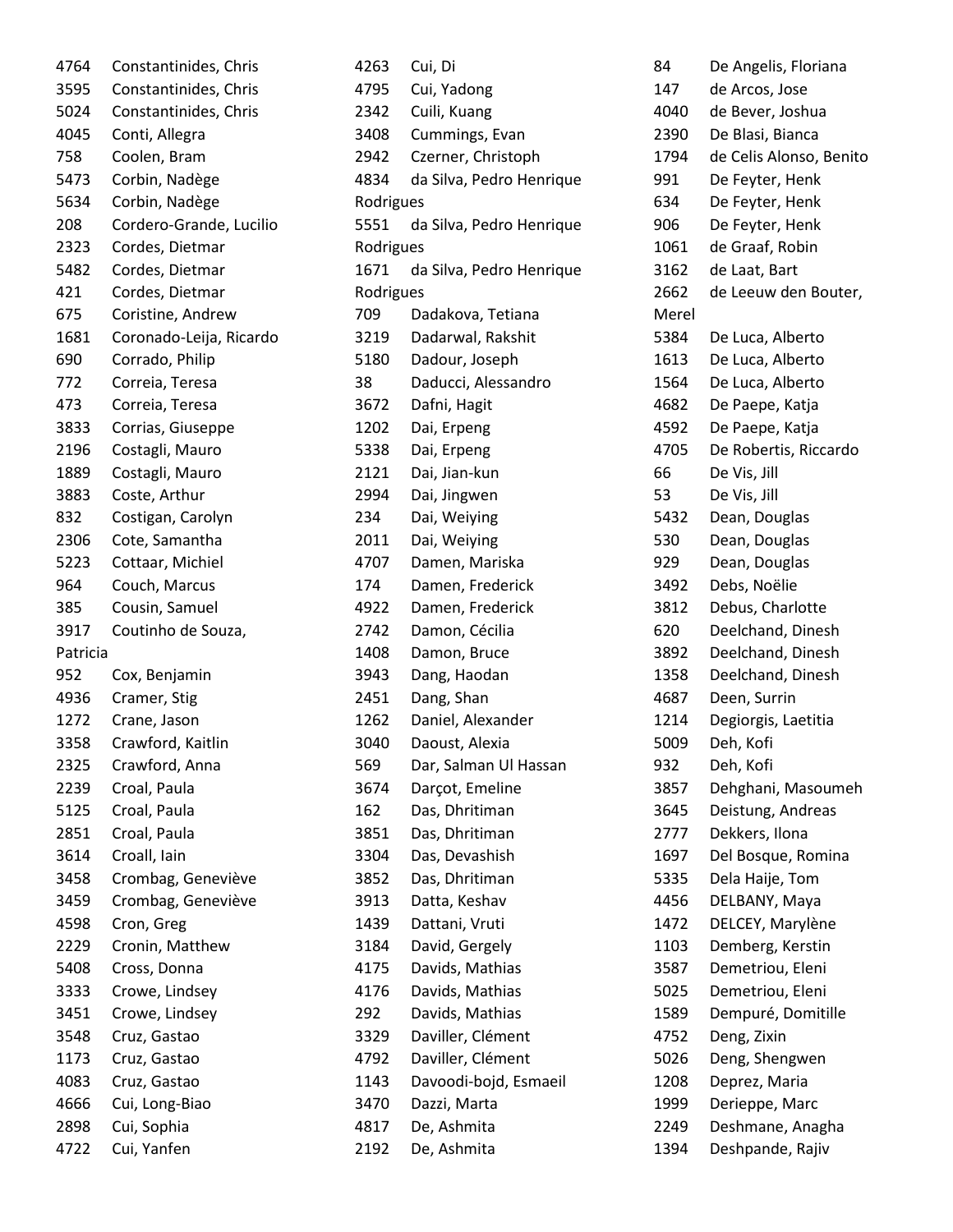| | |
|---|---|
| 4764 | Constantinides, Chris |
| 3595 | Constantinides, Chris |
| 5024 | Constantinides, Chris |
| 4045 | Conti, Allegra |
| 758 | Coolen, Bram |
| 5473 | Corbin, Nadège |
| 5634 | Corbin, Nadège |
| 208 | Cordero-Grande, Lucilio |
| 2323 | Cordes, Dietmar |
| 5482 | Cordes, Dietmar |
| 421 | Cordes, Dietmar |
| 675 | Coristine, Andrew |
| 1681 | Coronado-Leija, Ricardo |
| 690 | Corrado, Philip |
| 772 | Correia, Teresa |
| 473 | Correia, Teresa |
| 3833 | Corrias, Giuseppe |
| 2196 | Costagli, Mauro |
| 1889 | Costagli, Mauro |
| 3883 | Coste, Arthur |
| 832 | Costigan, Carolyn |
| 2306 | Cote, Samantha |
| 5223 | Cottaar, Michiel |
| 964 | Couch, Marcus |
| 385 | Cousin, Samuel |
| 3917 | Coutinho de Souza, Patricia |
| 952 | Cox, Benjamin |
| 4936 | Cramer, Stig |
| 1272 | Crane, Jason |
| 3358 | Crawford, Kaitlin |
| 2325 | Crawford, Anna |
| 2239 | Croal, Paula |
| 5125 | Croal, Paula |
| 2851 | Croal, Paula |
| 3614 | Croall, Iain |
| 3458 | Crombag, Geneviève |
| 3459 | Crombag, Geneviève |
| 4598 | Cron, Greg |
| 2229 | Cronin, Matthew |
| 5408 | Cross, Donna |
| 3333 | Crowe, Lindsey |
| 3451 | Crowe, Lindsey |
| 3548 | Cruz, Gastao |
| 1173 | Cruz, Gastao |
| 4083 | Cruz, Gastao |
| 4666 | Cui, Long-Biao |
| 2898 | Cui, Sophia |
| 4722 | Cui, Yanfen |
| 4263 | Cui, Di |
| 4795 | Cui, Yadong |
| 2342 | Cuili, Kuang |
| 3408 | Cummings, Evan |
| 2942 | Czerner, Christoph |
| 4834 | da Silva, Pedro Henrique Rodrigues |
| 5551 | da Silva, Pedro Henrique Rodrigues |
| 1671 | da Silva, Pedro Henrique Rodrigues |
| 709 | Dadakova, Tetiana |
| 3219 | Dadarwal, Rakshit |
| 5180 | Dadour, Joseph |
| 38 | Daducci, Alessandro |
| 3672 | Dafni, Hagit |
| 1202 | Dai, Erpeng |
| 5338 | Dai, Erpeng |
| 2121 | Dai, Jian-kun |
| 2994 | Dai, Jingwen |
| 234 | Dai, Weiying |
| 2011 | Dai, Weiying |
| 4707 | Damen, Mariska |
| 174 | Damen, Frederick |
| 4922 | Damen, Frederick |
| 2742 | Damon, Cécilia |
| 1408 | Damon, Bruce |
| 3943 | Dang, Haodan |
| 2451 | Dang, Shan |
| 1262 | Daniel, Alexander |
| 3040 | Daoust, Alexia |
| 569 | Dar, Salman Ul Hassan |
| 3674 | Darçot, Emeline |
| 162 | Das, Dhritiman |
| 3851 | Das, Dhritiman |
| 3304 | Das, Devashish |
| 3852 | Das, Dhritiman |
| 3913 | Datta, Keshav |
| 1439 | Dattani, Vruti |
| 3184 | David, Gergely |
| 4175 | Davids, Mathias |
| 4176 | Davids, Mathias |
| 292 | Davids, Mathias |
| 3329 | Daviller, Clément |
| 4792 | Daviller, Clément |
| 1143 | Davoodi-bojd, Esmaeil |
| 3470 | Dazzi, Marta |
| 4817 | De, Ashmita |
| 2192 | De, Ashmita |
| 84 | De Angelis, Floriana |
| 147 | de Arcos, Jose |
| 4040 | de Bever, Joshua |
| 2390 | De Blasi, Bianca |
| 1794 | de Celis Alonso, Benito |
| 991 | De Feyter, Henk |
| 634 | De Feyter, Henk |
| 906 | De Feyter, Henk |
| 1061 | de Graaf, Robin |
| 3162 | de Laat, Bart |
| 2662 | de Leeuw den Bouter, Merel |
| 5384 | De Luca, Alberto |
| 1613 | De Luca, Alberto |
| 1564 | De Luca, Alberto |
| 4682 | De Paepe, Katja |
| 4592 | De Paepe, Katja |
| 4705 | De Robertis, Riccardo |
| 66 | De Vis, Jill |
| 53 | De Vis, Jill |
| 5432 | Dean, Douglas |
| 530 | Dean, Douglas |
| 929 | Dean, Douglas |
| 3492 | Debs, Noëlie |
| 3812 | Debus, Charlotte |
| 620 | Deelchand, Dinesh |
| 3892 | Deelchand, Dinesh |
| 1358 | Deelchand, Dinesh |
| 4687 | Deen, Surrin |
| 1214 | Degiorgis, Laetitia |
| 5009 | Deh, Kofi |
| 932 | Deh, Kofi |
| 3857 | Dehghani, Masoumeh |
| 3645 | Deistung, Andreas |
| 2777 | Dekkers, Ilona |
| 1697 | Del Bosque, Romina |
| 5335 | Dela Haije, Tom |
| 4456 | DELBANY, Maya |
| 1472 | DELCEY, Marylène |
| 1103 | Demberg, Kerstin |
| 3587 | Demetriou, Eleni |
| 5025 | Demetriou, Eleni |
| 1589 | Dempuré, Domitille |
| 4752 | Deng, Zixin |
| 5026 | Deng, Shengwen |
| 1208 | Deprez, Maria |
| 1999 | Derieppe, Marc |
| 2249 | Deshmane, Anagha |
| 1394 | Deshpande, Rajiv |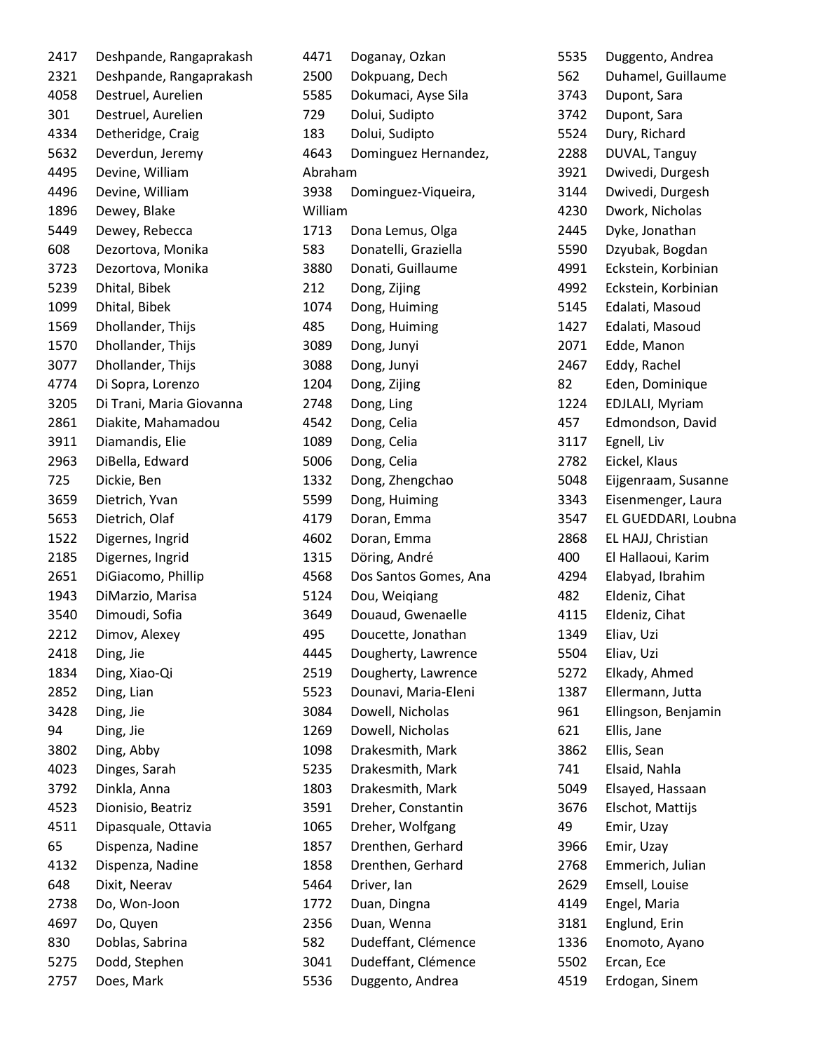| | |
|---|---|
| 2417 | Deshpande, Rangaprakash |
| 2321 | Deshpande, Rangaprakash |
| 4058 | Destruel, Aurelien |
| 301 | Destruel, Aurelien |
| 4334 | Detheridge, Craig |
| 5632 | Deverdun, Jeremy |
| 4495 | Devine, William |
| 4496 | Devine, William |
| 1896 | Dewey, Blake |
| 5449 | Dewey, Rebecca |
| 608 | Dezortova, Monika |
| 3723 | Dezortova, Monika |
| 5239 | Dhital, Bibek |
| 1099 | Dhital, Bibek |
| 1569 | Dhollander, Thijs |
| 1570 | Dhollander, Thijs |
| 3077 | Dhollander, Thijs |
| 4774 | Di Sopra, Lorenzo |
| 3205 | Di Trani, Maria Giovanna |
| 2861 | Diakite, Mahamadou |
| 3911 | Diamandis, Elie |
| 2963 | DiBella, Edward |
| 725 | Dickie, Ben |
| 3659 | Dietrich, Yvan |
| 5653 | Dietrich, Olaf |
| 1522 | Digernes, Ingrid |
| 2185 | Digernes, Ingrid |
| 2651 | DiGiacomo, Phillip |
| 1943 | DiMarzio, Marisa |
| 3540 | Dimoudi, Sofia |
| 2212 | Dimov, Alexey |
| 2418 | Ding, Jie |
| 1834 | Ding, Xiao-Qi |
| 2852 | Ding, Lian |
| 3428 | Ding, Jie |
| 94 | Ding, Jie |
| 3802 | Ding, Abby |
| 4023 | Dinges, Sarah |
| 3792 | Dinkla, Anna |
| 4523 | Dionisio, Beatriz |
| 4511 | Dipasquale, Ottavia |
| 65 | Dispenza, Nadine |
| 4132 | Dispenza, Nadine |
| 648 | Dixit, Neerav |
| 2738 | Do, Won-Joon |
| 4697 | Do, Quyen |
| 830 | Doblas, Sabrina |
| 5275 | Dodd, Stephen |
| 2757 | Does, Mark |
| 4471 | Doganay, Ozkan |
| 2500 | Dokpuang, Dech |
| 5585 | Dokumaci, Ayse Sila |
| 729 | Dolui, Sudipto |
| 183 | Dolui, Sudipto |
| 4643 | Dominguez Hernandez, Abraham |
| 3938 | Dominguez-Viqueira, William |
| 1713 | Dona Lemus, Olga |
| 583 | Donatelli, Graziella |
| 3880 | Donati, Guillaume |
| 212 | Dong, Zijing |
| 1074 | Dong, Huiming |
| 485 | Dong, Huiming |
| 3089 | Dong, Junyi |
| 3088 | Dong, Junyi |
| 1204 | Dong, Zijing |
| 2748 | Dong, Ling |
| 4542 | Dong, Celia |
| 1089 | Dong, Celia |
| 5006 | Dong, Celia |
| 1332 | Dong, Zhengchao |
| 5599 | Dong, Huiming |
| 4179 | Doran, Emma |
| 4602 | Doran, Emma |
| 1315 | Döring, André |
| 4568 | Dos Santos Gomes, Ana |
| 5124 | Dou, Weiqiang |
| 3649 | Douaud, Gwenaelle |
| 495 | Doucette, Jonathan |
| 4445 | Dougherty, Lawrence |
| 2519 | Dougherty, Lawrence |
| 5523 | Dounavi, Maria-Eleni |
| 3084 | Dowell, Nicholas |
| 1269 | Dowell, Nicholas |
| 1098 | Drakesmith, Mark |
| 5235 | Drakesmith, Mark |
| 1803 | Drakesmith, Mark |
| 3591 | Dreher, Constantin |
| 1065 | Dreher, Wolfgang |
| 1857 | Drenthen, Gerhard |
| 1858 | Drenthen, Gerhard |
| 5464 | Driver, Ian |
| 1772 | Duan, Dingna |
| 2356 | Duan, Wenna |
| 582 | Dudeffant, Clémence |
| 3041 | Dudeffant, Clémence |
| 5536 | Duggento, Andrea |
| 5535 | Duggento, Andrea |
| 562 | Duhamel, Guillaume |
| 3743 | Dupont, Sara |
| 3742 | Dupont, Sara |
| 5524 | Dury, Richard |
| 2288 | DUVAL, Tanguy |
| 3921 | Dwivedi, Durgesh |
| 3144 | Dwivedi, Durgesh |
| 4230 | Dwork, Nicholas |
| 2445 | Dyke, Jonathan |
| 5590 | Dzyubak, Bogdan |
| 4991 | Eckstein, Korbinian |
| 4992 | Eckstein, Korbinian |
| 5145 | Edalati, Masoud |
| 1427 | Edalati, Masoud |
| 2071 | Edde, Manon |
| 2467 | Eddy, Rachel |
| 82 | Eden, Dominique |
| 1224 | EDJLALI, Myriam |
| 457 | Edmondson, David |
| 3117 | Egnell, Liv |
| 2782 | Eickel, Klaus |
| 5048 | Eijgenraam, Susanne |
| 3343 | Eisenmenger, Laura |
| 3547 | EL GUEDDARI, Loubna |
| 2868 | EL HAJJ, Christian |
| 400 | El Hallaoui, Karim |
| 4294 | Elabyad, Ibrahim |
| 482 | Eldeniz, Cihat |
| 4115 | Eldeniz, Cihat |
| 1349 | Eliav, Uzi |
| 5504 | Eliav, Uzi |
| 5272 | Elkady, Ahmed |
| 1387 | Ellermann, Jutta |
| 961 | Ellingson, Benjamin |
| 621 | Ellis, Jane |
| 3862 | Ellis, Sean |
| 741 | Elsaid, Nahla |
| 5049 | Elsayed, Hassaan |
| 3676 | Elschot, Mattijs |
| 49 | Emir, Uzay |
| 3966 | Emir, Uzay |
| 2768 | Emmerich, Julian |
| 2629 | Emsell, Louise |
| 4149 | Engel, Maria |
| 3181 | Englund, Erin |
| 1336 | Enomoto, Ayano |
| 5502 | Ercan, Ece |
| 4519 | Erdogan, Sinem |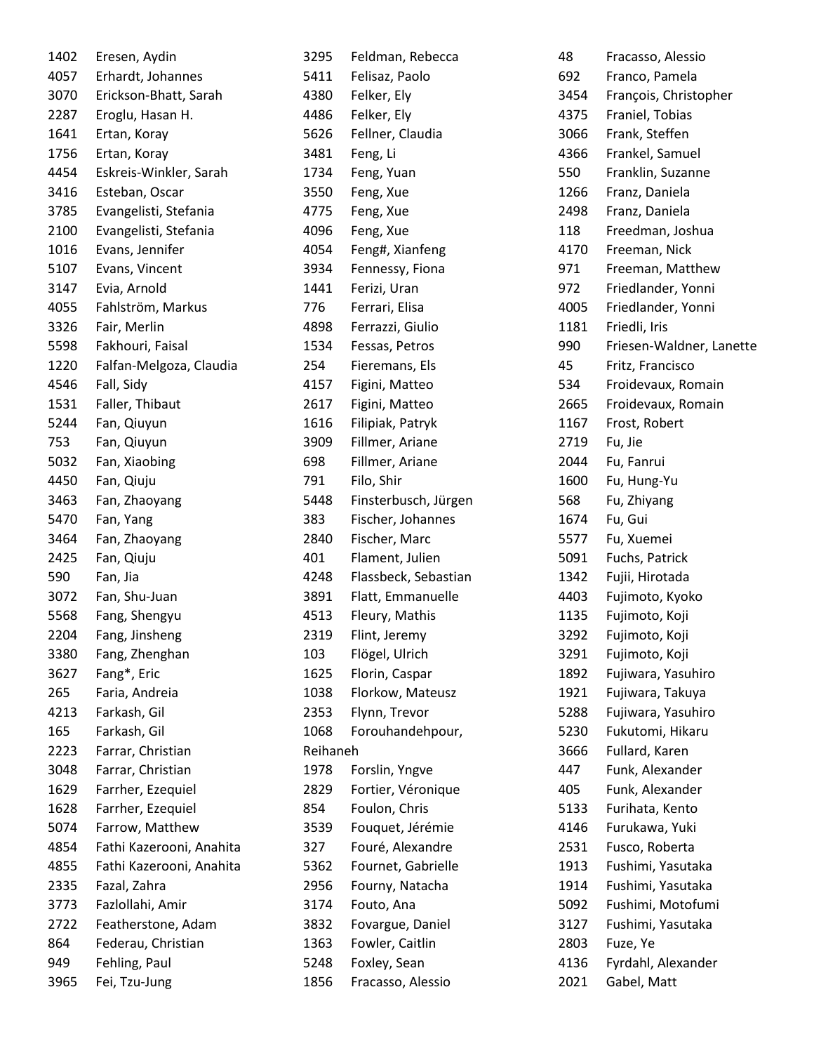| | |
|---|---|
| 1402 | Eresen, Aydin |
| 4057 | Erhardt, Johannes |
| 3070 | Erickson-Bhatt, Sarah |
| 2287 | Eroglu, Hasan H. |
| 1641 | Ertan, Koray |
| 1756 | Ertan, Koray |
| 4454 | Eskreis-Winkler, Sarah |
| 3416 | Esteban, Oscar |
| 3785 | Evangelisti, Stefania |
| 2100 | Evangelisti, Stefania |
| 1016 | Evans, Jennifer |
| 5107 | Evans, Vincent |
| 3147 | Evia, Arnold |
| 4055 | Fahlström, Markus |
| 3326 | Fair, Merlin |
| 5598 | Fakhouri, Faisal |
| 1220 | Falfan-Melgoza, Claudia |
| 4546 | Fall, Sidy |
| 1531 | Faller, Thibaut |
| 5244 | Fan, Qiuyun |
| 753 | Fan, Qiuyun |
| 5032 | Fan, Xiaobing |
| 4450 | Fan, Qiuju |
| 3463 | Fan, Zhaoyang |
| 5470 | Fan, Yang |
| 3464 | Fan, Zhaoyang |
| 2425 | Fan, Qiuju |
| 590 | Fan, Jia |
| 3072 | Fan, Shu-Juan |
| 5568 | Fang, Shengyu |
| 2204 | Fang, Jinsheng |
| 3380 | Fang, Zhenghan |
| 3627 | Fang*, Eric |
| 265 | Faria, Andreia |
| 4213 | Farkash, Gil |
| 165 | Farkash, Gil |
| 2223 | Farrar, Christian |
| 3048 | Farrar, Christian |
| 1629 | Farrher, Ezequiel |
| 1628 | Farrher, Ezequiel |
| 5074 | Farrow, Matthew |
| 4854 | Fathi Kazerooni, Anahita |
| 4855 | Fathi Kazerooni, Anahita |
| 2335 | Fazal, Zahra |
| 3773 | Fazlollahi, Amir |
| 2722 | Featherstone, Adam |
| 864 | Federau, Christian |
| 949 | Fehling, Paul |
| 3965 | Fei, Tzu-Jung |
| 3295 | Feldman, Rebecca |
| 5411 | Felisaz, Paolo |
| 4380 | Felker, Ely |
| 4486 | Felker, Ely |
| 5626 | Fellner, Claudia |
| 3481 | Feng, Li |
| 1734 | Feng, Yuan |
| 3550 | Feng, Xue |
| 4775 | Feng, Xue |
| 4096 | Feng, Xue |
| 4054 | Feng#, Xianfeng |
| 3934 | Fennessy, Fiona |
| 1441 | Ferizi, Uran |
| 776 | Ferrari, Elisa |
| 4898 | Ferrazzi, Giulio |
| 1534 | Fessas, Petros |
| 254 | Fieremans, Els |
| 4157 | Figini, Matteo |
| 2617 | Figini, Matteo |
| 1616 | Filipiak, Patryk |
| 3909 | Fillmer, Ariane |
| 698 | Fillmer, Ariane |
| 791 | Filo, Shir |
| 5448 | Finsterbusch, Jürgen |
| 383 | Fischer, Johannes |
| 2840 | Fischer, Marc |
| 401 | Flament, Julien |
| 4248 | Flassbeck, Sebastian |
| 3891 | Flatt, Emmanuelle |
| 4513 | Fleury, Mathis |
| 2319 | Flint, Jeremy |
| 103 | Flögel, Ulrich |
| 1625 | Florin, Caspar |
| 1038 | Florkow, Mateusz |
| 2353 | Flynn, Trevor |
| 1068 | Forouhandehpour, Reihaneh |
| 1978 | Forslin, Yngve |
| 2829 | Fortier, Véronique |
| 854 | Foulon, Chris |
| 3539 | Fouquet, Jérémie |
| 327 | Fouré, Alexandre |
| 5362 | Fournet, Gabrielle |
| 2956 | Fourny, Natacha |
| 3174 | Fouto, Ana |
| 3832 | Fovargue, Daniel |
| 1363 | Fowler, Caitlin |
| 5248 | Foxley, Sean |
| 1856 | Fracasso, Alessio |
| 48 | Fracasso, Alessio |
| 692 | Franco, Pamela |
| 3454 | François, Christopher |
| 4375 | Franiel, Tobias |
| 3066 | Frank, Steffen |
| 4366 | Frankel, Samuel |
| 550 | Franklin, Suzanne |
| 1266 | Franz, Daniela |
| 2498 | Franz, Daniela |
| 118 | Freedman, Joshua |
| 4170 | Freeman, Nick |
| 971 | Freeman, Matthew |
| 972 | Friedlander, Yonni |
| 4005 | Friedlander, Yonni |
| 1181 | Friedli, Iris |
| 990 | Friesen-Waldner, Lanette |
| 45 | Fritz, Francisco |
| 534 | Froidevaux, Romain |
| 2665 | Froidevaux, Romain |
| 1167 | Frost, Robert |
| 2719 | Fu, Jie |
| 2044 | Fu, Fanrui |
| 1600 | Fu, Hung-Yu |
| 568 | Fu, Zhiyang |
| 1674 | Fu, Gui |
| 5577 | Fu, Xuemei |
| 5091 | Fuchs, Patrick |
| 1342 | Fujii, Hirotada |
| 4403 | Fujimoto, Kyoko |
| 1135 | Fujimoto, Koji |
| 3292 | Fujimoto, Koji |
| 3291 | Fujimoto, Koji |
| 1892 | Fujiwara, Yasuhiro |
| 1921 | Fujiwara, Takuya |
| 5288 | Fujiwara, Yasuhiro |
| 5230 | Fukutomi, Hikaru |
| 3666 | Fullard, Karen |
| 447 | Funk, Alexander |
| 405 | Funk, Alexander |
| 5133 | Furihata, Kento |
| 4146 | Furukawa, Yuki |
| 2531 | Fusco, Roberta |
| 1913 | Fushimi, Yasutaka |
| 1914 | Fushimi, Yasutaka |
| 5092 | Fushimi, Motofumi |
| 3127 | Fushimi, Yasutaka |
| 2803 | Fuze, Ye |
| 4136 | Fyrdahl, Alexander |
| 2021 | Gabel, Matt |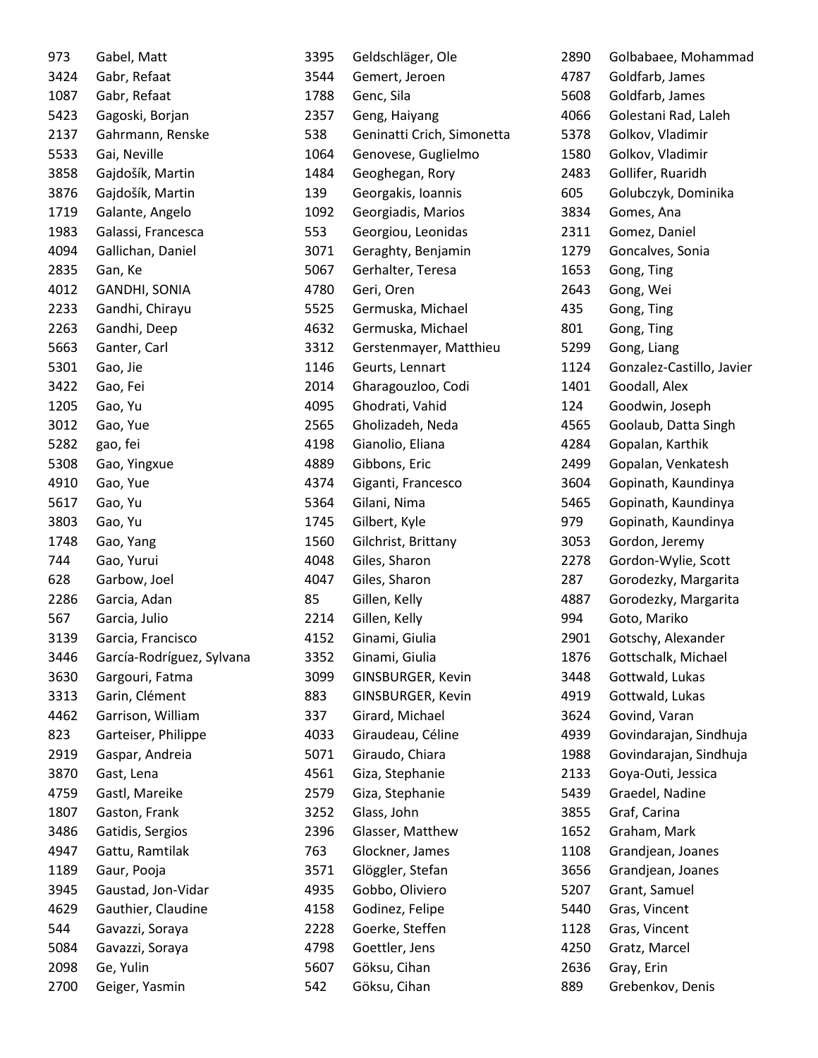| | | | | | |
|---|---|---|---|---|---|
| 973 | Gabel, Matt | 3395 | Geldschläger, Ole | 2890 | Golbabaee, Mohammad |
| 3424 | Gabr, Refaat | 3544 | Gemert, Jeroen | 4787 | Goldfarb, James |
| 1087 | Gabr, Refaat | 1788 | Genc, Sila | 5608 | Goldfarb, James |
| 5423 | Gagoski, Borjan | 2357 | Geng, Haiyang | 4066 | Golestani Rad, Laleh |
| 2137 | Gahrmann, Renske | 538 | Geninatti Crich, Simonetta | 5378 | Golkov, Vladimir |
| 5533 | Gai, Neville | 1064 | Genovese, Guglielmo | 1580 | Golkov, Vladimir |
| 3858 | Gajdošík, Martin | 1484 | Geoghegan, Rory | 2483 | Gollifer, Ruaridh |
| 3876 | Gajdošík, Martin | 139 | Georgakis, Ioannis | 605 | Golubczyk, Dominika |
| 1719 | Galante, Angelo | 1092 | Georgiadis, Marios | 3834 | Gomes, Ana |
| 1983 | Galassi, Francesca | 553 | Georgiou, Leonidas | 2311 | Gomez, Daniel |
| 4094 | Gallichan, Daniel | 3071 | Geraghty, Benjamin | 1279 | Goncalves, Sonia |
| 2835 | Gan, Ke | 5067 | Gerhalter, Teresa | 1653 | Gong, Ting |
| 4012 | GANDHI, SONIA | 4780 | Geri, Oren | 2643 | Gong, Wei |
| 2233 | Gandhi, Chirayu | 5525 | Germuska, Michael | 435 | Gong, Ting |
| 2263 | Gandhi, Deep | 4632 | Germuska, Michael | 801 | Gong, Ting |
| 5663 | Ganter, Carl | 3312 | Gerstenmayer, Matthieu | 5299 | Gong, Liang |
| 5301 | Gao, Jie | 1146 | Geurts, Lennart | 1124 | Gonzalez-Castillo, Javier |
| 3422 | Gao, Fei | 2014 | Gharagouzloo, Codi | 1401 | Goodall, Alex |
| 1205 | Gao, Yu | 4095 | Ghodrati, Vahid | 124 | Goodwin, Joseph |
| 3012 | Gao, Yue | 2565 | Gholizadeh, Neda | 4565 | Goolaub, Datta Singh |
| 5282 | gao, fei | 4198 | Gianolio, Eliana | 4284 | Gopalan, Karthik |
| 5308 | Gao, Yingxue | 4889 | Gibbons, Eric | 2499 | Gopalan, Venkatesh |
| 4910 | Gao, Yue | 4374 | Giganti, Francesco | 3604 | Gopinath, Kaundinya |
| 5617 | Gao, Yu | 5364 | Gilani, Nima | 5465 | Gopinath, Kaundinya |
| 3803 | Gao, Yu | 1745 | Gilbert, Kyle | 979 | Gopinath, Kaundinya |
| 1748 | Gao, Yang | 1560 | Gilchrist, Brittany | 3053 | Gordon, Jeremy |
| 744 | Gao, Yurui | 4048 | Giles, Sharon | 2278 | Gordon-Wylie, Scott |
| 628 | Garbow, Joel | 4047 | Giles, Sharon | 287 | Gorodezky, Margarita |
| 2286 | Garcia, Adan | 85 | Gillen, Kelly | 4887 | Gorodezky, Margarita |
| 567 | Garcia, Julio | 2214 | Gillen, Kelly | 994 | Goto, Mariko |
| 3139 | Garcia, Francisco | 4152 | Ginami, Giulia | 2901 | Gotschy, Alexander |
| 3446 | García-Rodríguez, Sylvana | 3352 | Ginami, Giulia | 1876 | Gottschalk, Michael |
| 3630 | Gargouri, Fatma | 3099 | GINSBURGER, Kevin | 3448 | Gottwald, Lukas |
| 3313 | Garin, Clément | 883 | GINSBURGER, Kevin | 4919 | Gottwald, Lukas |
| 4462 | Garrison, William | 337 | Girard, Michael | 3624 | Govind, Varan |
| 823 | Garteiser, Philippe | 4033 | Giraudeau, Céline | 4939 | Govindarajan, Sindhuja |
| 2919 | Gaspar, Andreia | 5071 | Giraudo, Chiara | 1988 | Govindarajan, Sindhuja |
| 3870 | Gast, Lena | 4561 | Giza, Stephanie | 2133 | Goya-Outi, Jessica |
| 4759 | Gastl, Mareike | 2579 | Giza, Stephanie | 5439 | Graedel, Nadine |
| 1807 | Gaston, Frank | 3252 | Glass, John | 3855 | Graf, Carina |
| 3486 | Gatidis, Sergios | 2396 | Glasser, Matthew | 1652 | Graham, Mark |
| 4947 | Gattu, Ramtilak | 763 | Glockner, James | 1108 | Grandjean, Joanes |
| 1189 | Gaur, Pooja | 3571 | Glöggler, Stefan | 3656 | Grandjean, Joanes |
| 3945 | Gaustad, Jon-Vidar | 4935 | Gobbo, Oliviero | 5207 | Grant, Samuel |
| 4629 | Gauthier, Claudine | 4158 | Godinez, Felipe | 5440 | Gras, Vincent |
| 544 | Gavazzi, Soraya | 2228 | Goerke, Steffen | 1128 | Gras, Vincent |
| 5084 | Gavazzi, Soraya | 4798 | Goettler, Jens | 4250 | Gratz, Marcel |
| 2098 | Ge, Yulin | 5607 | Göksu, Cihan | 2636 | Gray, Erin |
| 2700 | Geiger, Yasmin | 542 | Göksu, Cihan | 889 | Grebenkov, Denis |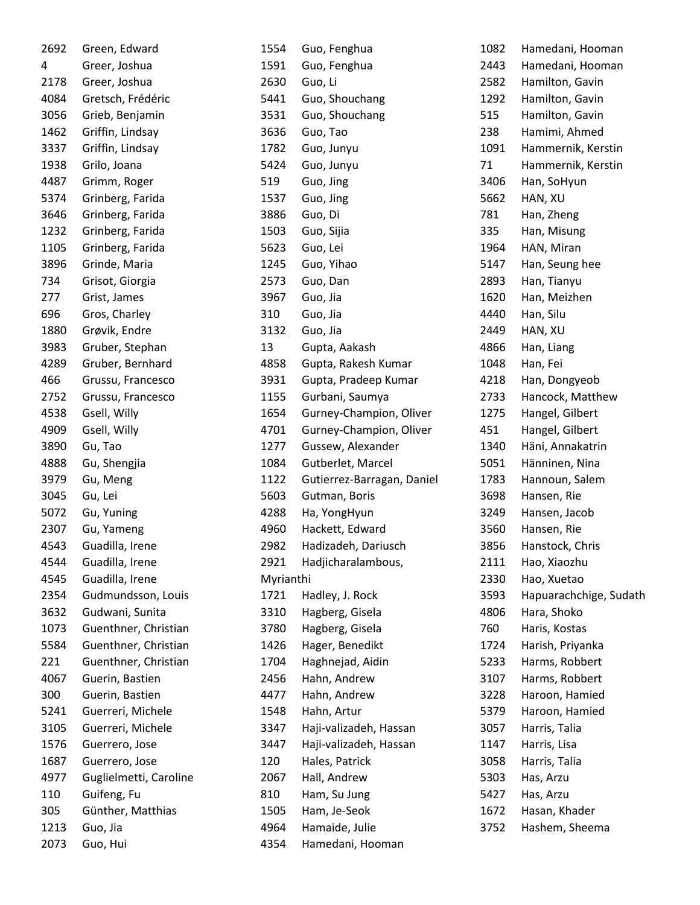| | |
|---|---|
| 2692 | Green, Edward |
| 4 | Greer, Joshua |
| 2178 | Greer, Joshua |
| 4084 | Gretsch, Frédéric |
| 3056 | Grieb, Benjamin |
| 1462 | Griffin, Lindsay |
| 3337 | Griffin, Lindsay |
| 1938 | Grilo, Joana |
| 4487 | Grimm, Roger |
| 5374 | Grinberg, Farida |
| 3646 | Grinberg, Farida |
| 1232 | Grinberg, Farida |
| 1105 | Grinberg, Farida |
| 3896 | Grinde, Maria |
| 734 | Grisot, Giorgia |
| 277 | Grist, James |
| 696 | Gros, Charley |
| 1880 | Grøvik, Endre |
| 3983 | Gruber, Stephan |
| 4289 | Gruber, Bernhard |
| 466 | Grussu, Francesco |
| 2752 | Grussu, Francesco |
| 4538 | Gsell, Willy |
| 4909 | Gsell, Willy |
| 3890 | Gu, Tao |
| 4888 | Gu, Shengjia |
| 3979 | Gu, Meng |
| 3045 | Gu, Lei |
| 5072 | Gu, Yuning |
| 2307 | Gu, Yameng |
| 4543 | Guadilla, Irene |
| 4544 | Guadilla, Irene |
| 4545 | Guadilla, Irene |
| 2354 | Gudmundsson, Louis |
| 3632 | Gudwani, Sunita |
| 1073 | Guenthner, Christian |
| 5584 | Guenthner, Christian |
| 221 | Guenthner, Christian |
| 4067 | Guerin, Bastien |
| 300 | Guerin, Bastien |
| 5241 | Guerreri, Michele |
| 3105 | Guerreri, Michele |
| 1576 | Guerrero, Jose |
| 1687 | Guerrero, Jose |
| 4977 | Guglielmetti, Caroline |
| 110 | Guifeng, Fu |
| 305 | Günther, Matthias |
| 1213 | Guo, Jia |
| 2073 | Guo, Hui |
| 1554 | Guo, Fenghua |
| 1591 | Guo, Fenghua |
| 2630 | Guo, Li |
| 5441 | Guo, Shouchang |
| 3531 | Guo, Shouchang |
| 3636 | Guo, Tao |
| 1782 | Guo, Junyu |
| 5424 | Guo, Junyu |
| 519 | Guo, Jing |
| 1537 | Guo, Jing |
| 3886 | Guo, Di |
| 1503 | Guo, Sijia |
| 5623 | Guo, Lei |
| 1245 | Guo, Yihao |
| 2573 | Guo, Dan |
| 3967 | Guo, Jia |
| 310 | Guo, Jia |
| 3132 | Guo, Jia |
| 13 | Gupta, Aakash |
| 4858 | Gupta, Rakesh Kumar |
| 3931 | Gupta, Pradeep Kumar |
| 1155 | Gurbani, Saumya |
| 1654 | Gurney-Champion, Oliver |
| 4701 | Gurney-Champion, Oliver |
| 1277 | Gussew, Alexander |
| 1084 | Gutberlet, Marcel |
| 1122 | Gutierrez-Barragan, Daniel |
| 5603 | Gutman, Boris |
| 4288 | Ha, YongHyun |
| 4960 | Hackett, Edward |
| 2982 | Hadizadeh, Dariusch |
| 2921 | Hadjicharalambous, Myrianthi |
| 1721 | Hadley, J. Rock |
| 3310 | Hagberg, Gisela |
| 3780 | Hagberg, Gisela |
| 1426 | Hager, Benedikt |
| 1704 | Haghnejad, Aidin |
| 2456 | Hahn, Andrew |
| 4477 | Hahn, Andrew |
| 1548 | Hahn, Artur |
| 3347 | Haji-valizadeh, Hassan |
| 3447 | Haji-valizadeh, Hassan |
| 120 | Hales, Patrick |
| 2067 | Hall, Andrew |
| 810 | Ham, Su Jung |
| 1505 | Ham, Je-Seok |
| 4964 | Hamaide, Julie |
| 4354 | Hamedani, Hooman |
| 1082 | Hamedani, Hooman |
| 2443 | Hamedani, Hooman |
| 2582 | Hamilton, Gavin |
| 1292 | Hamilton, Gavin |
| 515 | Hamilton, Gavin |
| 238 | Hamimi, Ahmed |
| 1091 | Hammernik, Kerstin |
| 71 | Hammernik, Kerstin |
| 3406 | Han, SoHyun |
| 5662 | HAN, XU |
| 781 | Han, Zheng |
| 335 | Han, Misung |
| 1964 | HAN, Miran |
| 5147 | Han, Seung hee |
| 2893 | Han, Tianyu |
| 1620 | Han, Meizhen |
| 4440 | Han, Silu |
| 2449 | HAN, XU |
| 4866 | Han, Liang |
| 1048 | Han, Fei |
| 4218 | Han, Dongyeob |
| 2733 | Hancock, Matthew |
| 1275 | Hangel, Gilbert |
| 451 | Hangel, Gilbert |
| 1340 | Häni, Annakatrin |
| 5051 | Hänninen, Nina |
| 1783 | Hannoun, Salem |
| 3698 | Hansen, Rie |
| 3249 | Hansen, Jacob |
| 3560 | Hansen, Rie |
| 3856 | Hanstock, Chris |
| 2111 | Hao, Xiaozhu |
| 2330 | Hao, Xuetao |
| 3593 | Hapuarachchige, Sudath |
| 4806 | Hara, Shoko |
| 760 | Haris, Kostas |
| 1724 | Harish, Priyanka |
| 5233 | Harms, Robbert |
| 3107 | Harms, Robbert |
| 3228 | Haroon, Hamied |
| 5379 | Haroon, Hamied |
| 3057 | Harris, Talia |
| 1147 | Harris, Lisa |
| 3058 | Harris, Talia |
| 5303 | Has, Arzu |
| 5427 | Has, Arzu |
| 1672 | Hasan, Khader |
| 3752 | Hashem, Sheema |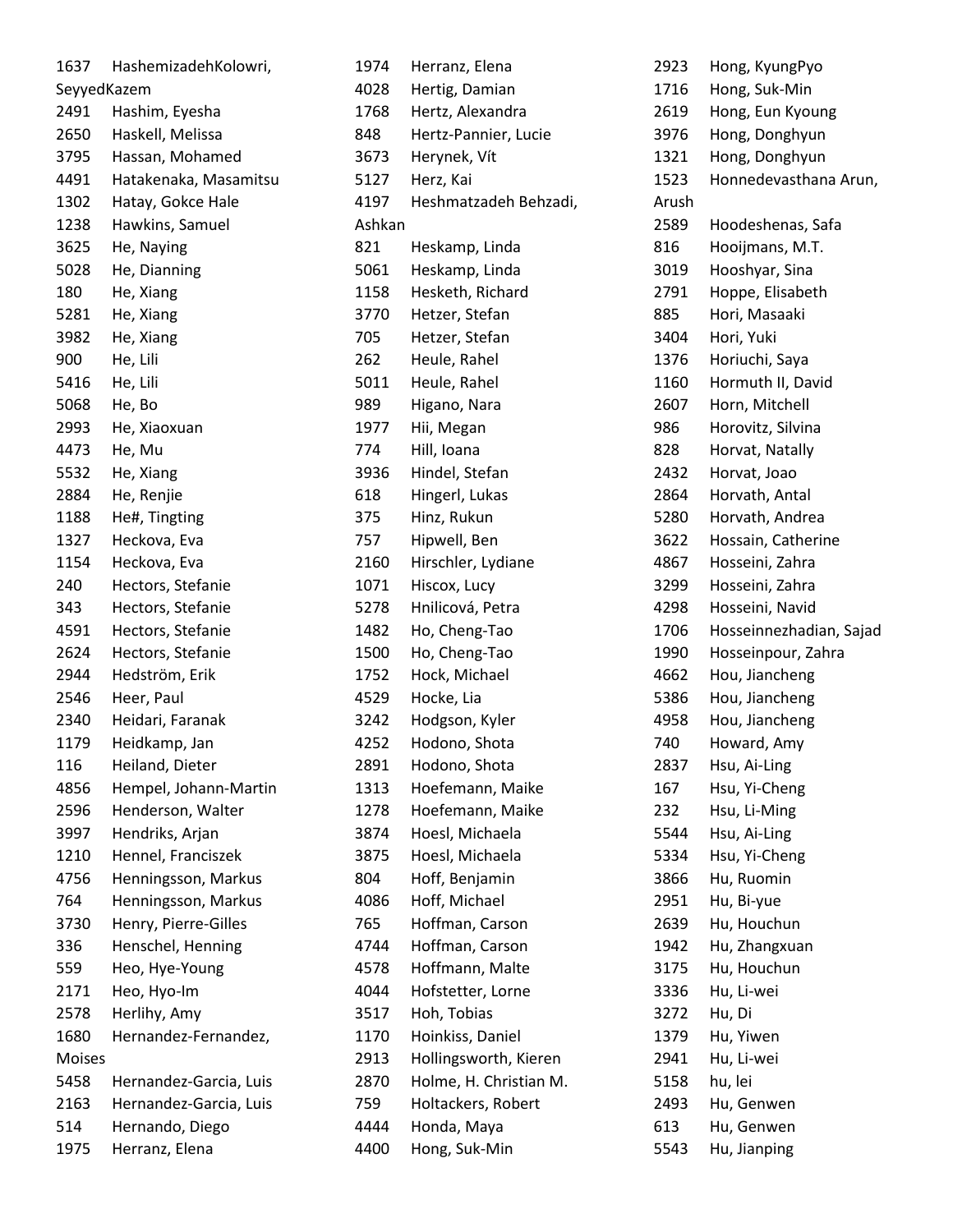| | |
|---|---|
| 1637 | HashemizadehKolowri, SeyyedKazem |
| 2491 | Hashim, Eyesha |
| 2650 | Haskell, Melissa |
| 3795 | Hassan, Mohamed |
| 4491 | Hatakenaka, Masamitsu |
| 1302 | Hatay, Gokce Hale |
| 1238 | Hawkins, Samuel |
| 3625 | He, Naying |
| 5028 | He, Dianning |
| 180 | He, Xiang |
| 5281 | He, Xiang |
| 3982 | He, Xiang |
| 900 | He, Lili |
| 5416 | He, Lili |
| 5068 | He, Bo |
| 2993 | He, Xiaoxuan |
| 4473 | He, Mu |
| 5532 | He, Xiang |
| 2884 | He, Renjie |
| 1188 | He#, Tingting |
| 1327 | Heckova, Eva |
| 1154 | Heckova, Eva |
| 240 | Hectors, Stefanie |
| 343 | Hectors, Stefanie |
| 4591 | Hectors, Stefanie |
| 2624 | Hectors, Stefanie |
| 2944 | Hedström, Erik |
| 2546 | Heer, Paul |
| 2340 | Heidari, Faranak |
| 1179 | Heidkamp, Jan |
| 116 | Heiland, Dieter |
| 4856 | Hempel, Johann-Martin |
| 2596 | Henderson, Walter |
| 3997 | Hendriks, Arjan |
| 1210 | Hennel, Franciszek |
| 4756 | Henningsson, Markus |
| 764 | Henningsson, Markus |
| 3730 | Henry, Pierre-Gilles |
| 336 | Henschel, Henning |
| 559 | Heo, Hye-Young |
| 2171 | Heo, Hyo-Im |
| 2578 | Herlihy, Amy |
| 1680 | Hernandez-Fernandez, Moises |
| 5458 | Hernandez-Garcia, Luis |
| 2163 | Hernandez-Garcia, Luis |
| 514 | Hernando, Diego |
| 1975 | Herranz, Elena |
| 1974 | Herranz, Elena |
| 4028 | Hertig, Damian |
| 1768 | Hertz, Alexandra |
| 848 | Hertz-Pannier, Lucie |
| 3673 | Herynek, Vít |
| 5127 | Herz, Kai |
| 4197 | Heshmatzadeh Behzadi, Ashkan |
| 821 | Heskamp, Linda |
| 5061 | Heskamp, Linda |
| 1158 | Hesketh, Richard |
| 3770 | Hetzer, Stefan |
| 705 | Hetzer, Stefan |
| 262 | Heule, Rahel |
| 5011 | Heule, Rahel |
| 989 | Higano, Nara |
| 1977 | Hii, Megan |
| 774 | Hill, Ioana |
| 3936 | Hindel, Stefan |
| 618 | Hingerl, Lukas |
| 375 | Hinz, Rukun |
| 757 | Hipwell, Ben |
| 2160 | Hirschler, Lydiane |
| 1071 | Hiscox, Lucy |
| 5278 | Hnilicová, Petra |
| 1482 | Ho, Cheng-Tao |
| 1500 | Ho, Cheng-Tao |
| 1752 | Hock, Michael |
| 4529 | Hocke, Lia |
| 3242 | Hodgson, Kyler |
| 4252 | Hodono, Shota |
| 2891 | Hodono, Shota |
| 1313 | Hoefemann, Maike |
| 1278 | Hoefemann, Maike |
| 3874 | Hoesl, Michaela |
| 3875 | Hoesl, Michaela |
| 804 | Hoff, Benjamin |
| 4086 | Hoff, Michael |
| 765 | Hoffman, Carson |
| 4744 | Hoffman, Carson |
| 4578 | Hoffmann, Malte |
| 4044 | Hofstetter, Lorne |
| 3517 | Hoh, Tobias |
| 1170 | Hoinkiss, Daniel |
| 2913 | Hollingsworth, Kieren |
| 2870 | Holme, H. Christian M. |
| 759 | Holtackers, Robert |
| 4444 | Honda, Maya |
| 4400 | Hong, Suk-Min |
| 2923 | Hong, KyungPyo |
| 1716 | Hong, Suk-Min |
| 2619 | Hong, Eun Kyoung |
| 3976 | Hong, Donghyun |
| 1321 | Hong, Donghyun |
| 1523 | Honnedevasthana Arun, Arush |
| 2589 | Hoodeshenas, Safa |
| 816 | Hooijmans, M.T. |
| 3019 | Hooshyar, Sina |
| 2791 | Hoppe, Elisabeth |
| 885 | Hori, Masaaki |
| 3404 | Hori, Yuki |
| 1376 | Horiuchi, Saya |
| 1160 | Hormuth II, David |
| 2607 | Horn, Mitchell |
| 986 | Horovitz, Silvina |
| 828 | Horvat, Natally |
| 2432 | Horvat, Joao |
| 2864 | Horvath, Antal |
| 5280 | Horvath, Andrea |
| 3622 | Hossain, Catherine |
| 4867 | Hosseini, Zahra |
| 3299 | Hosseini, Zahra |
| 4298 | Hosseini, Navid |
| 1706 | Hosseinnezhadian, Sajad |
| 1990 | Hosseinpour, Zahra |
| 4662 | Hou, Jiancheng |
| 5386 | Hou, Jiancheng |
| 4958 | Hou, Jiancheng |
| 740 | Howard, Amy |
| 2837 | Hsu, Ai-Ling |
| 167 | Hsu, Yi-Cheng |
| 232 | Hsu, Li-Ming |
| 5544 | Hsu, Ai-Ling |
| 5334 | Hsu, Yi-Cheng |
| 3866 | Hu, Ruomin |
| 2951 | Hu, Bi-yue |
| 2639 | Hu, Houchun |
| 1942 | Hu, Zhangxuan |
| 3175 | Hu, Houchun |
| 3336 | Hu, Li-wei |
| 3272 | Hu, Di |
| 1379 | Hu, Yiwen |
| 2941 | Hu, Li-wei |
| 5158 | hu, lei |
| 2493 | Hu, Genwen |
| 613 | Hu, Genwen |
| 5543 | Hu, Jianping |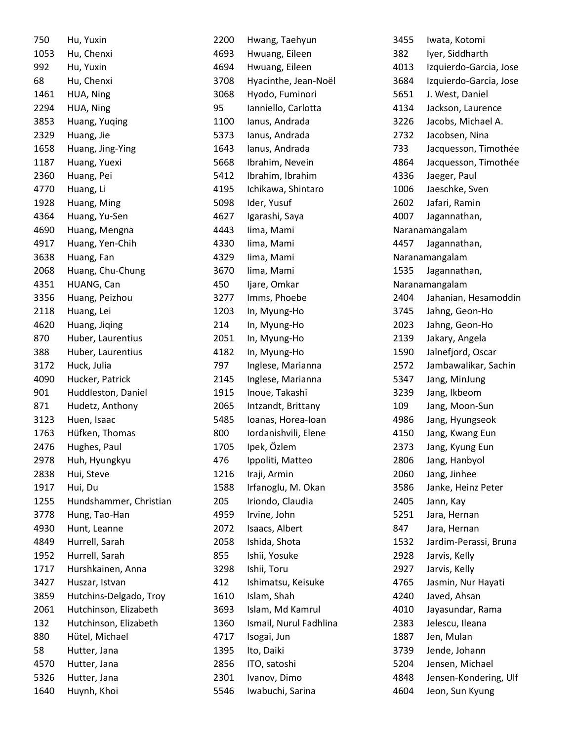| | |
|---|---|
| 750 | Hu, Yuxin |
| 1053 | Hu, Chenxi |
| 992 | Hu, Yuxin |
| 68 | Hu, Chenxi |
| 1461 | HUA, Ning |
| 2294 | HUA, Ning |
| 3853 | Huang, Yuqing |
| 2329 | Huang, Jie |
| 1658 | Huang, Jing-Ying |
| 1187 | Huang, Yuexi |
| 2360 | Huang, Pei |
| 4770 | Huang, Li |
| 1928 | Huang, Ming |
| 4364 | Huang, Yu-Sen |
| 4690 | Huang, Mengna |
| 4917 | Huang, Yen-Chih |
| 3638 | Huang, Fan |
| 2068 | Huang, Chu-Chung |
| 4351 | HUANG, Can |
| 3356 | Huang, Peizhou |
| 2118 | Huang, Lei |
| 4620 | Huang, Jiqing |
| 870 | Huber, Laurentius |
| 388 | Huber, Laurentius |
| 3172 | Huck, Julia |
| 4090 | Hucker, Patrick |
| 901 | Huddleston, Daniel |
| 871 | Hudetz, Anthony |
| 3123 | Huen, Isaac |
| 1763 | Hüfken, Thomas |
| 2476 | Hughes, Paul |
| 2978 | Huh, Hyungkyu |
| 2838 | Hui, Steve |
| 1917 | Hui, Du |
| 1255 | Hundshammer, Christian |
| 3778 | Hung, Tao-Han |
| 4930 | Hunt, Leanne |
| 4849 | Hurrell, Sarah |
| 1952 | Hurrell, Sarah |
| 1717 | Hurshkainen, Anna |
| 3427 | Huszar, Istvan |
| 3859 | Hutchins-Delgado, Troy |
| 2061 | Hutchinson, Elizabeth |
| 132 | Hutchinson, Elizabeth |
| 880 | Hütel, Michael |
| 58 | Hutter, Jana |
| 4570 | Hutter, Jana |
| 5326 | Hutter, Jana |
| 1640 | Huynh, Khoi |
| 2200 | Hwang, Taehyun |
| 4693 | Hwuang, Eileen |
| 4694 | Hwuang, Eileen |
| 3708 | Hyacinthe, Jean-Noël |
| 3068 | Hyodo, Fuminori |
| 95 | Ianniello, Carlotta |
| 1100 | Ianus, Andrada |
| 5373 | Ianus, Andrada |
| 1643 | Ianus, Andrada |
| 5668 | Ibrahim, Nevein |
| 5412 | Ibrahim, Ibrahim |
| 4195 | Ichikawa, Shintaro |
| 5098 | Ider, Yusuf |
| 4627 | Igarashi, Saya |
| 4443 | Iima, Mami |
| 4330 | Iima, Mami |
| 4329 | Iima, Mami |
| 3670 | Iima, Mami |
| 450 | Ijare, Omkar |
| 3277 | Imms, Phoebe |
| 1203 | In, Myung-Ho |
| 214 | In, Myung-Ho |
| 2051 | In, Myung-Ho |
| 4182 | In, Myung-Ho |
| 797 | Inglese, Marianna |
| 2145 | Inglese, Marianna |
| 1915 | Inoue, Takashi |
| 2065 | Intzandt, Brittany |
| 5485 | Ioanas, Horea-Ioan |
| 800 | Iordanishvili, Elene |
| 1705 | Ipek, Özlem |
| 476 | Ippoliti, Matteo |
| 1216 | Iraji, Armin |
| 1588 | Irfanoglu, M. Okan |
| 205 | Iriondo, Claudia |
| 4959 | Irvine, John |
| 2072 | Isaacs, Albert |
| 2058 | Ishida, Shota |
| 855 | Ishii, Yosuke |
| 3298 | Ishii, Toru |
| 412 | Ishimatsu, Keisuke |
| 1610 | Islam, Shah |
| 3693 | Islam, Md Kamrul |
| 1360 | Ismail, Nurul Fadhlina |
| 4717 | Isogai, Jun |
| 1395 | Ito, Daiki |
| 2856 | ITO, satoshi |
| 2301 | Ivanov, Dimo |
| 5546 | Iwabuchi, Sarina |
| 3455 | Iwata, Kotomi |
| 382 | Iyer, Siddharth |
| 4013 | Izquierdo-Garcia, Jose |
| 3684 | Izquierdo-Garcia, Jose |
| 5651 | J. West, Daniel |
| 4134 | Jackson, Laurence |
| 3226 | Jacobs, Michael A. |
| 2732 | Jacobsen, Nina |
| 733 | Jacquesson, Timothée |
| 4864 | Jacquesson, Timothée |
| 4336 | Jaeger, Paul |
| 1006 | Jaeschke, Sven |
| 2602 | Jafari, Ramin |
| 4007 | Jagannathan, Naranamangalam |
| 4457 | Jagannathan, Naranamangalam |
| 1535 | Jagannathan, Naranamangalam |
| 2404 | Jahanian, Hesamoddin |
| 3745 | Jahng, Geon-Ho |
| 2023 | Jahng, Geon-Ho |
| 2139 | Jakary, Angela |
| 1590 | Jalnefjord, Oscar |
| 2572 | Jambawalikar, Sachin |
| 5347 | Jang, MinJung |
| 3239 | Jang, Ikbeom |
| 109 | Jang, Moon-Sun |
| 4986 | Jang, Hyungseok |
| 4150 | Jang, Kwang Eun |
| 2373 | Jang, Kyung Eun |
| 2806 | Jang, Hanbyol |
| 2060 | Jang, Jinhee |
| 3586 | Janke, Heinz Peter |
| 2405 | Jann, Kay |
| 5251 | Jara, Hernan |
| 847 | Jara, Hernan |
| 1532 | Jardim-Perassi, Bruna |
| 2928 | Jarvis, Kelly |
| 2927 | Jarvis, Kelly |
| 4765 | Jasmin, Nur Hayati |
| 4240 | Javed, Ahsan |
| 4010 | Jayasundar, Rama |
| 2383 | Jelescu, Ileana |
| 1887 | Jen, Mulan |
| 3739 | Jende, Johann |
| 5204 | Jensen, Michael |
| 4848 | Jensen-Kondering, Ulf |
| 4604 | Jeon, Sun Kyung |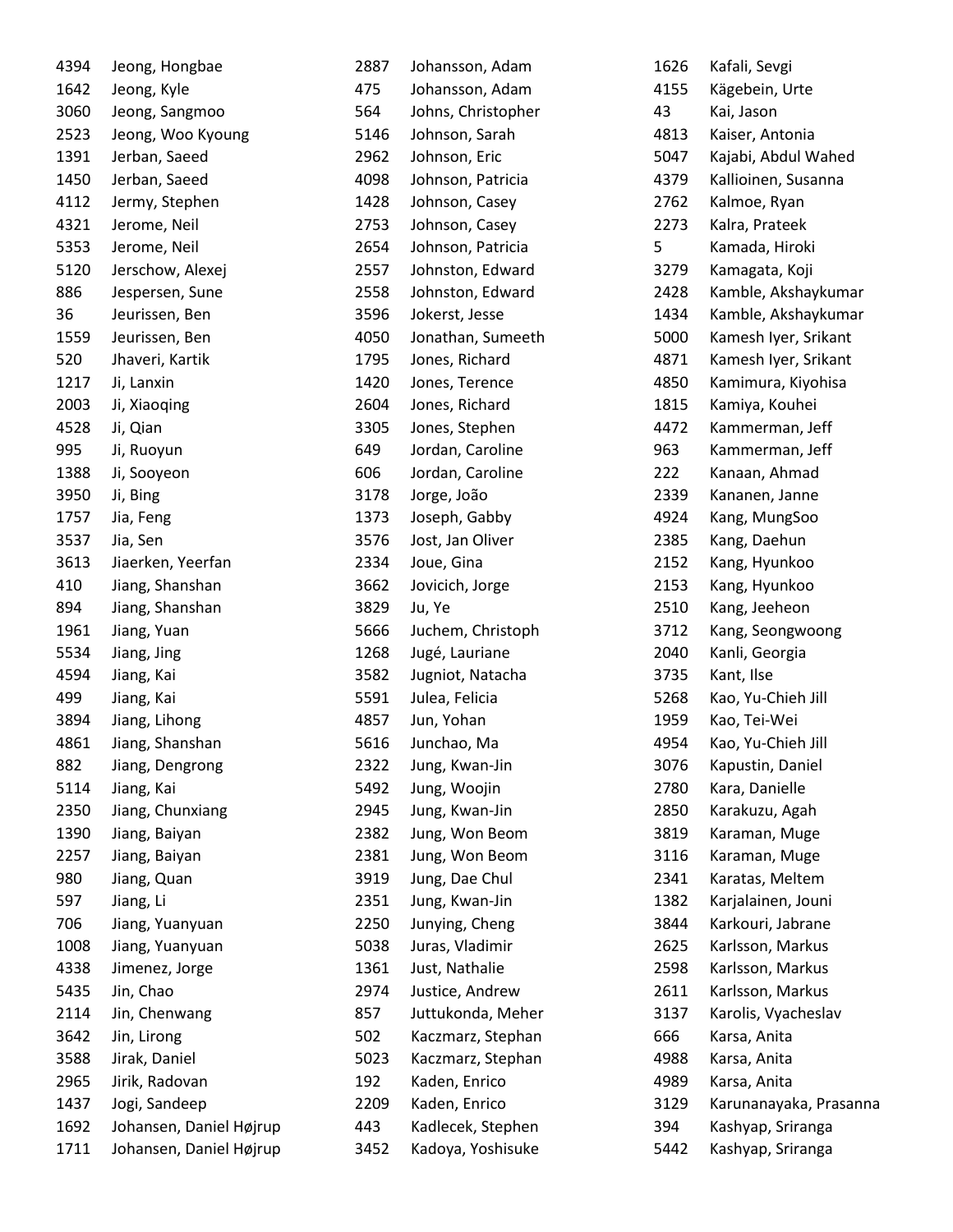| | |
|---|---|
| 4394 | Jeong, Hongbae |
| 1642 | Jeong, Kyle |
| 3060 | Jeong, Sangmoo |
| 2523 | Jeong, Woo Kyoung |
| 1391 | Jerban, Saeed |
| 1450 | Jerban, Saeed |
| 4112 | Jermy, Stephen |
| 4321 | Jerome, Neil |
| 5353 | Jerome, Neil |
| 5120 | Jerschow, Alexej |
| 886 | Jespersen, Sune |
| 36 | Jeurissen, Ben |
| 1559 | Jeurissen, Ben |
| 520 | Jhaveri, Kartik |
| 1217 | Ji, Lanxin |
| 2003 | Ji, Xiaoqing |
| 4528 | Ji, Qian |
| 995 | Ji, Ruoyun |
| 1388 | Ji, Sooyeon |
| 3950 | Ji, Bing |
| 1757 | Jia, Feng |
| 3537 | Jia, Sen |
| 3613 | Jiaerken, Yeerfan |
| 410 | Jiang, Shanshan |
| 894 | Jiang, Shanshan |
| 1961 | Jiang, Yuan |
| 5534 | Jiang, Jing |
| 4594 | Jiang, Kai |
| 499 | Jiang, Kai |
| 3894 | Jiang, Lihong |
| 4861 | Jiang, Shanshan |
| 882 | Jiang, Dengrong |
| 5114 | Jiang, Kai |
| 2350 | Jiang, Chunxiang |
| 1390 | Jiang, Baiyan |
| 2257 | Jiang, Baiyan |
| 980 | Jiang, Quan |
| 597 | Jiang, Li |
| 706 | Jiang, Yuanyuan |
| 1008 | Jiang, Yuanyuan |
| 4338 | Jimenez, Jorge |
| 5435 | Jin, Chao |
| 2114 | Jin, Chenwang |
| 3642 | Jin, Lirong |
| 3588 | Jirak, Daniel |
| 2965 | Jirik, Radovan |
| 1437 | Jogi, Sandeep |
| 1692 | Johansen, Daniel Højrup |
| 1711 | Johansen, Daniel Højrup |
| 2887 | Johansson, Adam |
| 475 | Johansson, Adam |
| 564 | Johns, Christopher |
| 5146 | Johnson, Sarah |
| 2962 | Johnson, Eric |
| 4098 | Johnson, Patricia |
| 1428 | Johnson, Casey |
| 2753 | Johnson, Casey |
| 2654 | Johnson, Patricia |
| 2557 | Johnston, Edward |
| 2558 | Johnston, Edward |
| 3596 | Jokerst, Jesse |
| 4050 | Jonathan, Sumeeth |
| 1795 | Jones, Richard |
| 1420 | Jones, Terence |
| 2604 | Jones, Richard |
| 3305 | Jones, Stephen |
| 649 | Jordan, Caroline |
| 606 | Jordan, Caroline |
| 3178 | Jorge, João |
| 1373 | Joseph, Gabby |
| 3576 | Jost, Jan Oliver |
| 2334 | Joue, Gina |
| 3662 | Jovicich, Jorge |
| 3829 | Ju, Ye |
| 5666 | Juchem, Christoph |
| 1268 | Jugé, Lauriane |
| 3582 | Jugniot, Natacha |
| 5591 | Julea, Felicia |
| 4857 | Jun, Yohan |
| 5616 | Junchao, Ma |
| 2322 | Jung, Kwan-Jin |
| 5492 | Jung, Woojin |
| 2945 | Jung, Kwan-Jin |
| 2382 | Jung, Won Beom |
| 2381 | Jung, Won Beom |
| 3919 | Jung, Dae Chul |
| 2351 | Jung, Kwan-Jin |
| 2250 | Junying, Cheng |
| 5038 | Juras, Vladimir |
| 1361 | Just, Nathalie |
| 2974 | Justice, Andrew |
| 857 | Juttukonda, Meher |
| 502 | Kaczmarz, Stephan |
| 5023 | Kaczmarz, Stephan |
| 192 | Kaden, Enrico |
| 2209 | Kaden, Enrico |
| 443 | Kadlecek, Stephen |
| 3452 | Kadoya, Yoshisuke |
| 1626 | Kafali, Sevgi |
| 4155 | Kägebein, Urte |
| 43 | Kai, Jason |
| 4813 | Kaiser, Antonia |
| 5047 | Kajabi, Abdul Wahed |
| 4379 | Kallioinen, Susanna |
| 2762 | Kalmoe, Ryan |
| 2273 | Kalra, Prateek |
| 5 | Kamada, Hiroki |
| 3279 | Kamagata, Koji |
| 2428 | Kamble, Akshaykumar |
| 1434 | Kamble, Akshaykumar |
| 5000 | Kamesh Iyer, Srikant |
| 4871 | Kamesh Iyer, Srikant |
| 4850 | Kamimura, Kiyohisa |
| 1815 | Kamiya, Kouhei |
| 4472 | Kammerman, Jeff |
| 963 | Kammerman, Jeff |
| 222 | Kanaan, Ahmad |
| 2339 | Kananen, Janne |
| 4924 | Kang, MungSoo |
| 2385 | Kang, Daehun |
| 2152 | Kang, Hyunkoo |
| 2153 | Kang, Hyunkoo |
| 2510 | Kang, Jeeheon |
| 3712 | Kang, Seongwoong |
| 2040 | Kanli, Georgia |
| 3735 | Kant, Ilse |
| 5268 | Kao, Yu-Chieh Jill |
| 1959 | Kao, Tei-Wei |
| 4954 | Kao, Yu-Chieh Jill |
| 3076 | Kapustin, Daniel |
| 2780 | Kara, Danielle |
| 2850 | Karakuzu, Agah |
| 3819 | Karaman, Muge |
| 3116 | Karaman, Muge |
| 2341 | Karatas, Meltem |
| 1382 | Karjalainen, Jouni |
| 3844 | Karkouri, Jabrane |
| 2625 | Karlsson, Markus |
| 2598 | Karlsson, Markus |
| 2611 | Karlsson, Markus |
| 3137 | Karolis, Vyacheslav |
| 666 | Karsa, Anita |
| 4988 | Karsa, Anita |
| 4989 | Karsa, Anita |
| 3129 | Karunanayaka, Prasanna |
| 394 | Kashyap, Sriranga |
| 5442 | Kashyap, Sriranga |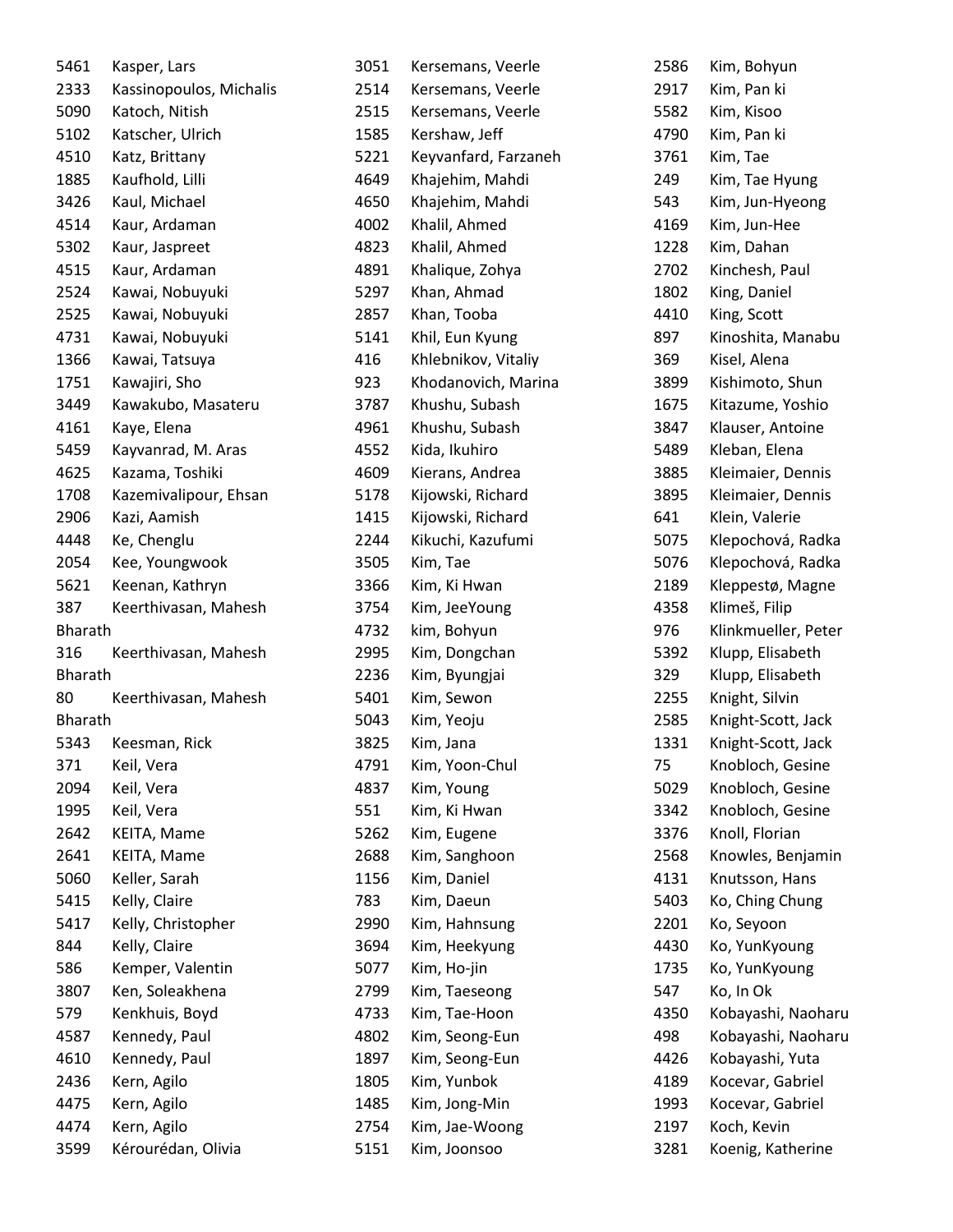| | |
|---|---|
| 5461 | Kasper, Lars |
| 2333 | Kassinopoulos, Michalis |
| 5090 | Katoch, Nitish |
| 5102 | Katscher, Ulrich |
| 4510 | Katz, Brittany |
| 1885 | Kaufhold, Lilli |
| 3426 | Kaul, Michael |
| 4514 | Kaur, Ardaman |
| 5302 | Kaur, Jaspreet |
| 4515 | Kaur, Ardaman |
| 2524 | Kawai, Nobuyuki |
| 2525 | Kawai, Nobuyuki |
| 4731 | Kawai, Nobuyuki |
| 1366 | Kawai, Tatsuya |
| 1751 | Kawajiri, Sho |
| 3449 | Kawakubo, Masateru |
| 4161 | Kaye, Elena |
| 5459 | Kayvanrad, M. Aras |
| 4625 | Kazama, Toshiki |
| 1708 | Kazemivalipour, Ehsan |
| 2906 | Kazi, Aamish |
| 4448 | Ke, Chenglu |
| 2054 | Kee, Youngwook |
| 5621 | Keenan, Kathryn |
| 387 | Keerthivasan, Mahesh Bharath |
| 316 | Keerthivasan, Mahesh Bharath |
| 80 | Keerthivasan, Mahesh Bharath |
| 5343 | Keesman, Rick |
| 371 | Keil, Vera |
| 2094 | Keil, Vera |
| 1995 | Keil, Vera |
| 2642 | KEITA, Mame |
| 2641 | KEITA, Mame |
| 5060 | Keller, Sarah |
| 5415 | Kelly, Claire |
| 5417 | Kelly, Christopher |
| 844 | Kelly, Claire |
| 586 | Kemper, Valentin |
| 3807 | Ken, Soleakhena |
| 579 | Kenkhuis, Boyd |
| 4587 | Kennedy, Paul |
| 4610 | Kennedy, Paul |
| 2436 | Kern, Agilo |
| 4475 | Kern, Agilo |
| 4474 | Kern, Agilo |
| 3599 | Kérourédan, Olivia |
| 3051 | Kersemans, Veerle |
| 2514 | Kersemans, Veerle |
| 2515 | Kersemans, Veerle |
| 1585 | Kershaw, Jeff |
| 5221 | Keyvanfard, Farzaneh |
| 4649 | Khajehim, Mahdi |
| 4650 | Khajehim, Mahdi |
| 4002 | Khalil, Ahmed |
| 4823 | Khalil, Ahmed |
| 4891 | Khalique, Zohya |
| 5297 | Khan, Ahmad |
| 2857 | Khan, Tooba |
| 5141 | Khil, Eun Kyung |
| 416 | Khlebnikov, Vitaliy |
| 923 | Khodanovich, Marina |
| 3787 | Khushu, Subash |
| 4961 | Khushu, Subash |
| 4552 | Kida, Ikuhiro |
| 4609 | Kierans, Andrea |
| 5178 | Kijowski, Richard |
| 1415 | Kijowski, Richard |
| 2244 | Kikuchi, Kazufumi |
| 3505 | Kim, Tae |
| 3366 | Kim, Ki Hwan |
| 3754 | Kim, JeeYoung |
| 4732 | kim, Bohyun |
| 2995 | Kim, Dongchan |
| 2236 | Kim, Byungjai |
| 5401 | Kim, Sewon |
| 5043 | Kim, Yeoju |
| 3825 | Kim, Jana |
| 4791 | Kim, Yoon-Chul |
| 4837 | Kim, Young |
| 551 | Kim, Ki Hwan |
| 5262 | Kim, Eugene |
| 2688 | Kim, Sanghoon |
| 1156 | Kim, Daniel |
| 783 | Kim, Daeun |
| 2990 | Kim, Hahnsung |
| 3694 | Kim, Heekyung |
| 5077 | Kim, Ho-jin |
| 2799 | Kim, Taeseong |
| 4733 | Kim, Tae-Hoon |
| 4802 | Kim, Seong-Eun |
| 1897 | Kim, Seong-Eun |
| 1805 | Kim, Yunbok |
| 1485 | Kim, Jong-Min |
| 2754 | Kim, Jae-Woong |
| 5151 | Kim, Joonsoo |
| 2586 | Kim, Bohyun |
| 2917 | Kim, Pan ki |
| 5582 | Kim, Kisoo |
| 4790 | Kim, Pan ki |
| 3761 | Kim, Tae |
| 249 | Kim, Tae Hyung |
| 543 | Kim, Jun-Hyeong |
| 4169 | Kim, Jun-Hee |
| 1228 | Kim, Dahan |
| 2702 | Kinchesh, Paul |
| 1802 | King, Daniel |
| 4410 | King, Scott |
| 897 | Kinoshita, Manabu |
| 369 | Kisel, Alena |
| 3899 | Kishimoto, Shun |
| 1675 | Kitazume, Yoshio |
| 3847 | Klauser, Antoine |
| 5489 | Kleban, Elena |
| 3885 | Kleimaier, Dennis |
| 3895 | Kleimaier, Dennis |
| 641 | Klein, Valerie |
| 5075 | Klepochová, Radka |
| 5076 | Klepochová, Radka |
| 2189 | Kleppestø, Magne |
| 4358 | Klimeš, Filip |
| 976 | Klinkmueller, Peter |
| 5392 | Klupp, Elisabeth |
| 329 | Klupp, Elisabeth |
| 2255 | Knight, Silvin |
| 2585 | Knight-Scott, Jack |
| 1331 | Knight-Scott, Jack |
| 75 | Knobloch, Gesine |
| 5029 | Knobloch, Gesine |
| 3342 | Knobloch, Gesine |
| 3376 | Knoll, Florian |
| 2568 | Knowles, Benjamin |
| 4131 | Knutsson, Hans |
| 5403 | Ko, Ching Chung |
| 2201 | Ko, Seyoon |
| 4430 | Ko, YunKyoung |
| 1735 | Ko, YunKyoung |
| 547 | Ko, In Ok |
| 4350 | Kobayashi, Naoharu |
| 498 | Kobayashi, Naoharu |
| 4426 | Kobayashi, Yuta |
| 4189 | Kocevar, Gabriel |
| 1993 | Kocevar, Gabriel |
| 2197 | Koch, Kevin |
| 3281 | Koenig, Katherine |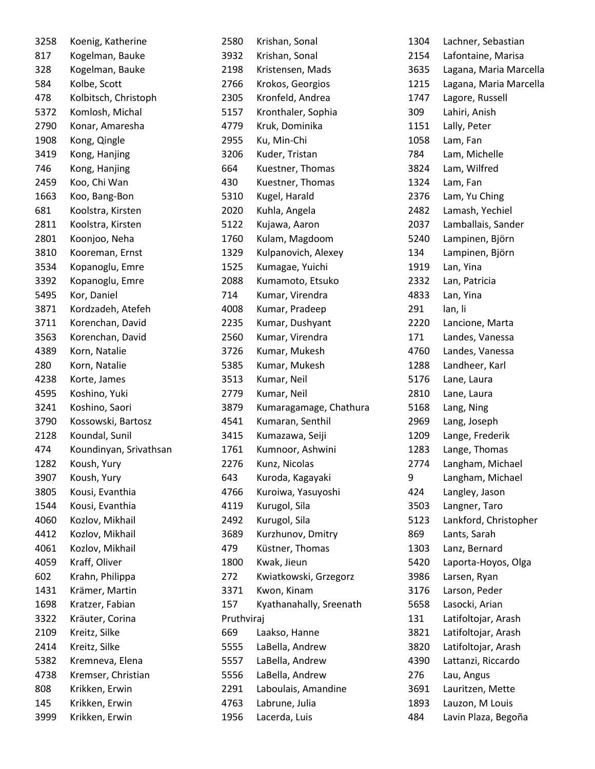| | |
|---|---|
| 3258 | Koenig, Katherine |
| 817 | Kogelman, Bauke |
| 328 | Kogelman, Bauke |
| 584 | Kolbe, Scott |
| 478 | Kolbitsch, Christoph |
| 5372 | Komlosh, Michal |
| 2790 | Konar, Amaresha |
| 1908 | Kong, Qingle |
| 3419 | Kong, Hanjing |
| 746 | Kong, Hanjing |
| 2459 | Koo, Chi Wan |
| 1663 | Koo, Bang-Bon |
| 681 | Koolstra, Kirsten |
| 2811 | Koolstra, Kirsten |
| 2801 | Koonjoo, Neha |
| 3810 | Kooreman, Ernst |
| 3534 | Kopanoglu, Emre |
| 3392 | Kopanoglu, Emre |
| 5495 | Kor, Daniel |
| 3871 | Kordzadeh, Atefeh |
| 3711 | Korenchan, David |
| 3563 | Korenchan, David |
| 4389 | Korn, Natalie |
| 280 | Korn, Natalie |
| 4238 | Korte, James |
| 4595 | Koshino, Yuki |
| 3241 | Koshino, Saori |
| 3790 | Kossowski, Bartosz |
| 2128 | Koundal, Sunil |
| 474 | Koundinyan, Srivathsan |
| 1282 | Koush, Yury |
| 3907 | Koush, Yury |
| 3805 | Kousi, Evanthia |
| 1544 | Kousi, Evanthia |
| 4060 | Kozlov, Mikhail |
| 4412 | Kozlov, Mikhail |
| 4061 | Kozlov, Mikhail |
| 4059 | Kraff, Oliver |
| 602 | Krahn, Philippa |
| 1431 | Krämer, Martin |
| 1698 | Kratzer, Fabian |
| 3322 | Kräuter, Corina |
| 2109 | Kreitz, Silke |
| 2414 | Kreitz, Silke |
| 5382 | Kremneva, Elena |
| 4738 | Kremser, Christian |
| 808 | Krikken, Erwin |
| 145 | Krikken, Erwin |
| 3999 | Krikken, Erwin |
| 2580 | Krishan, Sonal |
| 3932 | Krishan, Sonal |
| 2198 | Kristensen, Mads |
| 2766 | Krokos, Georgios |
| 2305 | Kronfeld, Andrea |
| 5157 | Kronthaler, Sophia |
| 4779 | Kruk, Dominika |
| 2955 | Ku, Min-Chi |
| 3206 | Kuder, Tristan |
| 664 | Kuestner, Thomas |
| 430 | Kuestner, Thomas |
| 5310 | Kugel, Harald |
| 2020 | Kuhla, Angela |
| 5122 | Kujawa, Aaron |
| 1760 | Kulam, Magdoom |
| 1329 | Kulpanovich, Alexey |
| 1525 | Kumagae, Yuichi |
| 2088 | Kumamoto, Etsuko |
| 714 | Kumar, Virendra |
| 4008 | Kumar, Pradeep |
| 2235 | Kumar, Dushyant |
| 2560 | Kumar, Virendra |
| 3726 | Kumar, Mukesh |
| 5385 | Kumar, Mukesh |
| 3513 | Kumar, Neil |
| 2779 | Kumar, Neil |
| 3879 | Kumaragamage, Chathura |
| 4541 | Kumaran, Senthil |
| 3415 | Kumazawa, Seiji |
| 1761 | Kumnoor, Ashwini |
| 2276 | Kunz, Nicolas |
| 643 | Kuroda, Kagayaki |
| 4766 | Kuroiwa, Yasuyoshi |
| 4119 | Kurugol, Sila |
| 2492 | Kurugol, Sila |
| 3689 | Kurzhunov, Dmitry |
| 479 | Küstner, Thomas |
| 1800 | Kwak, Jieun |
| 272 | Kwiatkowski, Grzegorz |
| 3371 | Kwon, Kinam |
| 157 | Kyathanahally, Sreenath Pruthviraj |
| 669 | Laakso, Hanne |
| 5555 | LaBella, Andrew |
| 5557 | LaBella, Andrew |
| 5556 | LaBella, Andrew |
| 2291 | Laboulais, Amandine |
| 4763 | Labrune, Julia |
| 1956 | Lacerda, Luis |
| 1304 | Lachner, Sebastian |
| 2154 | Lafontaine, Marisa |
| 3635 | Lagana, Maria Marcella |
| 1215 | Lagana, Maria Marcella |
| 1747 | Lagore, Russell |
| 309 | Lahiri, Anish |
| 1151 | Lally, Peter |
| 1058 | Lam, Fan |
| 784 | Lam, Michelle |
| 3824 | Lam, Wilfred |
| 1324 | Lam, Fan |
| 2376 | Lam, Yu Ching |
| 2482 | Lamash, Yechiel |
| 2037 | Lamballais, Sander |
| 5240 | Lampinen, Björn |
| 134 | Lampinen, Björn |
| 1919 | Lan, Yina |
| 2332 | Lan, Patricia |
| 4833 | Lan, Yina |
| 291 | lan, li |
| 2220 | Lancione, Marta |
| 171 | Landes, Vanessa |
| 4760 | Landes, Vanessa |
| 1288 | Landheer, Karl |
| 5176 | Lane, Laura |
| 2810 | Lane, Laura |
| 5168 | Lang, Ning |
| 2969 | Lang, Joseph |
| 1209 | Lange, Frederik |
| 1283 | Lange, Thomas |
| 2774 | Langham, Michael |
| 9 | Langham, Michael |
| 424 | Langley, Jason |
| 3503 | Langner, Taro |
| 5123 | Lankford, Christopher |
| 869 | Lants, Sarah |
| 1303 | Lanz, Bernard |
| 5420 | Laporta-Hoyos, Olga |
| 3986 | Larsen, Ryan |
| 3176 | Larson, Peder |
| 5658 | Lasocki, Arian |
| 131 | Latifoltojar, Arash |
| 3821 | Latifoltojar, Arash |
| 3820 | Latifoltojar, Arash |
| 4390 | Lattanzi, Riccardo |
| 276 | Lau, Angus |
| 3691 | Lauritzen, Mette |
| 1893 | Lauzon, M Louis |
| 484 | Lavin Plaza, Begoña |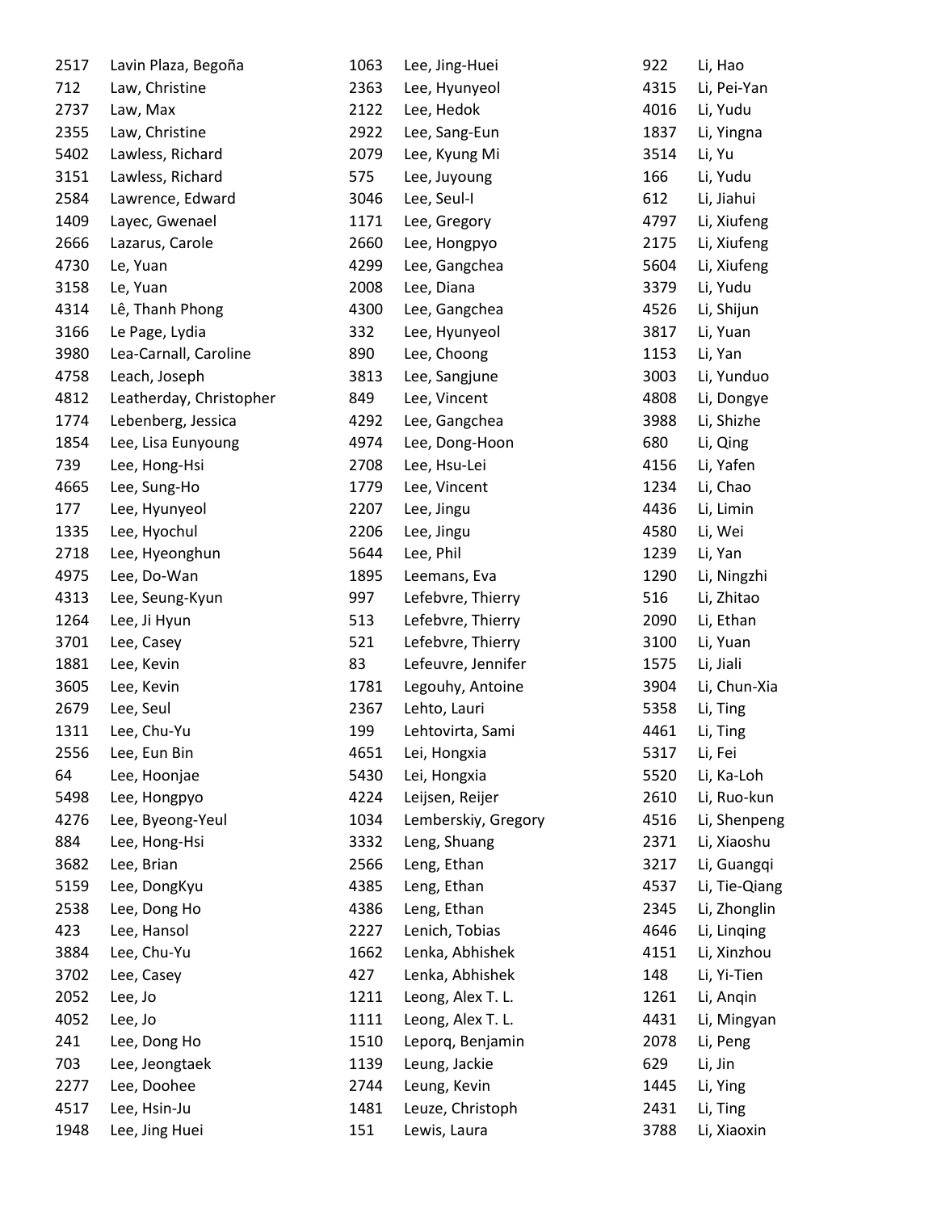| | |
|---|---|
| 2517 | Lavin Plaza, Begoña |
| 712 | Law, Christine |
| 2737 | Law, Max |
| 2355 | Law, Christine |
| 5402 | Lawless, Richard |
| 3151 | Lawless, Richard |
| 2584 | Lawrence, Edward |
| 1409 | Layec, Gwenael |
| 2666 | Lazarus, Carole |
| 4730 | Le, Yuan |
| 3158 | Le, Yuan |
| 4314 | Lê, Thanh Phong |
| 3166 | Le Page, Lydia |
| 3980 | Lea-Carnall, Caroline |
| 4758 | Leach, Joseph |
| 4812 | Leatherday, Christopher |
| 1774 | Lebenberg, Jessica |
| 1854 | Lee, Lisa Eunyoung |
| 739 | Lee, Hong-Hsi |
| 4665 | Lee, Sung-Ho |
| 177 | Lee, Hyunyeol |
| 1335 | Lee, Hyochul |
| 2718 | Lee, Hyeonghun |
| 4975 | Lee, Do-Wan |
| 4313 | Lee, Seung-Kyun |
| 1264 | Lee, Ji Hyun |
| 3701 | Lee, Casey |
| 1881 | Lee, Kevin |
| 3605 | Lee, Kevin |
| 2679 | Lee, Seul |
| 1311 | Lee, Chu-Yu |
| 2556 | Lee, Eun Bin |
| 64 | Lee, Hoonjae |
| 5498 | Lee, Hongpyo |
| 4276 | Lee, Byeong-Yeul |
| 884 | Lee, Hong-Hsi |
| 3682 | Lee, Brian |
| 5159 | Lee, DongKyu |
| 2538 | Lee, Dong Ho |
| 423 | Lee, Hansol |
| 3884 | Lee, Chu-Yu |
| 3702 | Lee, Casey |
| 2052 | Lee, Jo |
| 4052 | Lee, Jo |
| 241 | Lee, Dong Ho |
| 703 | Lee, Jeongtaek |
| 2277 | Lee, Doohee |
| 4517 | Lee, Hsin-Ju |
| 1948 | Lee, Jing Huei |
| 1063 | Lee, Jing-Huei |
| 2363 | Lee, Hyunyeol |
| 2122 | Lee, Hedok |
| 2922 | Lee, Sang-Eun |
| 2079 | Lee, Kyung Mi |
| 575 | Lee, Juyoung |
| 3046 | Lee, Seul-I |
| 1171 | Lee, Gregory |
| 2660 | Lee, Hongpyo |
| 4299 | Lee, Gangchea |
| 2008 | Lee, Diana |
| 4300 | Lee, Gangchea |
| 332 | Lee, Hyunyeol |
| 890 | Lee, Choong |
| 3813 | Lee, Sangjune |
| 849 | Lee, Vincent |
| 4292 | Lee, Gangchea |
| 4974 | Lee, Dong-Hoon |
| 2708 | Lee, Hsu-Lei |
| 1779 | Lee, Vincent |
| 2207 | Lee, Jingu |
| 2206 | Lee, Jingu |
| 5644 | Lee, Phil |
| 1895 | Leemans, Eva |
| 997 | Lefebvre, Thierry |
| 513 | Lefebvre, Thierry |
| 521 | Lefebvre, Thierry |
| 83 | Lefeuvre, Jennifer |
| 1781 | Legouhy, Antoine |
| 2367 | Lehto, Lauri |
| 199 | Lehtovirta, Sami |
| 4651 | Lei, Hongxia |
| 5430 | Lei, Hongxia |
| 4224 | Leijsen, Reijer |
| 1034 | Lemberskiy, Gregory |
| 3332 | Leng, Shuang |
| 2566 | Leng, Ethan |
| 4385 | Leng, Ethan |
| 4386 | Leng, Ethan |
| 2227 | Lenich, Tobias |
| 1662 | Lenka, Abhishek |
| 427 | Lenka, Abhishek |
| 1211 | Leong, Alex T. L. |
| 1111 | Leong, Alex T. L. |
| 1510 | Leporq, Benjamin |
| 1139 | Leung, Jackie |
| 2744 | Leung, Kevin |
| 1481 | Leuze, Christoph |
| 151 | Lewis, Laura |
| 922 | Li, Hao |
| 4315 | Li, Pei-Yan |
| 4016 | Li, Yudu |
| 1837 | Li, Yingna |
| 3514 | Li, Yu |
| 166 | Li, Yudu |
| 612 | Li, Jiahui |
| 4797 | Li, Xiufeng |
| 2175 | Li, Xiufeng |
| 5604 | Li, Xiufeng |
| 3379 | Li, Yudu |
| 4526 | Li, Shijun |
| 3817 | Li, Yuan |
| 1153 | Li, Yan |
| 3003 | Li, Yunduo |
| 4808 | Li, Dongye |
| 3988 | Li, Shizhe |
| 680 | Li, Qing |
| 4156 | Li, Yafen |
| 1234 | Li, Chao |
| 4436 | Li, Limin |
| 4580 | Li, Wei |
| 1239 | Li, Yan |
| 1290 | Li, Ningzhi |
| 516 | Li, Zhitao |
| 2090 | Li, Ethan |
| 3100 | Li, Yuan |
| 1575 | Li, Jiali |
| 3904 | Li, Chun-Xia |
| 5358 | Li, Ting |
| 4461 | Li, Ting |
| 5317 | Li, Fei |
| 5520 | Li, Ka-Loh |
| 2610 | Li, Ruo-kun |
| 4516 | Li, Shenpeng |
| 2371 | Li, Xiaoshu |
| 3217 | Li, Guangqi |
| 4537 | Li, Tie-Qiang |
| 2345 | Li, Zhonglin |
| 4646 | Li, Linqing |
| 4151 | Li, Xinzhou |
| 148 | Li, Yi-Tien |
| 1261 | Li, Anqin |
| 4431 | Li, Mingyan |
| 2078 | Li, Peng |
| 629 | Li, Jin |
| 1445 | Li, Ying |
| 2431 | Li, Ting |
| 3788 | Li, Xiaoxin |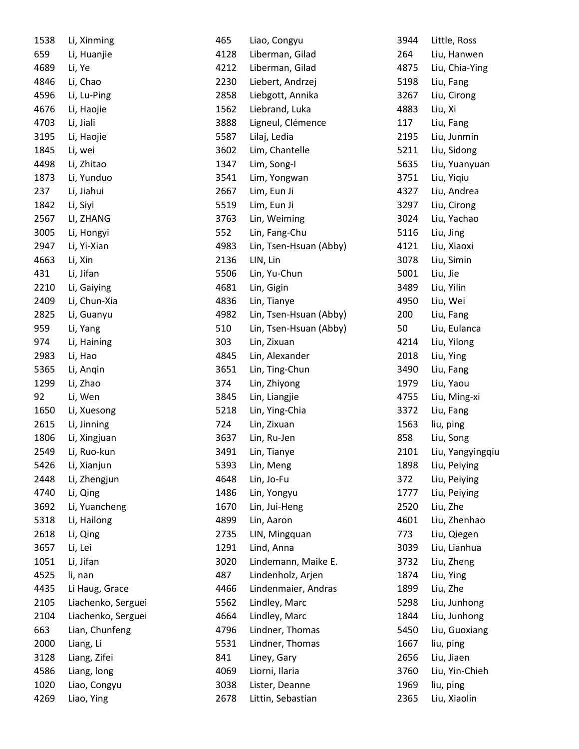| | |
|---|---|
| 1538 | Li, Xinming |
| 659 | Li, Huanjie |
| 4689 | Li, Ye |
| 4846 | Li, Chao |
| 4596 | Li, Lu-Ping |
| 4676 | Li, Haojie |
| 4703 | Li, Jiali |
| 3195 | Li, Haojie |
| 1845 | Li, wei |
| 4498 | Li, Zhitao |
| 1873 | Li, Yunduo |
| 237 | Li, Jiahui |
| 1842 | Li, Siyi |
| 2567 | LI, ZHANG |
| 3005 | Li, Hongyi |
| 2947 | Li, Yi-Xian |
| 4663 | Li, Xin |
| 431 | Li, Jifan |
| 2210 | Li, Gaiying |
| 2409 | Li, Chun-Xia |
| 2825 | Li, Guanyu |
| 959 | Li, Yang |
| 974 | Li, Haining |
| 2983 | Li, Hao |
| 5365 | Li, Anqin |
| 1299 | Li, Zhao |
| 92 | Li, Wen |
| 1650 | Li, Xuesong |
| 2615 | Li, Jinning |
| 1806 | Li, Xingjuan |
| 2549 | Li, Ruo-kun |
| 5426 | Li, Xianjun |
| 2448 | Li, Zhengjun |
| 4740 | Li, Qing |
| 3692 | Li, Yuancheng |
| 5318 | Li, Hailong |
| 2618 | Li, Qing |
| 3657 | Li, Lei |
| 1051 | Li, Jifan |
| 4525 | li, nan |
| 4435 | Li Haug, Grace |
| 2105 | Liachenko, Serguei |
| 2104 | Liachenko, Serguei |
| 663 | Lian, Chunfeng |
| 2000 | Liang, Li |
| 3128 | Liang, Zifei |
| 4586 | Liang, long |
| 1020 | Liao, Congyu |
| 4269 | Liao, Ying |
| 465 | Liao, Congyu |
| 4128 | Liberman, Gilad |
| 4212 | Liberman, Gilad |
| 2230 | Liebert, Andrzej |
| 2858 | Liebgott, Annika |
| 1562 | Liebrand, Luka |
| 3888 | Ligneul, Clémence |
| 5587 | Lilaj, Ledia |
| 3602 | Lim, Chantelle |
| 1347 | Lim, Song-I |
| 3541 | Lim, Yongwan |
| 2667 | Lim, Eun Ji |
| 5519 | Lim, Eun Ji |
| 3763 | Lin, Weiming |
| 552 | Lin, Fang-Chu |
| 4983 | Lin, Tsen-Hsuan (Abby) |
| 2136 | LIN, Lin |
| 5506 | Lin, Yu-Chun |
| 4681 | Lin, Gigin |
| 4836 | Lin, Tianye |
| 4982 | Lin, Tsen-Hsuan (Abby) |
| 510 | Lin, Tsen-Hsuan (Abby) |
| 303 | Lin, Zixuan |
| 4845 | Lin, Alexander |
| 3651 | Lin, Ting-Chun |
| 374 | Lin, Zhiyong |
| 3845 | Lin, Liangjie |
| 5218 | Lin, Ying-Chia |
| 724 | Lin, Zixuan |
| 3637 | Lin, Ru-Jen |
| 3491 | Lin, Tianye |
| 5393 | Lin, Meng |
| 4648 | Lin, Jo-Fu |
| 1486 | Lin, Yongyu |
| 1670 | Lin, Jui-Heng |
| 4899 | Lin, Aaron |
| 2735 | LIN, Mingquan |
| 1291 | Lind, Anna |
| 3020 | Lindemann, Maike E. |
| 487 | Lindenholz, Arjen |
| 4466 | Lindenmaier, Andras |
| 5562 | Lindley, Marc |
| 4664 | Lindley, Marc |
| 4796 | Lindner, Thomas |
| 5531 | Lindner, Thomas |
| 841 | Liney, Gary |
| 4069 | Liorni, Ilaria |
| 3038 | Lister, Deanne |
| 2678 | Littin, Sebastian |
| 3944 | Little, Ross |
| 264 | Liu, Hanwen |
| 4875 | Liu, Chia-Ying |
| 5198 | Liu, Fang |
| 3267 | Liu, Cirong |
| 4883 | Liu, Xi |
| 117 | Liu, Fang |
| 2195 | Liu, Junmin |
| 5211 | Liu, Sidong |
| 5635 | Liu, Yuanyuan |
| 3751 | Liu, Yiqiu |
| 4327 | Liu, Andrea |
| 3297 | Liu, Cirong |
| 3024 | Liu, Yachao |
| 5116 | Liu, Jing |
| 4121 | Liu, Xiaoxi |
| 3078 | Liu, Simin |
| 5001 | Liu, Jie |
| 3489 | Liu, Yilin |
| 4950 | Liu, Wei |
| 200 | Liu, Fang |
| 50 | Liu, Eulanca |
| 4214 | Liu, Yilong |
| 2018 | Liu, Ying |
| 3490 | Liu, Fang |
| 1979 | Liu, Yaou |
| 4755 | Liu, Ming-xi |
| 3372 | Liu, Fang |
| 1563 | liu, ping |
| 858 | Liu, Song |
| 2101 | Liu, Yangyingqiu |
| 1898 | Liu, Peiying |
| 372 | Liu, Peiying |
| 1777 | Liu, Peiying |
| 2520 | Liu, Zhe |
| 4601 | Liu, Zhenhao |
| 773 | Liu, Qiegen |
| 3039 | Liu, Lianhua |
| 3732 | Liu, Zheng |
| 1874 | Liu, Ying |
| 1899 | Liu, Zhe |
| 5298 | Liu, Junhong |
| 1844 | Liu, Junhong |
| 5450 | Liu, Guoxiang |
| 1667 | liu, ping |
| 2656 | Liu, Jiaen |
| 3760 | Liu, Yin-Chieh |
| 1969 | liu, ping |
| 2365 | Liu, Xiaolin |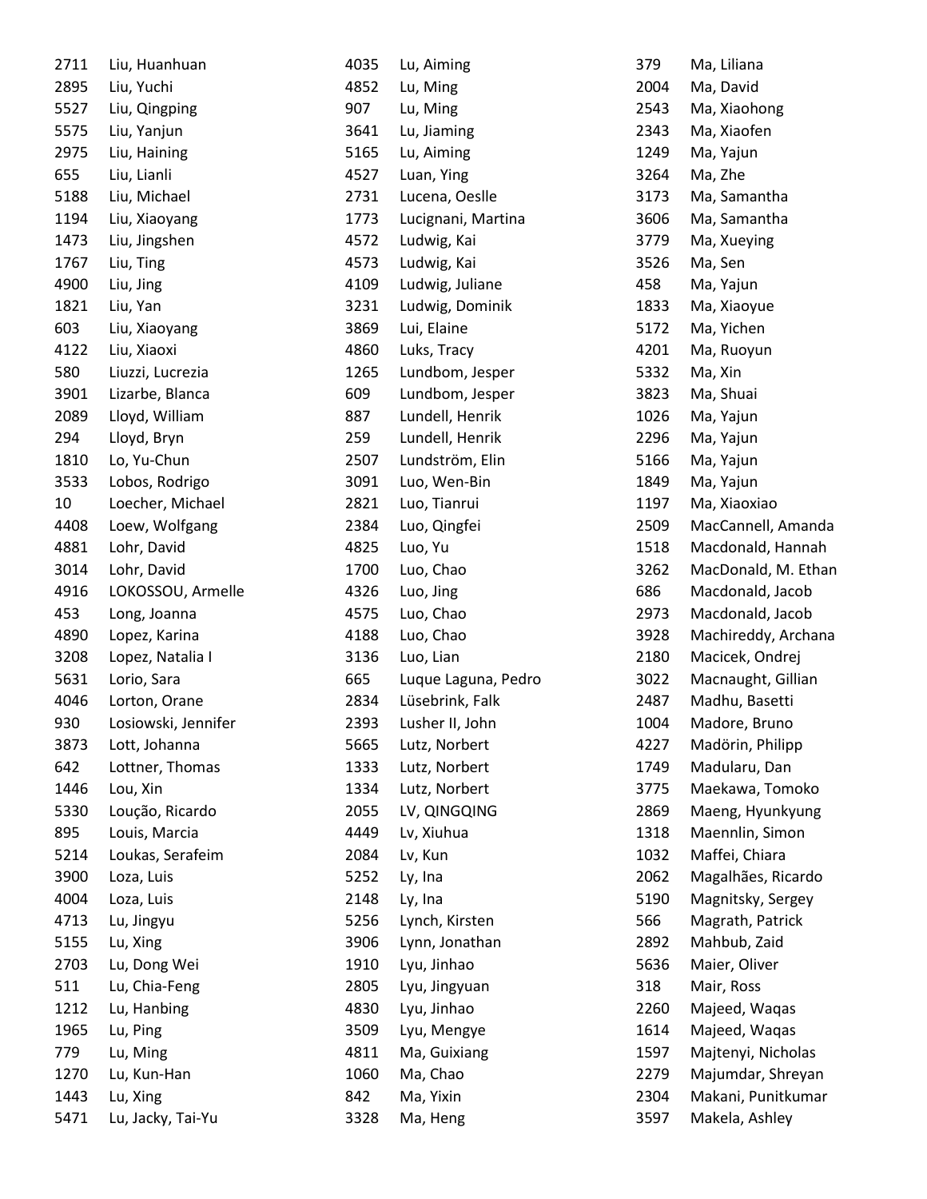| | |
|---|---|
| 2711 | Liu, Huanhuan |
| 2895 | Liu, Yuchi |
| 5527 | Liu, Qingping |
| 5575 | Liu, Yanjun |
| 2975 | Liu, Haining |
| 655 | Liu, Lianli |
| 5188 | Liu, Michael |
| 1194 | Liu, Xiaoyang |
| 1473 | Liu, Jingshen |
| 1767 | Liu, Ting |
| 4900 | Liu, Jing |
| 1821 | Liu, Yan |
| 603 | Liu, Xiaoyang |
| 4122 | Liu, Xiaoxi |
| 580 | Liuzzi, Lucrezia |
| 3901 | Lizarbe, Blanca |
| 2089 | Lloyd, William |
| 294 | Lloyd, Bryn |
| 1810 | Lo, Yu-Chun |
| 3533 | Lobos, Rodrigo |
| 10 | Loecher, Michael |
| 4408 | Loew, Wolfgang |
| 4881 | Lohr, David |
| 3014 | Lohr, David |
| 4916 | LOKOSSOU, Armelle |
| 453 | Long, Joanna |
| 4890 | Lopez, Karina |
| 3208 | Lopez, Natalia I |
| 5631 | Lorio, Sara |
| 4046 | Lorton, Orane |
| 930 | Losiowski, Jennifer |
| 3873 | Lott, Johanna |
| 642 | Lottner, Thomas |
| 1446 | Lou, Xin |
| 5330 | Loução, Ricardo |
| 895 | Louis, Marcia |
| 5214 | Loukas, Serafeim |
| 3900 | Loza, Luis |
| 4004 | Loza, Luis |
| 4713 | Lu, Jingyu |
| 5155 | Lu, Xing |
| 2703 | Lu, Dong Wei |
| 511 | Lu, Chia-Feng |
| 1212 | Lu, Hanbing |
| 1965 | Lu, Ping |
| 779 | Lu, Ming |
| 1270 | Lu, Kun-Han |
| 1443 | Lu, Xing |
| 5471 | Lu, Jacky, Tai-Yu |
| 4035 | Lu, Aiming |
| 4852 | Lu, Ming |
| 907 | Lu, Ming |
| 3641 | Lu, Jiaming |
| 5165 | Lu, Aiming |
| 4527 | Luan, Ying |
| 2731 | Lucena, Oeslle |
| 1773 | Lucignani, Martina |
| 4572 | Ludwig, Kai |
| 4573 | Ludwig, Kai |
| 4109 | Ludwig, Juliane |
| 3231 | Ludwig, Dominik |
| 3869 | Lui, Elaine |
| 4860 | Luks, Tracy |
| 1265 | Lundbom, Jesper |
| 609 | Lundbom, Jesper |
| 887 | Lundell, Henrik |
| 259 | Lundell, Henrik |
| 2507 | Lundström, Elin |
| 3091 | Luo, Wen-Bin |
| 2821 | Luo, Tianrui |
| 2384 | Luo, Qingfei |
| 4825 | Luo, Yu |
| 1700 | Luo, Chao |
| 4326 | Luo, Jing |
| 4575 | Luo, Chao |
| 4188 | Luo, Chao |
| 3136 | Luo, Lian |
| 665 | Luque Laguna, Pedro |
| 2834 | Lüsebrink, Falk |
| 2393 | Lusher II, John |
| 5665 | Lutz, Norbert |
| 1333 | Lutz, Norbert |
| 1334 | Lutz, Norbert |
| 2055 | LV, QINGQING |
| 4449 | Lv, Xiuhua |
| 2084 | Lv, Kun |
| 5252 | Ly, Ina |
| 2148 | Ly, Ina |
| 5256 | Lynch, Kirsten |
| 3906 | Lynn, Jonathan |
| 1910 | Lyu, Jinhao |
| 2805 | Lyu, Jingyuan |
| 4830 | Lyu, Jinhao |
| 3509 | Lyu, Mengye |
| 4811 | Ma, Guixiang |
| 1060 | Ma, Chao |
| 842 | Ma, Yixin |
| 3328 | Ma, Heng |
| 379 | Ma, Liliana |
| 2004 | Ma, David |
| 2543 | Ma, Xiaohong |
| 2343 | Ma, Xiaofen |
| 1249 | Ma, Yajun |
| 3264 | Ma, Zhe |
| 3173 | Ma, Samantha |
| 3606 | Ma, Samantha |
| 3779 | Ma, Xueying |
| 3526 | Ma, Sen |
| 458 | Ma, Yajun |
| 1833 | Ma, Xiaoyue |
| 5172 | Ma, Yichen |
| 4201 | Ma, Ruoyun |
| 5332 | Ma, Xin |
| 3823 | Ma, Shuai |
| 1026 | Ma, Yajun |
| 2296 | Ma, Yajun |
| 5166 | Ma, Yajun |
| 1849 | Ma, Yajun |
| 1197 | Ma, Xiaoxiao |
| 2509 | MacCannell, Amanda |
| 1518 | Macdonald, Hannah |
| 3262 | MacDonald, M. Ethan |
| 686 | Macdonald, Jacob |
| 2973 | Macdonald, Jacob |
| 3928 | Machireddy, Archana |
| 2180 | Macicek, Ondrej |
| 3022 | Macnaught, Gillian |
| 2487 | Madhu, Basetti |
| 1004 | Madore, Bruno |
| 4227 | Madörin, Philipp |
| 1749 | Madularu, Dan |
| 3775 | Maekawa, Tomoko |
| 2869 | Maeng, Hyunkyung |
| 1318 | Maennlin, Simon |
| 1032 | Maffei, Chiara |
| 2062 | Magalhães, Ricardo |
| 5190 | Magnitsky, Sergey |
| 566 | Magrath, Patrick |
| 2892 | Mahbub, Zaid |
| 5636 | Maier, Oliver |
| 318 | Mair, Ross |
| 2260 | Majeed, Waqas |
| 1614 | Majeed, Waqas |
| 1597 | Majtenyi, Nicholas |
| 2279 | Majumdar, Shreyan |
| 2304 | Makani, Punitkumar |
| 3597 | Makela, Ashley |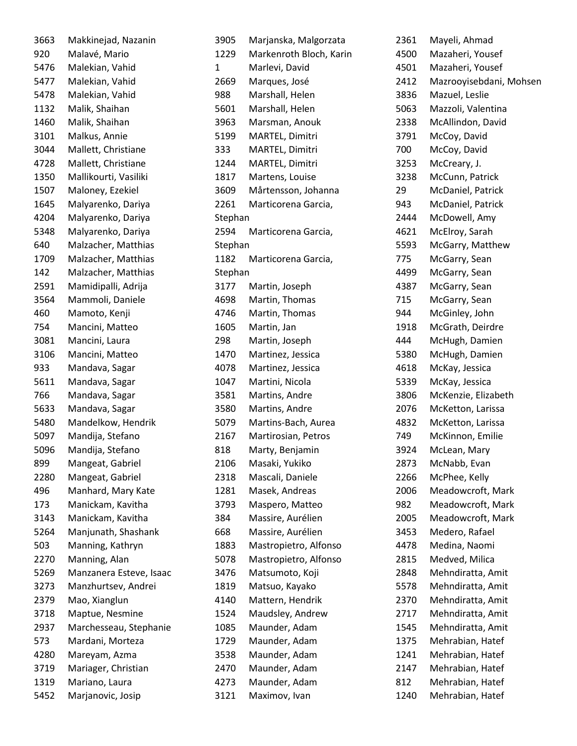| | |
|---|---|
| 3663 | Makkinejad, Nazanin |
| 920 | Malavé, Mario |
| 5476 | Malekian, Vahid |
| 5477 | Malekian, Vahid |
| 5478 | Malekian, Vahid |
| 1132 | Malik, Shaihan |
| 1460 | Malik, Shaihan |
| 3101 | Malkus, Annie |
| 3044 | Mallett, Christiane |
| 4728 | Mallett, Christiane |
| 1350 | Mallikourti, Vasiliki |
| 1507 | Maloney, Ezekiel |
| 1645 | Malyarenko, Dariya |
| 4204 | Malyarenko, Dariya |
| 5348 | Malyarenko, Dariya |
| 640 | Malzacher, Matthias |
| 1709 | Malzacher, Matthias |
| 142 | Malzacher, Matthias |
| 2591 | Mamidipalli, Adrija |
| 3564 | Mammoli, Daniele |
| 460 | Mamoto, Kenji |
| 754 | Mancini, Matteo |
| 3081 | Mancini, Laura |
| 3106 | Mancini, Matteo |
| 933 | Mandava, Sagar |
| 5611 | Mandava, Sagar |
| 766 | Mandava, Sagar |
| 5633 | Mandava, Sagar |
| 5480 | Mandelkow, Hendrik |
| 5097 | Mandija, Stefano |
| 5096 | Mandija, Stefano |
| 899 | Mangeat, Gabriel |
| 2280 | Mangeat, Gabriel |
| 496 | Manhard, Mary Kate |
| 173 | Manickam, Kavitha |
| 3143 | Manickam, Kavitha |
| 5264 | Manjunath, Shashank |
| 503 | Manning, Kathryn |
| 2270 | Manning, Alan |
| 5269 | Manzanera Esteve, Isaac |
| 3273 | Manzhurtsev, Andrei |
| 2379 | Mao, Xianglun |
| 3718 | Maptue, Nesmine |
| 2937 | Marchesseau, Stephanie |
| 573 | Mardani, Morteza |
| 4280 | Mareyam, Azma |
| 3719 | Mariager, Christian |
| 1319 | Mariano, Laura |
| 5452 | Marjanovic, Josip |
| 3905 | Marjanska, Malgorzata |
| 1229 | Markenroth Bloch, Karin |
| 1 | Marlevi, David |
| 2669 | Marques, José |
| 988 | Marshall, Helen |
| 5601 | Marshall, Helen |
| 3963 | Marsman, Anouk |
| 5199 | MARTEL, Dimitri |
| 333 | MARTEL, Dimitri |
| 1244 | MARTEL, Dimitri |
| 1817 | Martens, Louise |
| 3609 | Mårtensson, Johanna |
| 2261 | Marticorena Garcia, Stephan |
| 2594 | Marticorena Garcia, Stephan |
| 1182 | Marticorena Garcia, Stephan |
| 3177 | Martin, Joseph |
| 4698 | Martin, Thomas |
| 4746 | Martin, Thomas |
| 1605 | Martin, Jan |
| 298 | Martin, Joseph |
| 1470 | Martinez, Jessica |
| 4078 | Martinez, Jessica |
| 1047 | Martini, Nicola |
| 3581 | Martins, Andre |
| 3580 | Martins, Andre |
| 5079 | Martins-Bach, Aurea |
| 2167 | Martirosian, Petros |
| 818 | Marty, Benjamin |
| 2106 | Masaki, Yukiko |
| 2318 | Mascali, Daniele |
| 1281 | Masek, Andreas |
| 3793 | Maspero, Matteo |
| 384 | Massire, Aurélien |
| 668 | Massire, Aurélien |
| 1883 | Mastropietro, Alfonso |
| 5078 | Mastropietro, Alfonso |
| 3476 | Matsumoto, Koji |
| 1819 | Matsuo, Kayako |
| 4140 | Mattern, Hendrik |
| 1524 | Maudsley, Andrew |
| 1085 | Maunder, Adam |
| 1729 | Maunder, Adam |
| 3538 | Maunder, Adam |
| 2470 | Maunder, Adam |
| 4273 | Maunder, Adam |
| 3121 | Maximov, Ivan |
| 2361 | Mayeli, Ahmad |
| 4500 | Mazaheri, Yousef |
| 4501 | Mazaheri, Yousef |
| 2412 | Mazrooyisebdani, Mohsen |
| 3836 | Mazuel, Leslie |
| 5063 | Mazzoli, Valentina |
| 2338 | McAllindon, David |
| 3791 | McCoy, David |
| 700 | McCoy, David |
| 3253 | McCreary, J. |
| 3238 | McCunn, Patrick |
| 29 | McDaniel, Patrick |
| 943 | McDaniel, Patrick |
| 2444 | McDowell, Amy |
| 4621 | McElroy, Sarah |
| 5593 | McGarry, Matthew |
| 775 | McGarry, Sean |
| 4499 | McGarry, Sean |
| 4387 | McGarry, Sean |
| 715 | McGarry, Sean |
| 944 | McGinley, John |
| 1918 | McGrath, Deirdre |
| 444 | McHugh, Damien |
| 5380 | McHugh, Damien |
| 4618 | McKay, Jessica |
| 5339 | McKay, Jessica |
| 3806 | McKenzie, Elizabeth |
| 2076 | McKetton, Larissa |
| 4832 | McKetton, Larissa |
| 749 | McKinnon, Emilie |
| 3924 | McLean, Mary |
| 2873 | McNabb, Evan |
| 2266 | McPhee, Kelly |
| 2006 | Meadowcroft, Mark |
| 982 | Meadowcroft, Mark |
| 2005 | Meadowcroft, Mark |
| 3453 | Medero, Rafael |
| 4478 | Medina, Naomi |
| 2815 | Medved, Milica |
| 2848 | Mehndiratta, Amit |
| 5578 | Mehndiratta, Amit |
| 2370 | Mehndiratta, Amit |
| 2717 | Mehndiratta, Amit |
| 1545 | Mehndiratta, Amit |
| 1375 | Mehrabian, Hatef |
| 1241 | Mehrabian, Hatef |
| 2147 | Mehrabian, Hatef |
| 812 | Mehrabian, Hatef |
| 1240 | Mehrabian, Hatef |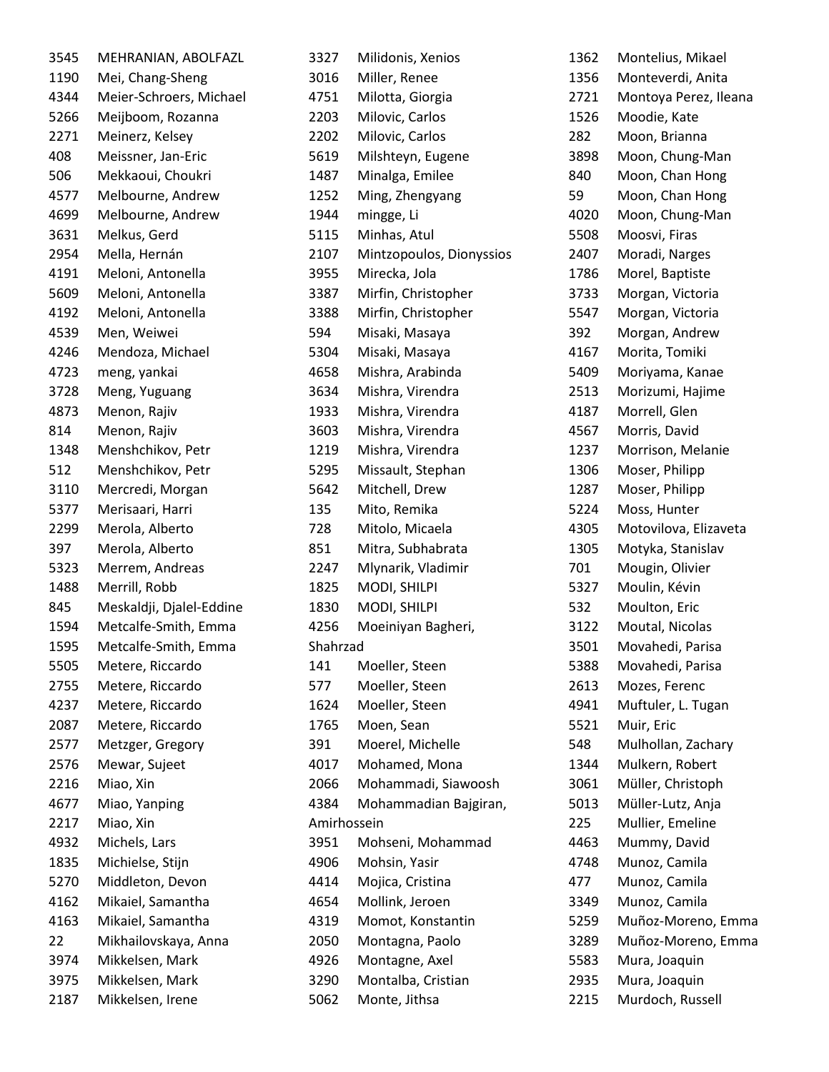| | |
|---|---|
| 3545 | MEHRANIAN, ABOLFAZL |
| 1190 | Mei, Chang-Sheng |
| 4344 | Meier-Schroers, Michael |
| 5266 | Meijboom, Rozanna |
| 2271 | Meinerz, Kelsey |
| 408 | Meissner, Jan-Eric |
| 506 | Mekkaoui, Choukri |
| 4577 | Melbourne, Andrew |
| 4699 | Melbourne, Andrew |
| 3631 | Melkus, Gerd |
| 2954 | Mella, Hernán |
| 4191 | Meloni, Antonella |
| 5609 | Meloni, Antonella |
| 4192 | Meloni, Antonella |
| 4539 | Men, Weiwei |
| 4246 | Mendoza, Michael |
| 4723 | meng, yankai |
| 3728 | Meng, Yuguang |
| 4873 | Menon, Rajiv |
| 814 | Menon, Rajiv |
| 1348 | Menshchikov, Petr |
| 512 | Menshchikov, Petr |
| 3110 | Mercredi, Morgan |
| 5377 | Merisaari, Harri |
| 2299 | Merola, Alberto |
| 397 | Merola, Alberto |
| 5323 | Merrem, Andreas |
| 1488 | Merrill, Robb |
| 845 | Meskaldji, Djalel-Eddine |
| 1594 | Metcalfe-Smith, Emma |
| 1595 | Metcalfe-Smith, Emma |
| 5505 | Metere, Riccardo |
| 2755 | Metere, Riccardo |
| 4237 | Metere, Riccardo |
| 2087 | Metere, Riccardo |
| 2577 | Metzger, Gregory |
| 2576 | Mewar, Sujeet |
| 2216 | Miao, Xin |
| 4677 | Miao, Yanping |
| 2217 | Miao, Xin |
| 4932 | Michels, Lars |
| 1835 | Michielse, Stijn |
| 5270 | Middleton, Devon |
| 4162 | Mikaiel, Samantha |
| 4163 | Mikaiel, Samantha |
| 22 | Mikhailovskaya, Anna |
| 3974 | Mikkelsen, Mark |
| 3975 | Mikkelsen, Mark |
| 2187 | Mikkelsen, Irene |
| 3327 | Milidonis, Xenios |
| 3016 | Miller, Renee |
| 4751 | Milotta, Giorgia |
| 2203 | Milovic, Carlos |
| 2202 | Milovic, Carlos |
| 5619 | Milshteyn, Eugene |
| 1487 | Minalga, Emilee |
| 1252 | Ming, Zhengyang |
| 1944 | mingge, Li |
| 5115 | Minhas, Atul |
| 2107 | Mintzopoulos, Dionyssios |
| 3955 | Mirecka, Jola |
| 3387 | Mirfin, Christopher |
| 3388 | Mirfin, Christopher |
| 594 | Misaki, Masaya |
| 5304 | Misaki, Masaya |
| 4658 | Mishra, Arabinda |
| 3634 | Mishra, Virendra |
| 1933 | Mishra, Virendra |
| 3603 | Mishra, Virendra |
| 1219 | Mishra, Virendra |
| 5295 | Missault, Stephan |
| 5642 | Mitchell, Drew |
| 135 | Mito, Remika |
| 728 | Mitolo, Micaela |
| 851 | Mitra, Subhabrata |
| 2247 | Mlynarik, Vladimir |
| 1825 | MODI, SHILPI |
| 1830 | MODI, SHILPI |
| 4256 | Moeiniyan Bagheri, Shahrzad |
| 141 | Moeller, Steen |
| 577 | Moeller, Steen |
| 1624 | Moeller, Steen |
| 1765 | Moen, Sean |
| 391 | Moerel, Michelle |
| 4017 | Mohamed, Mona |
| 2066 | Mohammadi, Siawoosh |
| 4384 | Mohammadian Bajgiran, Amirhossein |
| 3951 | Mohseni, Mohammad |
| 4906 | Mohsin, Yasir |
| 4414 | Mojica, Cristina |
| 4654 | Mollink, Jeroen |
| 4319 | Momot, Konstantin |
| 2050 | Montagna, Paolo |
| 4926 | Montagne, Axel |
| 3290 | Montalba, Cristian |
| 5062 | Monte, Jithsa |
| 1362 | Montelius, Mikael |
| 1356 | Monteverdi, Anita |
| 2721 | Montoya Perez, Ileana |
| 1526 | Moodie, Kate |
| 282 | Moon, Brianna |
| 3898 | Moon, Chung-Man |
| 840 | Moon, Chan Hong |
| 59 | Moon, Chan Hong |
| 4020 | Moon, Chung-Man |
| 5508 | Moosvi, Firas |
| 2407 | Moradi, Narges |
| 1786 | Morel, Baptiste |
| 3733 | Morgan, Victoria |
| 5547 | Morgan, Victoria |
| 392 | Morgan, Andrew |
| 4167 | Morita, Tomiki |
| 5409 | Moriyama, Kanae |
| 2513 | Morizumi, Hajime |
| 4187 | Morrell, Glen |
| 4567 | Morris, David |
| 1237 | Morrison, Melanie |
| 1306 | Moser, Philipp |
| 1287 | Moser, Philipp |
| 5224 | Moss, Hunter |
| 4305 | Motovilova, Elizaveta |
| 1305 | Motyka, Stanislav |
| 701 | Mougin, Olivier |
| 5327 | Moulin, Kévin |
| 532 | Moulton, Eric |
| 3122 | Moutal, Nicolas |
| 3501 | Movahedi, Parisa |
| 5388 | Movahedi, Parisa |
| 2613 | Mozes, Ferenc |
| 4941 | Muftuler, L. Tugan |
| 5521 | Muir, Eric |
| 548 | Mulhollan, Zachary |
| 1344 | Mulkern, Robert |
| 3061 | Müller, Christoph |
| 5013 | Müller-Lutz, Anja |
| 225 | Mullier, Emeline |
| 4463 | Mummy, David |
| 4748 | Munoz, Camila |
| 477 | Munoz, Camila |
| 3349 | Munoz, Camila |
| 5259 | Muñoz-Moreno, Emma |
| 3289 | Muñoz-Moreno, Emma |
| 5583 | Mura, Joaquin |
| 2935 | Mura, Joaquin |
| 2215 | Murdoch, Russell |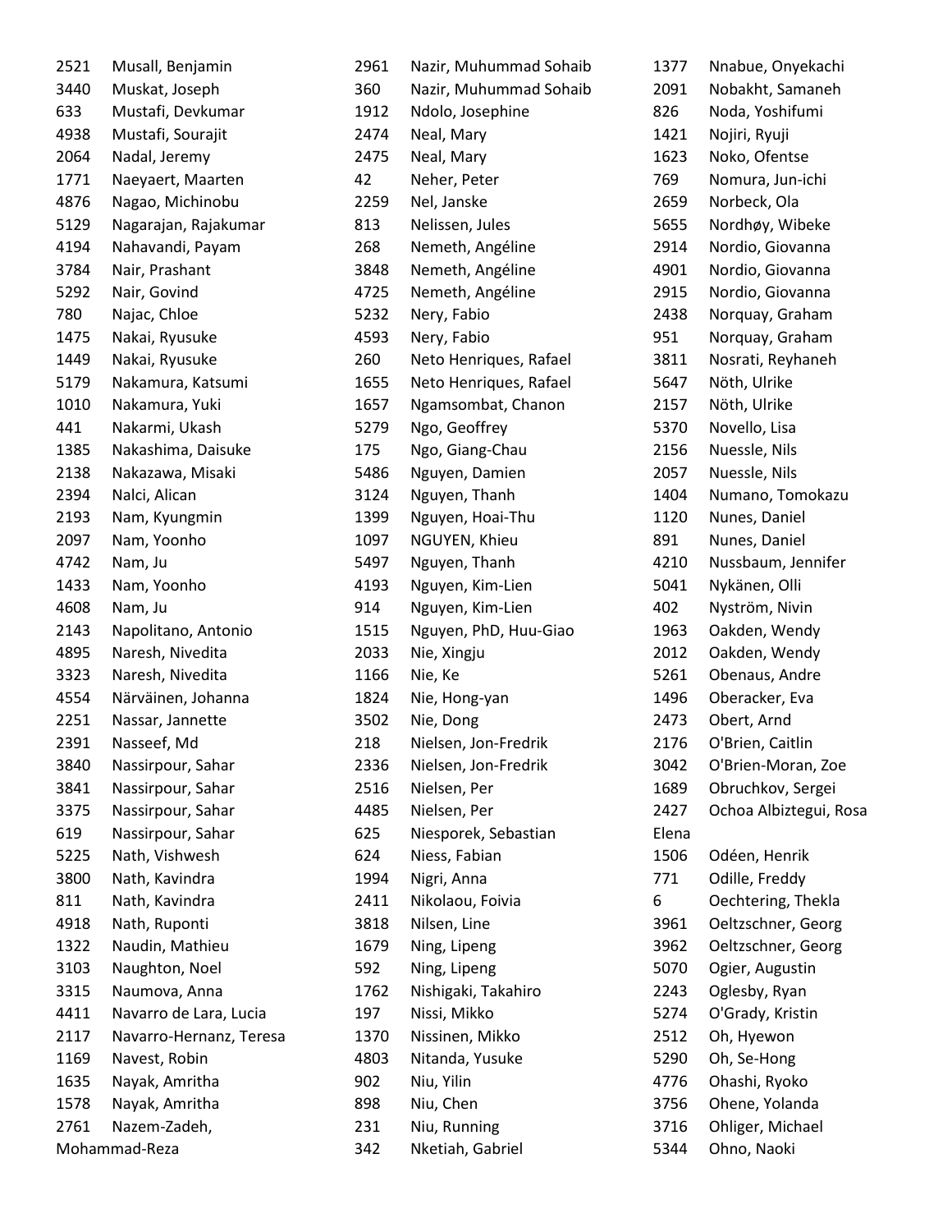| | |
|---|---|
| 2521 | Musall, Benjamin |
| 3440 | Muskat, Joseph |
| 633 | Mustafi, Devkumar |
| 4938 | Mustafi, Sourajit |
| 2064 | Nadal, Jeremy |
| 1771 | Naeyaert, Maarten |
| 4876 | Nagao, Michinobu |
| 5129 | Nagarajan, Rajakumar |
| 4194 | Nahavandi, Payam |
| 3784 | Nair, Prashant |
| 5292 | Nair, Govind |
| 780 | Najac, Chloe |
| 1475 | Nakai, Ryusuke |
| 1449 | Nakai, Ryusuke |
| 5179 | Nakamura, Katsumi |
| 1010 | Nakamura, Yuki |
| 441 | Nakarmi, Ukash |
| 1385 | Nakashima, Daisuke |
| 2138 | Nakazawa, Misaki |
| 2394 | Nalci, Alican |
| 2193 | Nam, Kyungmin |
| 2097 | Nam, Yoonho |
| 4742 | Nam, Ju |
| 1433 | Nam, Yoonho |
| 4608 | Nam, Ju |
| 2143 | Napolitano, Antonio |
| 4895 | Naresh, Nivedita |
| 3323 | Naresh, Nivedita |
| 4554 | Närväinen, Johanna |
| 2251 | Nassar, Jannette |
| 2391 | Nasseef, Md |
| 3840 | Nassirpour, Sahar |
| 3841 | Nassirpour, Sahar |
| 3375 | Nassirpour, Sahar |
| 619 | Nassirpour, Sahar |
| 5225 | Nath, Vishwesh |
| 3800 | Nath, Kavindra |
| 811 | Nath, Kavindra |
| 4918 | Nath, Ruponti |
| 1322 | Naudin, Mathieu |
| 3103 | Naughton, Noel |
| 3315 | Naumova, Anna |
| 4411 | Navarro de Lara, Lucia |
| 2117 | Navarro-Hernanz, Teresa |
| 1169 | Navest, Robin |
| 1635 | Nayak, Amritha |
| 1578 | Nayak, Amritha |
| 2761 | Nazem-Zadeh, Mohammad-Reza |
| 2961 | Nazir, Muhummad Sohaib |
| 360 | Nazir, Muhummad Sohaib |
| 1912 | Ndolo, Josephine |
| 2474 | Neal, Mary |
| 2475 | Neal, Mary |
| 42 | Neher, Peter |
| 2259 | Nel, Janske |
| 813 | Nelissen, Jules |
| 268 | Nemeth, Angéline |
| 3848 | Nemeth, Angéline |
| 4725 | Nemeth, Angéline |
| 5232 | Nery, Fabio |
| 4593 | Nery, Fabio |
| 260 | Neto Henriques, Rafael |
| 1655 | Neto Henriques, Rafael |
| 1657 | Ngamsombat, Chanon |
| 5279 | Ngo, Geoffrey |
| 175 | Ngo, Giang-Chau |
| 5486 | Nguyen, Damien |
| 3124 | Nguyen, Thanh |
| 1399 | Nguyen, Hoai-Thu |
| 1097 | NGUYEN, Khieu |
| 5497 | Nguyen, Thanh |
| 4193 | Nguyen, Kim-Lien |
| 914 | Nguyen, Kim-Lien |
| 1515 | Nguyen, PhD, Huu-Giao |
| 2033 | Nie, Xingju |
| 1166 | Nie, Ke |
| 1824 | Nie, Hong-yan |
| 3502 | Nie, Dong |
| 218 | Nielsen, Jon-Fredrik |
| 2336 | Nielsen, Jon-Fredrik |
| 2516 | Nielsen, Per |
| 4485 | Nielsen, Per |
| 625 | Niesporek, Sebastian |
| 624 | Niess, Fabian |
| 1994 | Nigri, Anna |
| 2411 | Nikolaou, Foivia |
| 3818 | Nilsen, Line |
| 1679 | Ning, Lipeng |
| 592 | Ning, Lipeng |
| 1762 | Nishigaki, Takahiro |
| 197 | Nissi, Mikko |
| 1370 | Nissinen, Mikko |
| 4803 | Nitanda, Yusuke |
| 902 | Niu, Yilin |
| 898 | Niu, Chen |
| 231 | Niu, Running |
| 342 | Nketiah, Gabriel |
| 1377 | Nnabue, Onyekachi |
| 2091 | Nobakht, Samaneh |
| 826 | Noda, Yoshifumi |
| 1421 | Nojiri, Ryuji |
| 1623 | Noko, Ofentse |
| 769 | Nomura, Jun-ichi |
| 2659 | Norbeck, Ola |
| 5655 | Nordhøy, Wibeke |
| 2914 | Nordio, Giovanna |
| 4901 | Nordio, Giovanna |
| 2915 | Nordio, Giovanna |
| 2438 | Norquay, Graham |
| 951 | Norquay, Graham |
| 3811 | Nosrati, Reyhaneh |
| 5647 | Nöth, Ulrike |
| 2157 | Nöth, Ulrike |
| 5370 | Novello, Lisa |
| 2156 | Nuessle, Nils |
| 2057 | Nuessle, Nils |
| 1404 | Numano, Tomokazu |
| 1120 | Nunes, Daniel |
| 891 | Nunes, Daniel |
| 4210 | Nussbaum, Jennifer |
| 5041 | Nykänen, Olli |
| 402 | Nyström, Nivin |
| 1963 | Oakden, Wendy |
| 2012 | Oakden, Wendy |
| 5261 | Obenaus, Andre |
| 1496 | Oberacker, Eva |
| 2473 | Obert, Arnd |
| 2176 | O'Brien, Caitlin |
| 3042 | O'Brien-Moran, Zoe |
| 1689 | Obruchkov, Sergei |
| 2427 | Ochoa Albiztegui, Rosa Elena |
| 1506 | Odéen, Henrik |
| 771 | Odille, Freddy |
| 6 | Oechtering, Thekla |
| 3961 | Oeltzschner, Georg |
| 3962 | Oeltzschner, Georg |
| 5070 | Ogier, Augustin |
| 2243 | Oglesby, Ryan |
| 5274 | O'Grady, Kristin |
| 2512 | Oh, Hyewon |
| 5290 | Oh, Se-Hong |
| 4776 | Ohashi, Ryoko |
| 3756 | Ohene, Yolanda |
| 3716 | Ohliger, Michael |
| 5344 | Ohno, Naoki |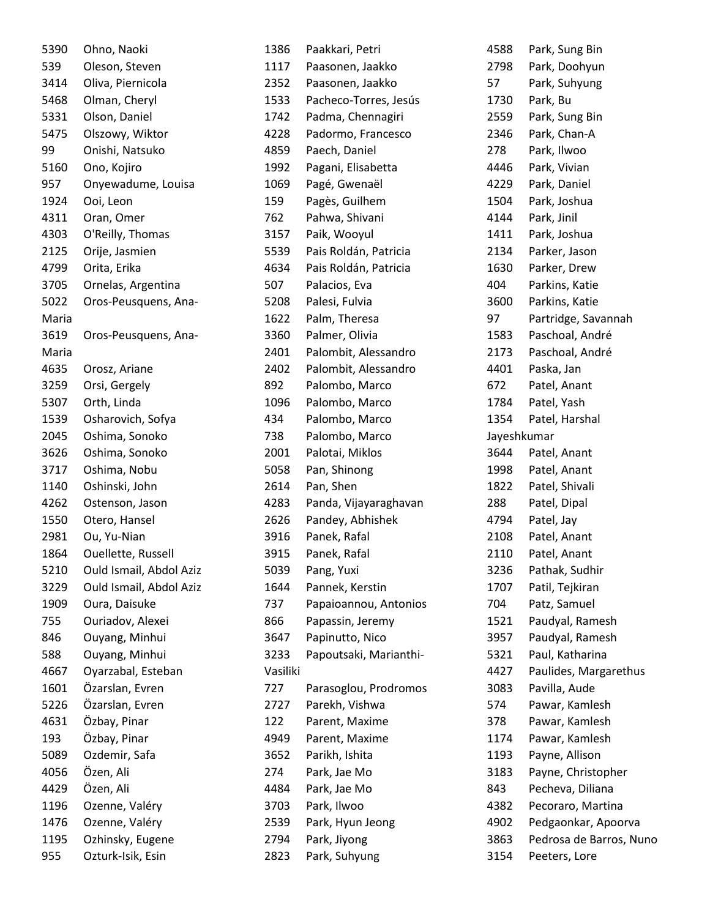| | |
|---|---|
| 5390 | Ohno, Naoki |
| 539 | Oleson, Steven |
| 3414 | Oliva, Piernicola |
| 5468 | Olman, Cheryl |
| 5331 | Olson, Daniel |
| 5475 | Olszowy, Wiktor |
| 99 | Onishi, Natsuko |
| 5160 | Ono, Kojiro |
| 957 | Onyewadume, Louisa |
| 1924 | Ooi, Leon |
| 4311 | Oran, Omer |
| 4303 | O'Reilly, Thomas |
| 2125 | Orije, Jasmien |
| 4799 | Orita, Erika |
| 3705 | Ornelas, Argentina |
| 5022 | Oros-Peusquens, Ana-Maria |
| 3619 | Oros-Peusquens, Ana-Maria |
| 4635 | Orosz, Ariane |
| 3259 | Orsi, Gergely |
| 5307 | Orth, Linda |
| 1539 | Osharovich, Sofya |
| 2045 | Oshima, Sonoko |
| 3626 | Oshima, Sonoko |
| 3717 | Oshima, Nobu |
| 1140 | Oshinski, John |
| 4262 | Ostenson, Jason |
| 1550 | Otero, Hansel |
| 2981 | Ou, Yu-Nian |
| 1864 | Ouellette, Russell |
| 5210 | Ould Ismail, Abdol Aziz |
| 3229 | Ould Ismail, Abdol Aziz |
| 1909 | Oura, Daisuke |
| 755 | Ouriadov, Alexei |
| 846 | Ouyang, Minhui |
| 588 | Ouyang, Minhui |
| 4667 | Oyarzabal, Esteban |
| 1601 | Özarslan, Evren |
| 5226 | Özarslan, Evren |
| 4631 | Özbay, Pinar |
| 193 | Özbay, Pinar |
| 5089 | Ozdemir, Safa |
| 4056 | Özen, Ali |
| 4429 | Özen, Ali |
| 1196 | Ozenne, Valéry |
| 1476 | Ozenne, Valéry |
| 1195 | Ozhinsky, Eugene |
| 955 | Ozturk-Isik, Esin |
| 1386 | Paakkari, Petri |
| 1117 | Paasonen, Jaakko |
| 2352 | Paasonen, Jaakko |
| 1533 | Pacheco-Torres, Jesús |
| 1742 | Padma, Chennagiri |
| 4228 | Padormo, Francesco |
| 4859 | Paech, Daniel |
| 1992 | Pagani, Elisabetta |
| 1069 | Pagé, Gwenaël |
| 159 | Pagès, Guilhem |
| 762 | Pahwa, Shivani |
| 3157 | Paik, Wooyul |
| 5539 | Pais Roldán, Patricia |
| 4634 | Pais Roldán, Patricia |
| 507 | Palacios, Eva |
| 5208 | Palesi, Fulvia |
| 1622 | Palm, Theresa |
| 3360 | Palmer, Olivia |
| 2401 | Palombit, Alessandro |
| 2402 | Palombit, Alessandro |
| 892 | Palombo, Marco |
| 1096 | Palombo, Marco |
| 434 | Palombo, Marco |
| 738 | Palombo, Marco |
| 2001 | Palotai, Miklos |
| 5058 | Pan, Shinong |
| 2614 | Pan, Shen |
| 4283 | Panda, Vijayaraghavan |
| 2626 | Pandey, Abhishek |
| 3916 | Panek, Rafal |
| 3915 | Panek, Rafal |
| 5039 | Pang, Yuxi |
| 1644 | Pannek, Kerstin |
| 737 | Papaioannou, Antonios |
| 866 | Papassin, Jeremy |
| 3647 | Papinutto, Nico |
| 3233 | Papoutsaki, Marianthi-Vasiliki |
| 727 | Parasoglou, Prodromos |
| 2727 | Parekh, Vishwa |
| 122 | Parent, Maxime |
| 4949 | Parent, Maxime |
| 3652 | Parikh, Ishita |
| 274 | Park, Jae Mo |
| 4484 | Park, Jae Mo |
| 3703 | Park, Ilwoo |
| 2539 | Park, Hyun Jeong |
| 2794 | Park, Jiyong |
| 2823 | Park, Suhyung |
| 4588 | Park, Sung Bin |
| 2798 | Park, Doohyun |
| 57 | Park, Suhyung |
| 1730 | Park, Bu |
| 2559 | Park, Sung Bin |
| 2346 | Park, Chan-A |
| 278 | Park, Ilwoo |
| 4446 | Park, Vivian |
| 4229 | Park, Daniel |
| 1504 | Park, Joshua |
| 4144 | Park, Jinil |
| 1411 | Park, Joshua |
| 2134 | Parker, Jason |
| 1630 | Parker, Drew |
| 404 | Parkins, Katie |
| 3600 | Parkins, Katie |
| 97 | Partridge, Savannah |
| 1583 | Paschoal, André |
| 2173 | Paschoal, André |
| 4401 | Paska, Jan |
| 672 | Patel, Anant |
| 1784 | Patel, Yash |
| 1354 | Patel, Harshal Jayeshkumar |
| 3644 | Patel, Anant |
| 1998 | Patel, Anant |
| 1822 | Patel, Shivali |
| 288 | Patel, Dipal |
| 4794 | Patel, Jay |
| 2108 | Patel, Anant |
| 2110 | Patel, Anant |
| 3236 | Pathak, Sudhir |
| 1707 | Patil, Tejkiran |
| 704 | Patz, Samuel |
| 1521 | Paudyal, Ramesh |
| 3957 | Paudyal, Ramesh |
| 5321 | Paul, Katharina |
| 4427 | Paulides, Margarethus |
| 3083 | Pavilla, Aude |
| 574 | Pawar, Kamlesh |
| 378 | Pawar, Kamlesh |
| 1174 | Pawar, Kamlesh |
| 1193 | Payne, Allison |
| 3183 | Payne, Christopher |
| 843 | Pecheva, Diliana |
| 4382 | Pecoraro, Martina |
| 4902 | Pedgaonkar, Apoorva |
| 3863 | Pedrosa de Barros, Nuno |
| 3154 | Peeters, Lore |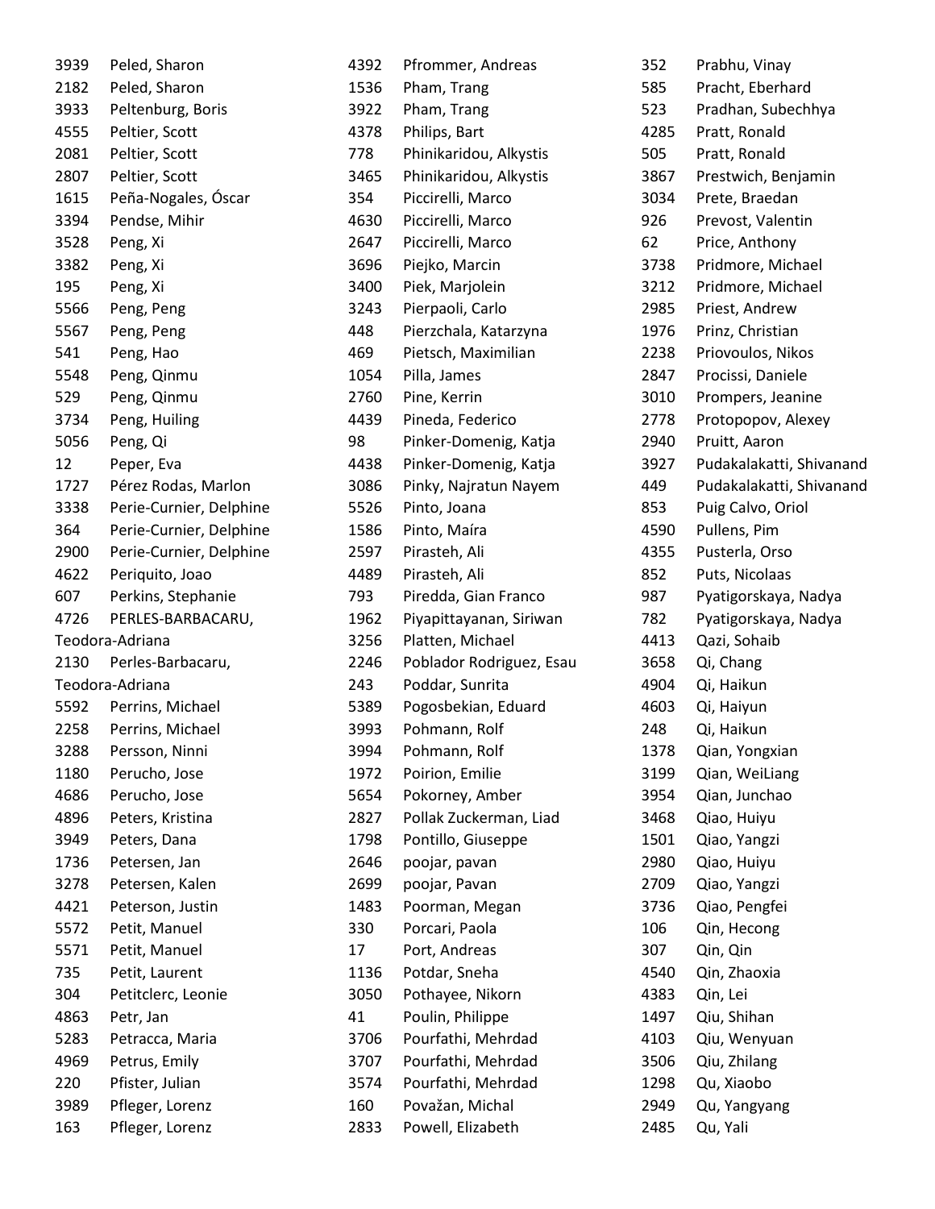| | |
|---|---|
| 3939 | Peled, Sharon |
| 2182 | Peled, Sharon |
| 3933 | Peltenburg, Boris |
| 4555 | Peltier, Scott |
| 2081 | Peltier, Scott |
| 2807 | Peltier, Scott |
| 1615 | Peña-Nogales, Óscar |
| 3394 | Pendse, Mihir |
| 3528 | Peng, Xi |
| 3382 | Peng, Xi |
| 195 | Peng, Xi |
| 5566 | Peng, Peng |
| 5567 | Peng, Peng |
| 541 | Peng, Hao |
| 5548 | Peng, Qinmu |
| 529 | Peng, Qinmu |
| 3734 | Peng, Huiling |
| 5056 | Peng, Qi |
| 12 | Peper, Eva |
| 1727 | Pérez Rodas, Marlon |
| 3338 | Perie-Curnier, Delphine |
| 364 | Perie-Curnier, Delphine |
| 2900 | Perie-Curnier, Delphine |
| 4622 | Periquito, Joao |
| 607 | Perkins, Stephanie |
| 4726 | PERLES-BARBACARU, Teodora-Adriana |
| 2130 | Perles-Barbacaru, Teodora-Adriana |
| 5592 | Perrins, Michael |
| 2258 | Perrins, Michael |
| 3288 | Persson, Ninni |
| 1180 | Perucho, Jose |
| 4686 | Perucho, Jose |
| 4896 | Peters, Kristina |
| 3949 | Peters, Dana |
| 1736 | Petersen, Jan |
| 3278 | Petersen, Kalen |
| 4421 | Peterson, Justin |
| 5572 | Petit, Manuel |
| 5571 | Petit, Manuel |
| 735 | Petit, Laurent |
| 304 | Petitclerc, Leonie |
| 4863 | Petr, Jan |
| 5283 | Petracca, Maria |
| 4969 | Petrus, Emily |
| 220 | Pfister, Julian |
| 3989 | Pfleger, Lorenz |
| 163 | Pfleger, Lorenz |
| 4392 | Pfrommer, Andreas |
| 1536 | Pham, Trang |
| 3922 | Pham, Trang |
| 4378 | Philips, Bart |
| 778 | Phinikaridou, Alkystis |
| 3465 | Phinikaridou, Alkystis |
| 354 | Piccirelli, Marco |
| 4630 | Piccirelli, Marco |
| 2647 | Piccirelli, Marco |
| 3696 | Piejko, Marcin |
| 3400 | Piek, Marjolein |
| 3243 | Pierpaoli, Carlo |
| 448 | Pierzchala, Katarzyna |
| 469 | Pietsch, Maximilian |
| 1054 | Pilla, James |
| 2760 | Pine, Kerrin |
| 4439 | Pineda, Federico |
| 98 | Pinker-Domenig, Katja |
| 4438 | Pinker-Domenig, Katja |
| 3086 | Pinky, Najratun Nayem |
| 5526 | Pinto, Joana |
| 1586 | Pinto, Maíra |
| 2597 | Pirasteh, Ali |
| 4489 | Pirasteh, Ali |
| 793 | Piredda, Gian Franco |
| 1962 | Piyapittayanan, Siriwan |
| 3256 | Platten, Michael |
| 2246 | Poblador Rodriguez, Esau |
| 243 | Poddar, Sunrita |
| 5389 | Pogosbekian, Eduard |
| 3993 | Pohmann, Rolf |
| 3994 | Pohmann, Rolf |
| 1972 | Poirion, Emilie |
| 5654 | Pokorney, Amber |
| 2827 | Pollak Zuckerman, Liad |
| 1798 | Pontillo, Giuseppe |
| 2646 | poojar, pavan |
| 2699 | poojar, Pavan |
| 1483 | Poorman, Megan |
| 330 | Porcari, Paola |
| 17 | Port, Andreas |
| 1136 | Potdar, Sneha |
| 3050 | Pothayee, Nikorn |
| 41 | Poulin, Philippe |
| 3706 | Pourfathi, Mehrdad |
| 3707 | Pourfathi, Mehrdad |
| 3574 | Pourfathi, Mehrdad |
| 160 | Považan, Michal |
| 2833 | Powell, Elizabeth |
| 352 | Prabhu, Vinay |
| 585 | Pracht, Eberhard |
| 523 | Pradhan, Subechhya |
| 4285 | Pratt, Ronald |
| 505 | Pratt, Ronald |
| 3867 | Prestwich, Benjamin |
| 3034 | Prete, Braedan |
| 926 | Prevost, Valentin |
| 62 | Price, Anthony |
| 3738 | Pridmore, Michael |
| 3212 | Pridmore, Michael |
| 2985 | Priest, Andrew |
| 1976 | Prinz, Christian |
| 2238 | Priovoulos, Nikos |
| 2847 | Procissi, Daniele |
| 3010 | Prompers, Jeanine |
| 2778 | Protopopov, Alexey |
| 2940 | Pruitt, Aaron |
| 3927 | Pudakalakatti, Shivanand |
| 449 | Pudakalakatti, Shivanand |
| 853 | Puig Calvo, Oriol |
| 4590 | Pullens, Pim |
| 4355 | Pusterla, Orso |
| 852 | Puts, Nicolaas |
| 987 | Pyatigorskaya, Nadya |
| 782 | Pyatigorskaya, Nadya |
| 4413 | Qazi, Sohaib |
| 3658 | Qi, Chang |
| 4904 | Qi, Haikun |
| 4603 | Qi, Haiyun |
| 248 | Qi, Haikun |
| 1378 | Qian, Yongxian |
| 3199 | Qian, WeiLiang |
| 3954 | Qian, Junchao |
| 3468 | Qiao, Huiyu |
| 1501 | Qiao, Yangzi |
| 2980 | Qiao, Huiyu |
| 2709 | Qiao, Yangzi |
| 3736 | Qiao, Pengfei |
| 106 | Qin, Hecong |
| 307 | Qin, Qin |
| 4540 | Qin, Zhaoxia |
| 4383 | Qin, Lei |
| 1497 | Qiu, Shihan |
| 4103 | Qiu, Wenyuan |
| 3506 | Qiu, Zhilang |
| 1298 | Qu, Xiaobo |
| 2949 | Qu, Yangyang |
| 2485 | Qu, Yali |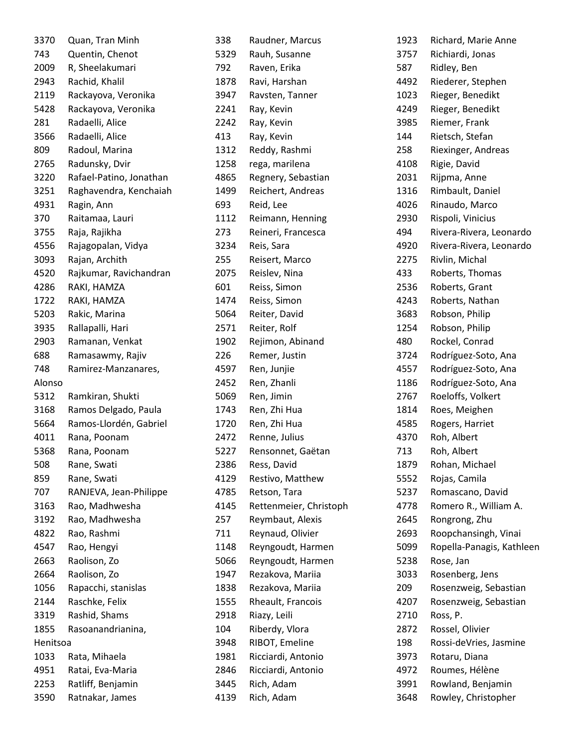| | |
|---|---|
| 3370 | Quan, Tran Minh |
| 743 | Quentin, Chenot |
| 2009 | R, Sheelakumari |
| 2943 | Rachid, Khalil |
| 2119 | Rackayova, Veronika |
| 5428 | Rackayova, Veronika |
| 281 | Radaelli, Alice |
| 3566 | Radaelli, Alice |
| 809 | Radoul, Marina |
| 2765 | Radunsky, Dvir |
| 3220 | Rafael-Patino, Jonathan |
| 3251 | Raghavendra, Kenchaiah |
| 4931 | Ragin, Ann |
| 370 | Raitamaa, Lauri |
| 3755 | Raja, Rajikha |
| 4556 | Rajagopalan, Vidya |
| 3093 | Rajan, Archith |
| 4520 | Rajkumar, Ravichandran |
| 4286 | RAKI, HAMZA |
| 1722 | RAKI, HAMZA |
| 5203 | Rakic, Marina |
| 3935 | Rallapalli, Hari |
| 2903 | Ramanan, Venkat |
| 688 | Ramasawmy, Rajiv |
| 748 | Ramirez-Manzanares, Alonso |
| 5312 | Ramkiran, Shukti |
| 3168 | Ramos Delgado, Paula |
| 5664 | Ramos-Llordén, Gabriel |
| 4011 | Rana, Poonam |
| 5368 | Rana, Poonam |
| 508 | Rane, Swati |
| 859 | Rane, Swati |
| 707 | RANJEVA, Jean-Philippe |
| 3163 | Rao, Madhwesha |
| 3192 | Rao, Madhwesha |
| 4822 | Rao, Rashmi |
| 4547 | Rao, Hengyi |
| 2663 | Raolison, Zo |
| 2664 | Raolison, Zo |
| 1056 | Rapacchi, stanislas |
| 2144 | Raschke, Felix |
| 3319 | Rashid, Shams |
| 1855 | Rasoanandrianina, Henitsoa |
| 1033 | Rata, Mihaela |
| 4951 | Ratai, Eva-Maria |
| 2253 | Ratliff, Benjamin |
| 3590 | Ratnakar, James |
| 338 | Raudner, Marcus |
| 5329 | Rauh, Susanne |
| 792 | Raven, Erika |
| 1878 | Ravi, Harshan |
| 3947 | Ravsten, Tanner |
| 2241 | Ray, Kevin |
| 2242 | Ray, Kevin |
| 413 | Ray, Kevin |
| 1312 | Reddy, Rashmi |
| 1258 | rega, marilena |
| 4865 | Regnery, Sebastian |
| 1499 | Reichert, Andreas |
| 693 | Reid, Lee |
| 1112 | Reimann, Henning |
| 273 | Reineri, Francesca |
| 3234 | Reis, Sara |
| 255 | Reisert, Marco |
| 2075 | Reislev, Nina |
| 601 | Reiss, Simon |
| 1474 | Reiss, Simon |
| 5064 | Reiter, David |
| 2571 | Reiter, Rolf |
| 1902 | Rejimon, Abinand |
| 226 | Remer, Justin |
| 4597 | Ren, Junjie |
| 2452 | Ren, Zhanli |
| 5069 | Ren, Jimin |
| 1743 | Ren, Zhi Hua |
| 1720 | Ren, Zhi Hua |
| 2472 | Renne, Julius |
| 5227 | Rensonnet, Gaëtan |
| 2386 | Ress, David |
| 4129 | Restivo, Matthew |
| 4785 | Retson, Tara |
| 4145 | Rettenmeier, Christoph |
| 257 | Reymbaut, Alexis |
| 711 | Reynaud, Olivier |
| 1148 | Reyngoudt, Harmen |
| 5066 | Reyngoudt, Harmen |
| 1947 | Rezakova, Mariia |
| 1838 | Rezakova, Mariia |
| 1555 | Rheault, Francois |
| 2918 | Riazy, Leili |
| 104 | Riberdy, Vlora |
| 3948 | RIBOT, Emeline |
| 1981 | Ricciardi, Antonio |
| 2846 | Ricciardi, Antonio |
| 3445 | Rich, Adam |
| 4139 | Rich, Adam |
| 1923 | Richard, Marie Anne |
| 3757 | Richiardi, Jonas |
| 587 | Ridley, Ben |
| 4492 | Riederer, Stephen |
| 1023 | Rieger, Benedikt |
| 4249 | Rieger, Benedikt |
| 3985 | Riemer, Frank |
| 144 | Rietsch, Stefan |
| 258 | Riexinger, Andreas |
| 4108 | Rigie, David |
| 2031 | Rijpma, Anne |
| 1316 | Rimbault, Daniel |
| 4026 | Rinaudo, Marco |
| 2930 | Rispoli, Vinicius |
| 494 | Rivera-Rivera, Leonardo |
| 4920 | Rivera-Rivera, Leonardo |
| 2275 | Rivlin, Michal |
| 433 | Roberts, Thomas |
| 2536 | Roberts, Grant |
| 4243 | Roberts, Nathan |
| 3683 | Robson, Philip |
| 1254 | Robson, Philip |
| 480 | Rockel, Conrad |
| 3724 | Rodríguez-Soto, Ana |
| 4557 | Rodríguez-Soto, Ana |
| 1186 | Rodríguez-Soto, Ana |
| 2767 | Roeloffs, Volkert |
| 1814 | Roes, Meighen |
| 4585 | Rogers, Harriet |
| 4370 | Roh, Albert |
| 713 | Roh, Albert |
| 1879 | Rohan, Michael |
| 5552 | Rojas, Camila |
| 5237 | Romascano, David |
| 4778 | Romero R., William A. |
| 2645 | Rongrong, Zhu |
| 2693 | Roopchansingh, Vinai |
| 5099 | Ropella-Panagis, Kathleen |
| 5238 | Rose, Jan |
| 3033 | Rosenberg, Jens |
| 209 | Rosenzweig, Sebastian |
| 4207 | Rosenzweig, Sebastian |
| 2710 | Ross, P. |
| 2872 | Rossel, Olivier |
| 198 | Rossi-deVries, Jasmine |
| 3973 | Rotaru, Diana |
| 4972 | Roumes, Hélène |
| 3991 | Rowland, Benjamin |
| 3648 | Rowley, Christopher |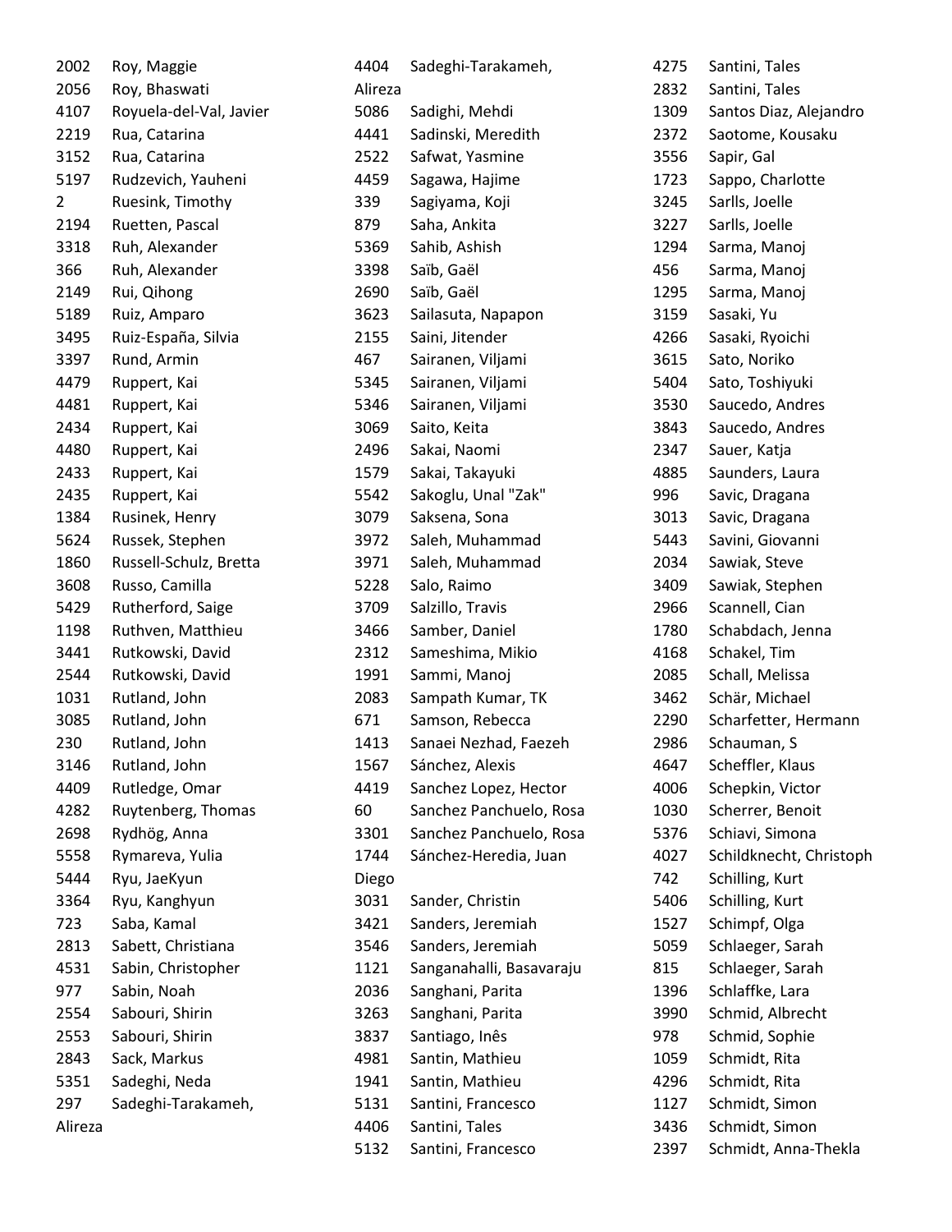| | |
|---|---|
| 2002 | Roy, Maggie |
| 2056 | Roy, Bhaswati |
| 4107 | Royuela-del-Val, Javier |
| 2219 | Rua, Catarina |
| 3152 | Rua, Catarina |
| 5197 | Rudzevich, Yauheni |
| 2 | Ruesink, Timothy |
| 2194 | Ruetten, Pascal |
| 3318 | Ruh, Alexander |
| 366 | Ruh, Alexander |
| 2149 | Rui, Qihong |
| 5189 | Ruiz, Amparo |
| 3495 | Ruiz-España, Silvia |
| 3397 | Rund, Armin |
| 4479 | Ruppert, Kai |
| 4481 | Ruppert, Kai |
| 2434 | Ruppert, Kai |
| 4480 | Ruppert, Kai |
| 2433 | Ruppert, Kai |
| 2435 | Ruppert, Kai |
| 1384 | Rusinek, Henry |
| 5624 | Russek, Stephen |
| 1860 | Russell-Schulz, Bretta |
| 3608 | Russo, Camilla |
| 5429 | Rutherford, Saige |
| 1198 | Ruthven, Matthieu |
| 3441 | Rutkowski, David |
| 2544 | Rutkowski, David |
| 1031 | Rutland, John |
| 3085 | Rutland, John |
| 230 | Rutland, John |
| 3146 | Rutland, John |
| 4409 | Rutledge, Omar |
| 4282 | Ruytenberg, Thomas |
| 2698 | Rydhög, Anna |
| 5558 | Rymareva, Yulia |
| 5444 | Ryu, JaeKyun |
| 3364 | Ryu, Kanghyun |
| 723 | Saba, Kamal |
| 2813 | Sabett, Christiana |
| 4531 | Sabin, Christopher |
| 977 | Sabin, Noah |
| 2554 | Sabouri, Shirin |
| 2553 | Sabouri, Shirin |
| 2843 | Sack, Markus |
| 5351 | Sadeghi, Neda |
| 297 | Sadeghi-Tarakameh, Alireza |
| 4404 | Sadeghi-Tarakameh, Alireza |
| 5086 | Sadighi, Mehdi |
| 4441 | Sadinski, Meredith |
| 2522 | Safwat, Yasmine |
| 4459 | Sagawa, Hajime |
| 339 | Sagiyama, Koji |
| 879 | Saha, Ankita |
| 5369 | Sahib, Ashish |
| 3398 | Saïb, Gaël |
| 2690 | Saïb, Gaël |
| 3623 | Sailasuta, Napapon |
| 2155 | Saini, Jitender |
| 467 | Sairanen, Viljami |
| 5345 | Sairanen, Viljami |
| 5346 | Sairanen, Viljami |
| 3069 | Saito, Keita |
| 2496 | Sakai, Naomi |
| 1579 | Sakai, Takayuki |
| 5542 | Sakoglu, Unal "Zak" |
| 3079 | Saksena, Sona |
| 3972 | Saleh, Muhammad |
| 3971 | Saleh, Muhammad |
| 5228 | Salo, Raimo |
| 3709 | Salzillo, Travis |
| 3466 | Samber, Daniel |
| 2312 | Sameshima, Mikio |
| 1991 | Sammi, Manoj |
| 2083 | Sampath Kumar, TK |
| 671 | Samson, Rebecca |
| 1413 | Sanaei Nezhad, Faezeh |
| 1567 | Sánchez, Alexis |
| 4419 | Sanchez Lopez, Hector |
| 60 | Sanchez Panchuelo, Rosa |
| 3301 | Sanchez Panchuelo, Rosa |
| 1744 | Sánchez-Heredia, Juan Diego |
| 3031 | Sander, Christin |
| 3421 | Sanders, Jeremiah |
| 3546 | Sanders, Jeremiah |
| 1121 | Sanganahalli, Basavaraju |
| 2036 | Sanghani, Parita |
| 3263 | Sanghani, Parita |
| 3837 | Santiago, Inês |
| 4981 | Santin, Mathieu |
| 1941 | Santin, Mathieu |
| 5131 | Santini, Francesco |
| 4406 | Santini, Tales |
| 5132 | Santini, Francesco |
| 4275 | Santini, Tales |
| 2832 | Santini, Tales |
| 1309 | Santos Diaz, Alejandro |
| 2372 | Saotome, Kousaku |
| 3556 | Sapir, Gal |
| 1723 | Sappo, Charlotte |
| 3245 | Sarlls, Joelle |
| 3227 | Sarlls, Joelle |
| 1294 | Sarma, Manoj |
| 456 | Sarma, Manoj |
| 1295 | Sarma, Manoj |
| 3159 | Sasaki, Yu |
| 4266 | Sasaki, Ryoichi |
| 3615 | Sato, Noriko |
| 5404 | Sato, Toshiyuki |
| 3530 | Saucedo, Andres |
| 3843 | Saucedo, Andres |
| 2347 | Sauer, Katja |
| 4885 | Saunders, Laura |
| 996 | Savic, Dragana |
| 3013 | Savic, Dragana |
| 5443 | Savini, Giovanni |
| 2034 | Sawiak, Steve |
| 3409 | Sawiak, Stephen |
| 2966 | Scannell, Cian |
| 1780 | Schabdach, Jenna |
| 4168 | Schakel, Tim |
| 2085 | Schall, Melissa |
| 3462 | Schär, Michael |
| 2290 | Scharfetter, Hermann |
| 2986 | Schauman, S |
| 4647 | Scheffler, Klaus |
| 4006 | Schepkin, Victor |
| 1030 | Scherrer, Benoit |
| 5376 | Schiavi, Simona |
| 4027 | Schildknecht, Christoph |
| 742 | Schilling, Kurt |
| 5406 | Schilling, Kurt |
| 1527 | Schimpf, Olga |
| 5059 | Schlaeger, Sarah |
| 815 | Schlaeger, Sarah |
| 1396 | Schlaffke, Lara |
| 3990 | Schmid, Albrecht |
| 978 | Schmid, Sophie |
| 1059 | Schmidt, Rita |
| 4296 | Schmidt, Rita |
| 1127 | Schmidt, Simon |
| 3436 | Schmidt, Simon |
| 2397 | Schmidt, Anna-Thekla |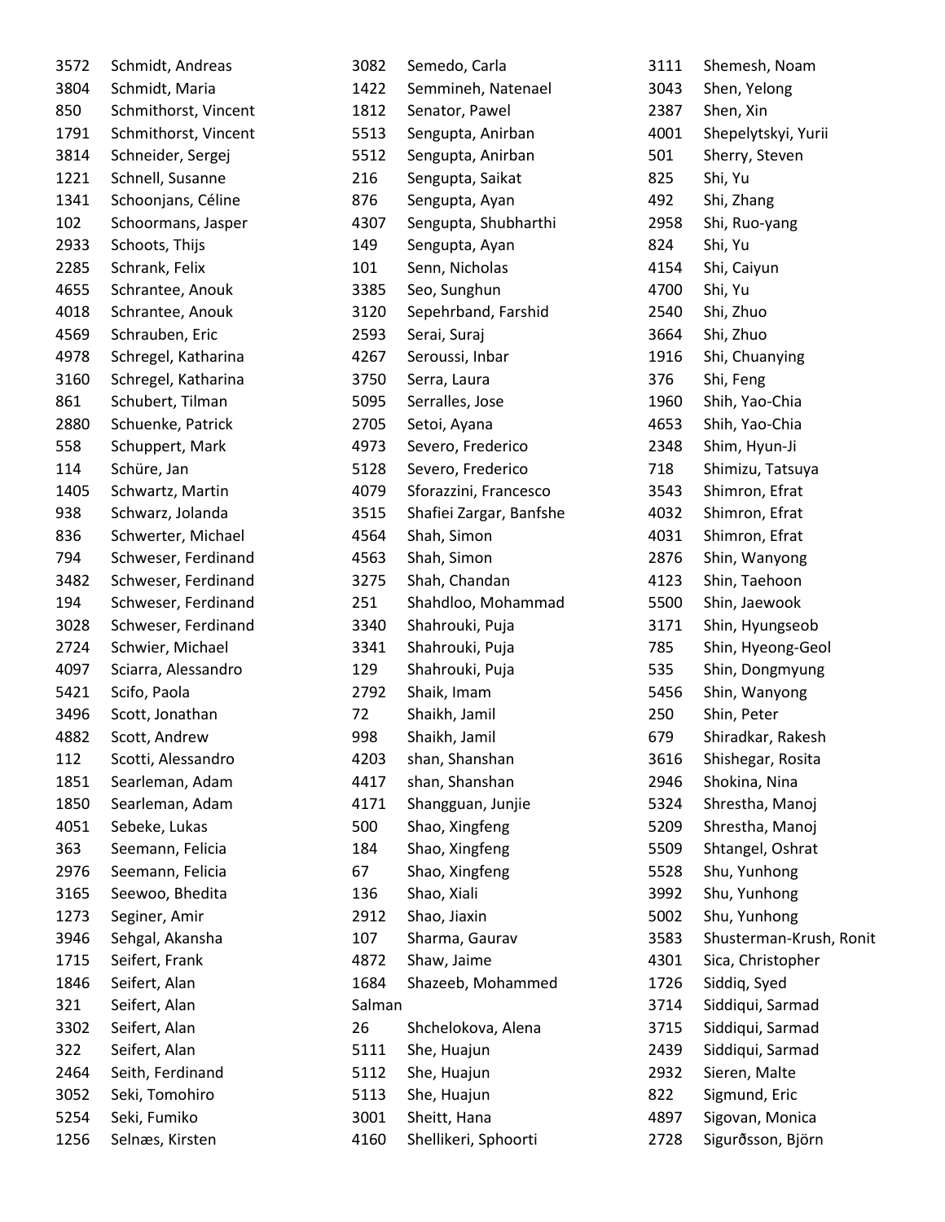| | |
|---|---|
| 3572 | Schmidt, Andreas |
| 3804 | Schmidt, Maria |
| 850 | Schmithorst, Vincent |
| 1791 | Schmithorst, Vincent |
| 3814 | Schneider, Sergej |
| 1221 | Schnell, Susanne |
| 1341 | Schoonjans, Céline |
| 102 | Schoormans, Jasper |
| 2933 | Schoots, Thijs |
| 2285 | Schrank, Felix |
| 4655 | Schrantee, Anouk |
| 4018 | Schrantee, Anouk |
| 4569 | Schrauben, Eric |
| 4978 | Schregel, Katharina |
| 3160 | Schregel, Katharina |
| 861 | Schubert, Tilman |
| 2880 | Schuenke, Patrick |
| 558 | Schuppert, Mark |
| 114 | Schüre, Jan |
| 1405 | Schwartz, Martin |
| 938 | Schwarz, Jolanda |
| 836 | Schwerter, Michael |
| 794 | Schweser, Ferdinand |
| 3482 | Schweser, Ferdinand |
| 194 | Schweser, Ferdinand |
| 3028 | Schweser, Ferdinand |
| 2724 | Schwier, Michael |
| 4097 | Sciarra, Alessandro |
| 5421 | Scifo, Paola |
| 3496 | Scott, Jonathan |
| 4882 | Scott, Andrew |
| 112 | Scotti, Alessandro |
| 1851 | Searleman, Adam |
| 1850 | Searleman, Adam |
| 4051 | Sebeke, Lukas |
| 363 | Seemann, Felicia |
| 2976 | Seemann, Felicia |
| 3165 | Seewoo, Bhedita |
| 1273 | Seginer, Amir |
| 3946 | Sehgal, Akansha |
| 1715 | Seifert, Frank |
| 1846 | Seifert, Alan |
| 321 | Seifert, Alan |
| 3302 | Seifert, Alan |
| 322 | Seifert, Alan |
| 2464 | Seith, Ferdinand |
| 3052 | Seki, Tomohiro |
| 5254 | Seki, Fumiko |
| 1256 | Selnæs, Kirsten |
| 3082 | Semedo, Carla |
| 1422 | Semmineh, Natenael |
| 1812 | Senator, Pawel |
| 5513 | Sengupta, Anirban |
| 5512 | Sengupta, Anirban |
| 216 | Sengupta, Saikat |
| 876 | Sengupta, Ayan |
| 4307 | Sengupta, Shubharthi |
| 149 | Sengupta, Ayan |
| 101 | Senn, Nicholas |
| 3385 | Seo, Sunghun |
| 3120 | Sepehrband, Farshid |
| 2593 | Serai, Suraj |
| 4267 | Seroussi, Inbar |
| 3750 | Serra, Laura |
| 5095 | Serralles, Jose |
| 2705 | Setoi, Ayana |
| 4973 | Severo, Frederico |
| 5128 | Severo, Frederico |
| 4079 | Sforazzini, Francesco |
| 3515 | Shafiei Zargar, Banfshe |
| 4564 | Shah, Simon |
| 4563 | Shah, Simon |
| 3275 | Shah, Chandan |
| 251 | Shahdloo, Mohammad |
| 3340 | Shahrouki, Puja |
| 3341 | Shahrouki, Puja |
| 129 | Shahrouki, Puja |
| 2792 | Shaik, Imam |
| 72 | Shaikh, Jamil |
| 998 | Shaikh, Jamil |
| 4203 | shan, Shanshan |
| 4417 | shan, Shanshan |
| 4171 | Shangguan, Junjie |
| 500 | Shao, Xingfeng |
| 184 | Shao, Xingfeng |
| 67 | Shao, Xingfeng |
| 136 | Shao, Xiali |
| 2912 | Shao, Jiaxin |
| 107 | Sharma, Gaurav |
| 4872 | Shaw, Jaime |
| 1684 | Shazeeb, Mohammed Salman |
| 26 | Shchelokova, Alena |
| 5111 | She, Huajun |
| 5112 | She, Huajun |
| 5113 | She, Huajun |
| 3001 | Sheitt, Hana |
| 4160 | Shellikeri, Sphoorti |
| 3111 | Shemesh, Noam |
| 3043 | Shen, Yelong |
| 2387 | Shen, Xin |
| 4001 | Shepelytskyi, Yurii |
| 501 | Sherry, Steven |
| 825 | Shi, Yu |
| 492 | Shi, Zhang |
| 2958 | Shi, Ruo-yang |
| 824 | Shi, Yu |
| 4154 | Shi, Caiyun |
| 4700 | Shi, Yu |
| 2540 | Shi, Zhuo |
| 3664 | Shi, Zhuo |
| 1916 | Shi, Chuanying |
| 376 | Shi, Feng |
| 1960 | Shih, Yao-Chia |
| 4653 | Shih, Yao-Chia |
| 2348 | Shim, Hyun-Ji |
| 718 | Shimizu, Tatsuya |
| 3543 | Shimron, Efrat |
| 4032 | Shimron, Efrat |
| 4031 | Shimron, Efrat |
| 2876 | Shin, Wanyong |
| 4123 | Shin, Taehoon |
| 5500 | Shin, Jaewook |
| 3171 | Shin, Hyungseob |
| 785 | Shin, Hyeong-Geol |
| 535 | Shin, Dongmyung |
| 5456 | Shin, Wanyong |
| 250 | Shin, Peter |
| 679 | Shiradkar, Rakesh |
| 3616 | Shishegar, Rosita |
| 2946 | Shokina, Nina |
| 5324 | Shrestha, Manoj |
| 5209 | Shrestha, Manoj |
| 5509 | Shtangel, Oshrat |
| 5528 | Shu, Yunhong |
| 3992 | Shu, Yunhong |
| 5002 | Shu, Yunhong |
| 3583 | Shusterman-Krush, Ronit |
| 4301 | Sica, Christopher |
| 1726 | Siddiq, Syed |
| 3714 | Siddiqui, Sarmad |
| 3715 | Siddiqui, Sarmad |
| 2439 | Siddiqui, Sarmad |
| 2932 | Sieren, Malte |
| 822 | Sigmund, Eric |
| 4897 | Sigovan, Monica |
| 2728 | Sigurðsson, Björn |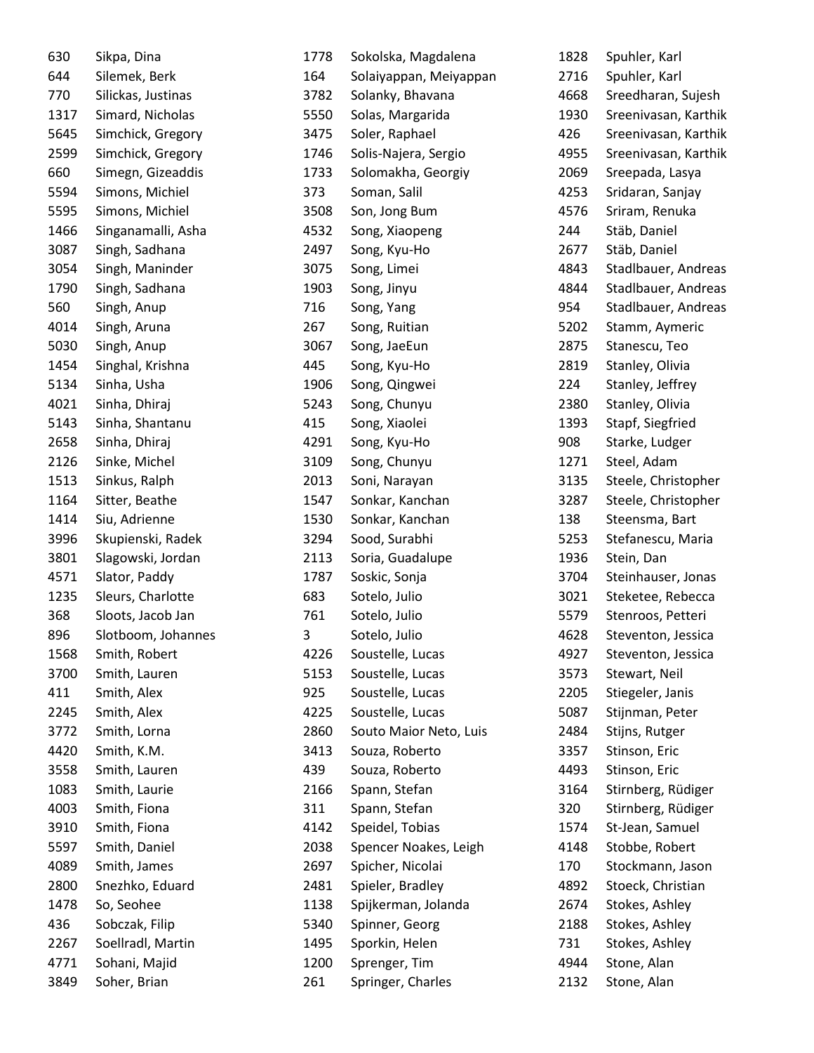| | |
|---|---|
| 630 | Sikpa, Dina |
| 644 | Silemek, Berk |
| 770 | Silickas, Justinas |
| 1317 | Simard, Nicholas |
| 5645 | Simchick, Gregory |
| 2599 | Simchick, Gregory |
| 660 | Simegn, Gizeaddis |
| 5594 | Simons, Michiel |
| 5595 | Simons, Michiel |
| 1466 | Singanamalli, Asha |
| 3087 | Singh, Sadhana |
| 3054 | Singh, Maninder |
| 1790 | Singh, Sadhana |
| 560 | Singh, Anup |
| 4014 | Singh, Aruna |
| 5030 | Singh, Anup |
| 1454 | Singhal, Krishna |
| 5134 | Sinha, Usha |
| 4021 | Sinha, Dhiraj |
| 5143 | Sinha, Shantanu |
| 2658 | Sinha, Dhiraj |
| 2126 | Sinke, Michel |
| 1513 | Sinkus, Ralph |
| 1164 | Sitter, Beathe |
| 1414 | Siu, Adrienne |
| 3996 | Skupienski, Radek |
| 3801 | Slagowski, Jordan |
| 4571 | Slator, Paddy |
| 1235 | Sleurs, Charlotte |
| 368 | Sloots, Jacob Jan |
| 896 | Slotboom, Johannes |
| 1568 | Smith, Robert |
| 3700 | Smith, Lauren |
| 411 | Smith, Alex |
| 2245 | Smith, Alex |
| 3772 | Smith, Lorna |
| 4420 | Smith, K.M. |
| 3558 | Smith, Lauren |
| 1083 | Smith, Laurie |
| 4003 | Smith, Fiona |
| 3910 | Smith, Fiona |
| 5597 | Smith, Daniel |
| 4089 | Smith, James |
| 2800 | Snezhko, Eduard |
| 1478 | So, Seohee |
| 436 | Sobczak, Filip |
| 2267 | Soellradl, Martin |
| 4771 | Sohani, Majid |
| 3849 | Soher, Brian |
| 1778 | Sokolska, Magdalena |
| 164 | Solaiyappan, Meiyappan |
| 3782 | Solanky, Bhavana |
| 5550 | Solas, Margarida |
| 3475 | Soler, Raphael |
| 1746 | Solis-Najera, Sergio |
| 1733 | Solomakha, Georgiy |
| 373 | Soman, Salil |
| 3508 | Son, Jong Bum |
| 4532 | Song, Xiaopeng |
| 2497 | Song, Kyu-Ho |
| 3075 | Song, Limei |
| 1903 | Song, Jinyu |
| 716 | Song, Yang |
| 267 | Song, Ruitian |
| 3067 | Song, JaeEun |
| 445 | Song, Kyu-Ho |
| 1906 | Song, Qingwei |
| 5243 | Song, Chunyu |
| 415 | Song, Xiaolei |
| 4291 | Song, Kyu-Ho |
| 3109 | Song, Chunyu |
| 2013 | Soni, Narayan |
| 1547 | Sonkar, Kanchan |
| 1530 | Sonkar, Kanchan |
| 3294 | Sood, Surabhi |
| 2113 | Soria, Guadalupe |
| 1787 | Soskic, Sonja |
| 683 | Sotelo, Julio |
| 761 | Sotelo, Julio |
| 3 | Sotelo, Julio |
| 4226 | Soustelle, Lucas |
| 5153 | Soustelle, Lucas |
| 925 | Soustelle, Lucas |
| 4225 | Soustelle, Lucas |
| 2860 | Souto Maior Neto, Luis |
| 3413 | Souza, Roberto |
| 439 | Souza, Roberto |
| 2166 | Spann, Stefan |
| 311 | Spann, Stefan |
| 4142 | Speidel, Tobias |
| 2038 | Spencer Noakes, Leigh |
| 2697 | Spicher, Nicolai |
| 2481 | Spieler, Bradley |
| 1138 | Spijkerman, Jolanda |
| 5340 | Spinner, Georg |
| 1495 | Sporkin, Helen |
| 1200 | Sprenger, Tim |
| 261 | Springer, Charles |
| 1828 | Spuhler, Karl |
| 2716 | Spuhler, Karl |
| 4668 | Sreedharan, Sujesh |
| 1930 | Sreenivasan, Karthik |
| 426 | Sreenivasan, Karthik |
| 4955 | Sreenivasan, Karthik |
| 2069 | Sreepada, Lasya |
| 4253 | Sridaran, Sanjay |
| 4576 | Sriram, Renuka |
| 244 | Stäb, Daniel |
| 2677 | Stäb, Daniel |
| 4843 | Stadlbauer, Andreas |
| 4844 | Stadlbauer, Andreas |
| 954 | Stadlbauer, Andreas |
| 5202 | Stamm, Aymeric |
| 2875 | Stanescu, Teo |
| 2819 | Stanley, Olivia |
| 224 | Stanley, Jeffrey |
| 2380 | Stanley, Olivia |
| 1393 | Stapf, Siegfried |
| 908 | Starke, Ludger |
| 1271 | Steel, Adam |
| 3135 | Steele, Christopher |
| 3287 | Steele, Christopher |
| 138 | Steensma, Bart |
| 5253 | Stefanescu, Maria |
| 1936 | Stein, Dan |
| 3704 | Steinhauser, Jonas |
| 3021 | Steketee, Rebecca |
| 5579 | Stenroos, Petteri |
| 4628 | Steventon, Jessica |
| 4927 | Steventon, Jessica |
| 3573 | Stewart, Neil |
| 2205 | Stiegeler, Janis |
| 5087 | Stijnman, Peter |
| 2484 | Stijns, Rutger |
| 3357 | Stinson, Eric |
| 4493 | Stinson, Eric |
| 3164 | Stirnberg, Rüdiger |
| 320 | Stirnberg, Rüdiger |
| 1574 | St-Jean, Samuel |
| 4148 | Stobbe, Robert |
| 170 | Stockmann, Jason |
| 4892 | Stoeck, Christian |
| 2674 | Stokes, Ashley |
| 2188 | Stokes, Ashley |
| 731 | Stokes, Ashley |
| 4944 | Stone, Alan |
| 2132 | Stone, Alan |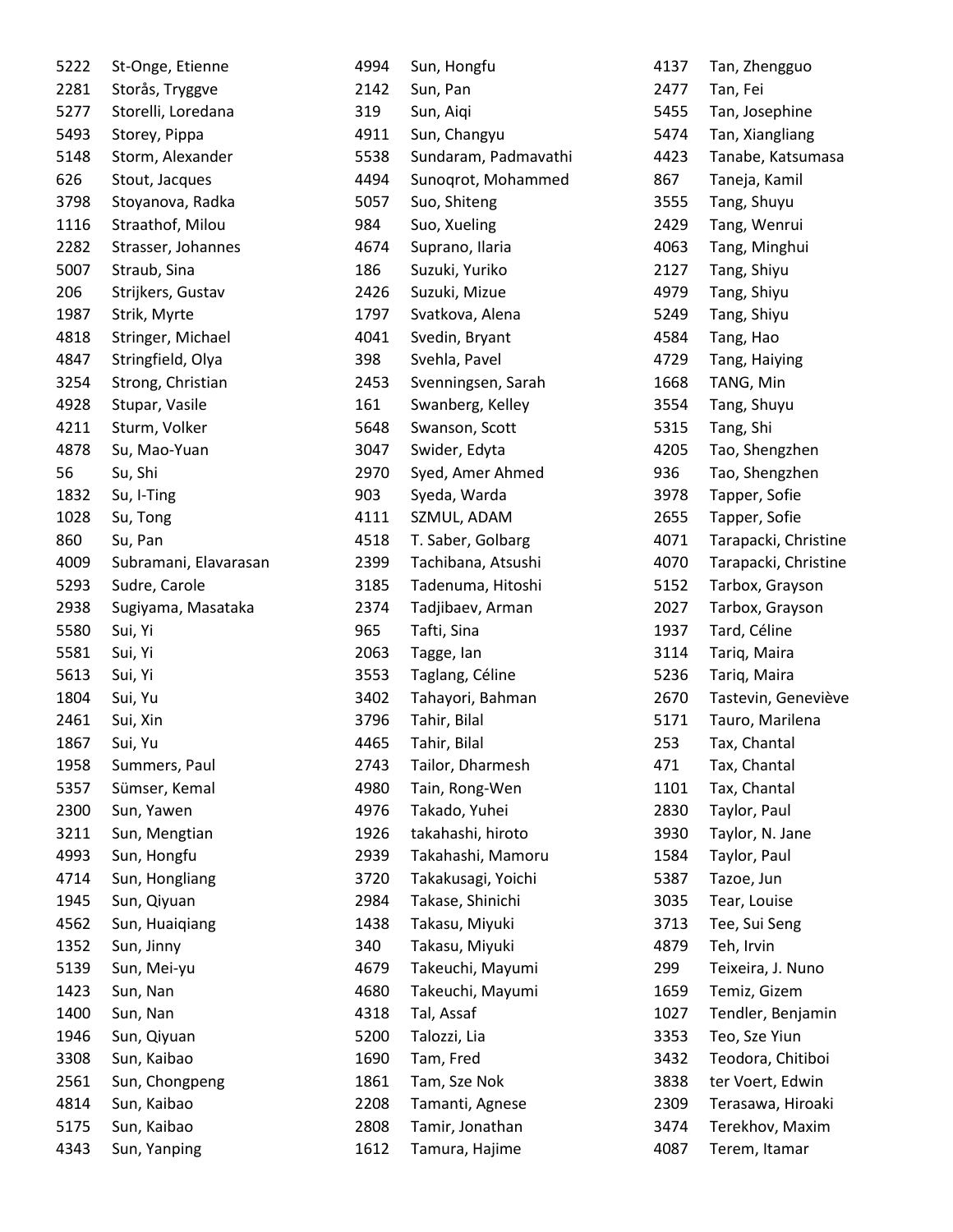| | |
|---|---|
| 5222 | St-Onge, Etienne |
| 2281 | Storås, Tryggve |
| 5277 | Storelli, Loredana |
| 5493 | Storey, Pippa |
| 5148 | Storm, Alexander |
| 626 | Stout, Jacques |
| 3798 | Stoyanova, Radka |
| 1116 | Straathof, Milou |
| 2282 | Strasser, Johannes |
| 5007 | Straub, Sina |
| 206 | Strijkers, Gustav |
| 1987 | Strik, Myrte |
| 4818 | Stringer, Michael |
| 4847 | Stringfield, Olya |
| 3254 | Strong, Christian |
| 4928 | Stupar, Vasile |
| 4211 | Sturm, Volker |
| 4878 | Su, Mao-Yuan |
| 56 | Su, Shi |
| 1832 | Su, I-Ting |
| 1028 | Su, Tong |
| 860 | Su, Pan |
| 4009 | Subramani, Elavarasan |
| 5293 | Sudre, Carole |
| 2938 | Sugiyama, Masataka |
| 5580 | Sui, Yi |
| 5581 | Sui, Yi |
| 5613 | Sui, Yi |
| 1804 | Sui, Yu |
| 2461 | Sui, Xin |
| 1867 | Sui, Yu |
| 1958 | Summers, Paul |
| 5357 | Sümser, Kemal |
| 2300 | Sun, Yawen |
| 3211 | Sun, Mengtian |
| 4993 | Sun, Hongfu |
| 4714 | Sun, Hongliang |
| 1945 | Sun, Qiyuan |
| 4562 | Sun, Huaiqiang |
| 1352 | Sun, Jinny |
| 5139 | Sun, Mei-yu |
| 1423 | Sun, Nan |
| 1400 | Sun, Nan |
| 1946 | Sun, Qiyuan |
| 3308 | Sun, Kaibao |
| 2561 | Sun, Chongpeng |
| 4814 | Sun, Kaibao |
| 5175 | Sun, Kaibao |
| 4343 | Sun, Yanping |
| 4994 | Sun, Hongfu |
| 2142 | Sun, Pan |
| 319 | Sun, Aiqi |
| 4911 | Sun, Changyu |
| 5538 | Sundaram, Padmavathi |
| 4494 | Sunoqrot, Mohammed |
| 5057 | Suo, Shiteng |
| 984 | Suo, Xueling |
| 4674 | Suprano, Ilaria |
| 186 | Suzuki, Yuriko |
| 2426 | Suzuki, Mizue |
| 1797 | Svatkova, Alena |
| 4041 | Svedin, Bryant |
| 398 | Svehla, Pavel |
| 2453 | Svenningsen, Sarah |
| 161 | Swanberg, Kelley |
| 5648 | Swanson, Scott |
| 3047 | Swider, Edyta |
| 2970 | Syed, Amer Ahmed |
| 903 | Syeda, Warda |
| 4111 | SZMUL, ADAM |
| 4518 | T. Saber, Golbarg |
| 2399 | Tachibana, Atsushi |
| 3185 | Tadenuma, Hitoshi |
| 2374 | Tadjibaev, Arman |
| 965 | Tafti, Sina |
| 2063 | Tagge, Ian |
| 3553 | Taglang, Céline |
| 3402 | Tahayori, Bahman |
| 3796 | Tahir, Bilal |
| 4465 | Tahir, Bilal |
| 2743 | Tailor, Dharmesh |
| 4980 | Tain, Rong-Wen |
| 4976 | Takado, Yuhei |
| 1926 | takahashi, hiroto |
| 2939 | Takahashi, Mamoru |
| 3720 | Takakusagi, Yoichi |
| 2984 | Takase, Shinichi |
| 1438 | Takasu, Miyuki |
| 340 | Takasu, Miyuki |
| 4679 | Takeuchi, Mayumi |
| 4680 | Takeuchi, Mayumi |
| 4318 | Tal, Assaf |
| 5200 | Talozzi, Lia |
| 1690 | Tam, Fred |
| 1861 | Tam, Sze Nok |
| 2208 | Tamanti, Agnese |
| 2808 | Tamir, Jonathan |
| 1612 | Tamura, Hajime |
| 4137 | Tan, Zhengguo |
| 2477 | Tan, Fei |
| 5455 | Tan, Josephine |
| 5474 | Tan, Xiangliang |
| 4423 | Tanabe, Katsumasa |
| 867 | Taneja, Kamil |
| 3555 | Tang, Shuyu |
| 2429 | Tang, Wenrui |
| 4063 | Tang, Minghui |
| 2127 | Tang, Shiyu |
| 4979 | Tang, Shiyu |
| 5249 | Tang, Shiyu |
| 4584 | Tang, Hao |
| 4729 | Tang, Haiying |
| 1668 | TANG, Min |
| 3554 | Tang, Shuyu |
| 5315 | Tang, Shi |
| 4205 | Tao, Shengzhen |
| 936 | Tao, Shengzhen |
| 3978 | Tapper, Sofie |
| 2655 | Tapper, Sofie |
| 4071 | Tarapacki, Christine |
| 4070 | Tarapacki, Christine |
| 5152 | Tarbox, Grayson |
| 2027 | Tarbox, Grayson |
| 1937 | Tard, Céline |
| 3114 | Tariq, Maira |
| 5236 | Tariq, Maira |
| 2670 | Tastevin, Geneviève |
| 5171 | Tauro, Marilena |
| 253 | Tax, Chantal |
| 471 | Tax, Chantal |
| 1101 | Tax, Chantal |
| 2830 | Taylor, Paul |
| 3930 | Taylor, N. Jane |
| 1584 | Taylor, Paul |
| 5387 | Tazoe, Jun |
| 3035 | Tear, Louise |
| 3713 | Tee, Sui Seng |
| 4879 | Teh, Irvin |
| 299 | Teixeira, J. Nuno |
| 1659 | Temiz, Gizem |
| 1027 | Tendler, Benjamin |
| 3353 | Teo, Sze Yiun |
| 3432 | Teodora, Chitiboi |
| 3838 | ter Voert, Edwin |
| 2309 | Terasawa, Hiroaki |
| 3474 | Terekhov, Maxim |
| 4087 | Terem, Itamar |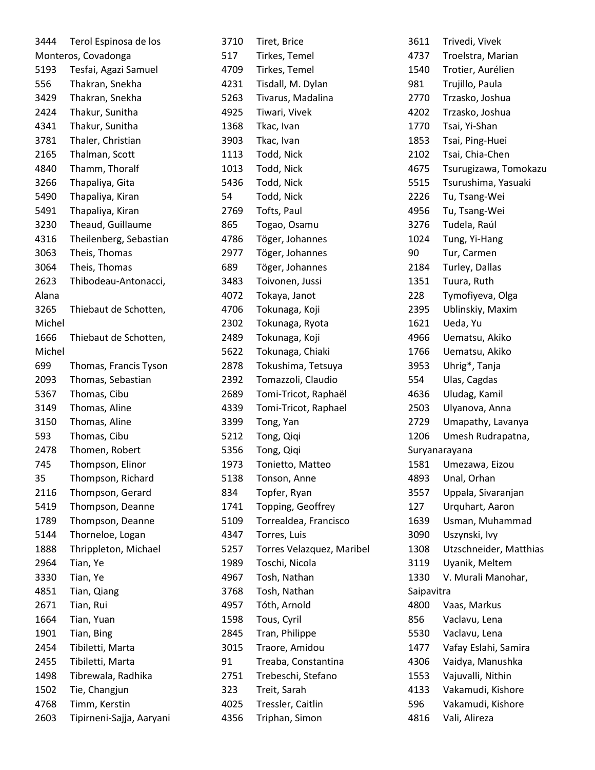| | |
|---|---|
| 3444 | Terol Espinosa de los Monteros, Covadonga |
| 5193 | Tesfai, Agazi Samuel |
| 556 | Thakran, Snekha |
| 3429 | Thakran, Snekha |
| 2424 | Thakur, Sunitha |
| 4341 | Thakur, Sunitha |
| 3781 | Thaler, Christian |
| 2165 | Thalman, Scott |
| 4840 | Thamm, Thoralf |
| 3266 | Thapaliya, Gita |
| 5490 | Thapaliya, Kiran |
| 5491 | Thapaliya, Kiran |
| 3230 | Theaud, Guillaume |
| 4316 | Theilenberg, Sebastian |
| 3063 | Theis, Thomas |
| 3064 | Theis, Thomas |
| 2623 | Thibodeau-Antonacci, Alana |
| 3265 | Thiebaut de Schotten, Michel |
| 1666 | Thiebaut de Schotten, Michel |
| 699 | Thomas, Francis Tyson |
| 2093 | Thomas, Sebastian |
| 5367 | Thomas, Cibu |
| 3149 | Thomas, Aline |
| 3150 | Thomas, Aline |
| 593 | Thomas, Cibu |
| 2478 | Thomen, Robert |
| 745 | Thompson, Elinor |
| 35 | Thompson, Richard |
| 2116 | Thompson, Gerard |
| 5419 | Thompson, Deanne |
| 1789 | Thompson, Deanne |
| 5144 | Thorneloe, Logan |
| 1888 | Thrippleton, Michael |
| 2964 | Tian, Ye |
| 3330 | Tian, Ye |
| 4851 | Tian, Qiang |
| 2671 | Tian, Rui |
| 1664 | Tian, Yuan |
| 1901 | Tian, Bing |
| 2454 | Tibiletti, Marta |
| 2455 | Tibiletti, Marta |
| 1498 | Tibrewala, Radhika |
| 1502 | Tie, Changjun |
| 4768 | Timm, Kerstin |
| 2603 | Tipirneni-Sajja, Aaryani |
| 3710 | Tiret, Brice |
| 517 | Tirkes, Temel |
| 4709 | Tirkes, Temel |
| 4231 | Tisdall, M. Dylan |
| 5263 | Tivarus, Madalina |
| 4925 | Tiwari, Vivek |
| 1368 | Tkac, Ivan |
| 3903 | Tkac, Ivan |
| 1113 | Todd, Nick |
| 1013 | Todd, Nick |
| 5436 | Todd, Nick |
| 54 | Todd, Nick |
| 2769 | Tofts, Paul |
| 865 | Togao, Osamu |
| 4786 | Töger, Johannes |
| 2977 | Töger, Johannes |
| 689 | Töger, Johannes |
| 3483 | Toivonen, Jussi |
| 4072 | Tokaya, Janot |
| 4706 | Tokunaga, Koji |
| 2302 | Tokunaga, Ryota |
| 2489 | Tokunaga, Koji |
| 5622 | Tokunaga, Chiaki |
| 2878 | Tokushima, Tetsuya |
| 2392 | Tomazzoli, Claudio |
| 2689 | Tomi-Tricot, Raphaël |
| 4339 | Tomi-Tricot, Raphael |
| 3399 | Tong, Yan |
| 5212 | Tong, Qiqi |
| 5356 | Tong, Qiqi |
| 1973 | Tonietto, Matteo |
| 5138 | Tonson, Anne |
| 834 | Topfer, Ryan |
| 1741 | Topping, Geoffrey |
| 5109 | Torrealdea, Francisco |
| 4347 | Torres, Luis |
| 5257 | Torres Velazquez, Maribel |
| 1989 | Toschi, Nicola |
| 4967 | Tosh, Nathan |
| 3768 | Tosh, Nathan |
| 4957 | Tóth, Arnold |
| 1598 | Tous, Cyril |
| 2845 | Tran, Philippe |
| 3015 | Traore, Amidou |
| 91 | Treaba, Constantina |
| 2751 | Trebeschi, Stefano |
| 323 | Treit, Sarah |
| 4025 | Tressler, Caitlin |
| 4356 | Triphan, Simon |
| 3611 | Trivedi, Vivek |
| 4737 | Troelstra, Marian |
| 1540 | Trotier, Aurélien |
| 981 | Trujillo, Paula |
| 2770 | Trzasko, Joshua |
| 4202 | Trzasko, Joshua |
| 1770 | Tsai, Yi-Shan |
| 1853 | Tsai, Ping-Huei |
| 2102 | Tsai, Chia-Chen |
| 4675 | Tsurugizawa, Tomokazu |
| 5515 | Tsurushima, Yasuaki |
| 2226 | Tu, Tsang-Wei |
| 4956 | Tu, Tsang-Wei |
| 3276 | Tudela, Raúl |
| 1024 | Tung, Yi-Hang |
| 90 | Tur, Carmen |
| 2184 | Turley, Dallas |
| 1351 | Tuura, Ruth |
| 228 | Tymofiyeva, Olga |
| 2395 | Ublinskiy, Maxim |
| 1621 | Ueda, Yu |
| 4966 | Uematsu, Akiko |
| 1766 | Uematsu, Akiko |
| 3953 | Uhrig*, Tanja |
| 554 | Ulas, Cagdas |
| 4636 | Uludag, Kamil |
| 2503 | Ulyanova, Anna |
| 2729 | Umapathy, Lavanya |
| 1206 | Umesh Rudrapatna, Suryanarayana |
| 1581 | Umezawa, Eizou |
| 4893 | Unal, Orhan |
| 3557 | Uppala, Sivaranjan |
| 127 | Urquhart, Aaron |
| 1639 | Usman, Muhammad |
| 3090 | Uszynski, Ivy |
| 1308 | Utzschneider, Matthias |
| 3119 | Uyanik, Meltem |
| 1330 | V. Murali Manohar, Saipavitra |
| 4800 | Vaas, Markus |
| 856 | Vaclavu, Lena |
| 5530 | Vaclavu, Lena |
| 1477 | Vafay Eslahi, Samira |
| 4306 | Vaidya, Manushka |
| 1553 | Vajuvalli, Nithin |
| 4133 | Vakamudi, Kishore |
| 596 | Vakamudi, Kishore |
| 4816 | Vali, Alireza |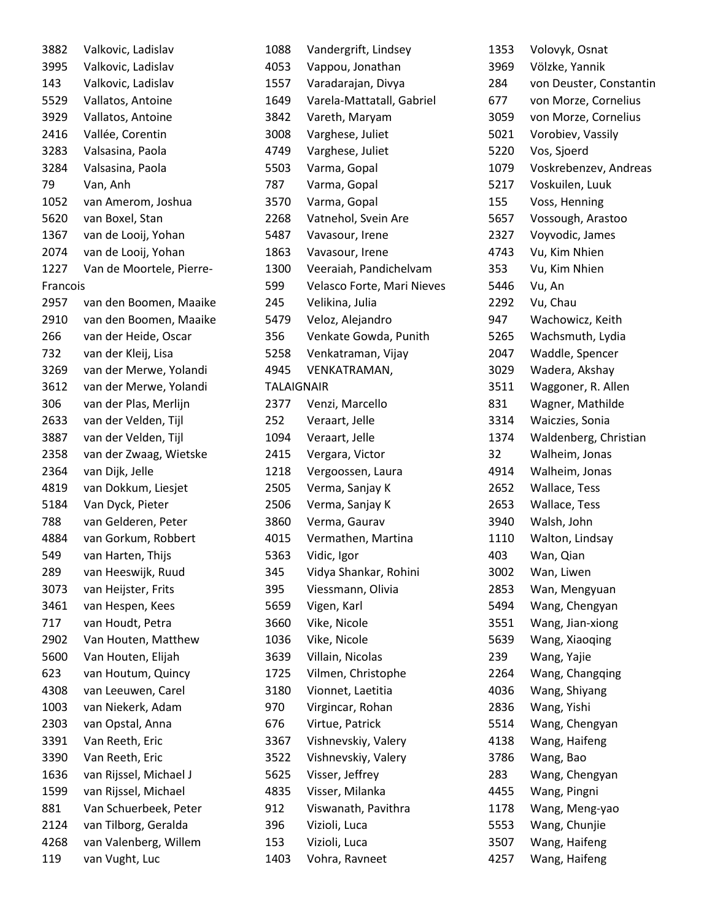| | |
|---|---|
| 3882 | Valkovic, Ladislav |
| 3995 | Valkovic, Ladislav |
| 143 | Valkovic, Ladislav |
| 5529 | Vallatos, Antoine |
| 3929 | Vallatos, Antoine |
| 2416 | Vallée, Corentin |
| 3283 | Valsasina, Paola |
| 3284 | Valsasina, Paola |
| 79 | Van, Anh |
| 1052 | van Amerom, Joshua |
| 5620 | van Boxel, Stan |
| 1367 | van de Looij, Yohan |
| 2074 | van de Looij, Yohan |
| 1227 | Van de Moortele, Pierre-Francois |
| 2957 | van den Boomen, Maaike |
| 2910 | van den Boomen, Maaike |
| 266 | van der Heide, Oscar |
| 732 | van der Kleij, Lisa |
| 3269 | van der Merwe, Yolandi |
| 3612 | van der Merwe, Yolandi |
| 306 | van der Plas, Merlijn |
| 2633 | van der Velden, Tijl |
| 3887 | van der Velden, Tijl |
| 2358 | van der Zwaag, Wietske |
| 2364 | van Dijk, Jelle |
| 4819 | van Dokkum, Liesjet |
| 5184 | Van Dyck, Pieter |
| 788 | van Gelderen, Peter |
| 4884 | van Gorkum, Robbert |
| 549 | van Harten, Thijs |
| 289 | van Heeswijk, Ruud |
| 3073 | van Heijster, Frits |
| 3461 | van Hespen, Kees |
| 717 | van Houdt, Petra |
| 2902 | Van Houten, Matthew |
| 5600 | Van Houten, Elijah |
| 623 | van Houtum, Quincy |
| 4308 | van Leeuwen, Carel |
| 1003 | van Niekerk, Adam |
| 2303 | van Opstal, Anna |
| 3391 | Van Reeth, Eric |
| 3390 | Van Reeth, Eric |
| 1636 | van Rijssel, Michael J |
| 1599 | van Rijssel, Michael |
| 881 | Van Schuerbeek, Peter |
| 2124 | van Tilborg, Geralda |
| 4268 | van Valenberg, Willem |
| 119 | van Vught, Luc |
| 1088 | Vandergrift, Lindsey |
| 4053 | Vappou, Jonathan |
| 1557 | Varadarajan, Divya |
| 1649 | Varela-Mattatall, Gabriel |
| 3842 | Vareth, Maryam |
| 3008 | Varghese, Juliet |
| 4749 | Varghese, Juliet |
| 5503 | Varma, Gopal |
| 787 | Varma, Gopal |
| 3570 | Varma, Gopal |
| 2268 | Vatnehol, Svein Are |
| 5487 | Vavasour, Irene |
| 1863 | Vavasour, Irene |
| 1300 | Veeraiah, Pandichelvam |
| 599 | Velasco Forte, Mari Nieves |
| 245 | Velikina, Julia |
| 5479 | Veloz, Alejandro |
| 356 | Venkate Gowda, Punith |
| 5258 | Venkatraman, Vijay |
| 4945 | VENKATRAMAN, TALAIGNAIR |
| 2377 | Venzi, Marcello |
| 252 | Veraart, Jelle |
| 1094 | Veraart, Jelle |
| 2415 | Vergara, Victor |
| 1218 | Vergoossen, Laura |
| 2505 | Verma, Sanjay K |
| 2506 | Verma, Sanjay K |
| 3860 | Verma, Gaurav |
| 4015 | Vermathen, Martina |
| 5363 | Vidic, Igor |
| 345 | Vidya Shankar, Rohini |
| 395 | Viessmann, Olivia |
| 5659 | Vigen, Karl |
| 3660 | Vike, Nicole |
| 1036 | Vike, Nicole |
| 3639 | Villain, Nicolas |
| 1725 | Vilmen, Christophe |
| 3180 | Vionnet, Laetitia |
| 970 | Virgincar, Rohan |
| 676 | Virtue, Patrick |
| 3367 | Vishnevskiy, Valery |
| 3522 | Vishnevskiy, Valery |
| 5625 | Visser, Jeffrey |
| 4835 | Visser, Milanka |
| 912 | Viswanath, Pavithra |
| 396 | Vizioli, Luca |
| 153 | Vizioli, Luca |
| 1403 | Vohra, Ravneet |
| 1353 | Volovyk, Osnat |
| 3969 | Völzke, Yannik |
| 284 | von Deuster, Constantin |
| 677 | von Morze, Cornelius |
| 3059 | von Morze, Cornelius |
| 5021 | Vorobiev, Vassily |
| 5220 | Vos, Sjoerd |
| 1079 | Voskrebenzev, Andreas |
| 5217 | Voskuilen, Luuk |
| 155 | Voss, Henning |
| 5657 | Vossough, Arastoo |
| 2327 | Voyvodic, James |
| 4743 | Vu, Kim Nhien |
| 353 | Vu, Kim Nhien |
| 5446 | Vu, An |
| 2292 | Vu, Chau |
| 947 | Wachowicz, Keith |
| 5265 | Wachsmuth, Lydia |
| 2047 | Waddle, Spencer |
| 3029 | Wadera, Akshay |
| 3511 | Waggoner, R. Allen |
| 831 | Wagner, Mathilde |
| 3314 | Waiczies, Sonia |
| 1374 | Waldenberg, Christian |
| 32 | Walheim, Jonas |
| 4914 | Walheim, Jonas |
| 2652 | Wallace, Tess |
| 2653 | Wallace, Tess |
| 3940 | Walsh, John |
| 1110 | Walton, Lindsay |
| 403 | Wan, Qian |
| 3002 | Wan, Liwen |
| 2853 | Wan, Mengyuan |
| 5494 | Wang, Chengyan |
| 3551 | Wang, Jian-xiong |
| 5639 | Wang, Xiaoqing |
| 239 | Wang, Yajie |
| 2264 | Wang, Changqing |
| 4036 | Wang, Shiyang |
| 2836 | Wang, Yishi |
| 5514 | Wang, Chengyan |
| 4138 | Wang, Haifeng |
| 3786 | Wang, Bao |
| 283 | Wang, Chengyan |
| 4455 | Wang, Pingni |
| 1178 | Wang, Meng-yao |
| 5553 | Wang, Chunjie |
| 3507 | Wang, Haifeng |
| 4257 | Wang, Haifeng |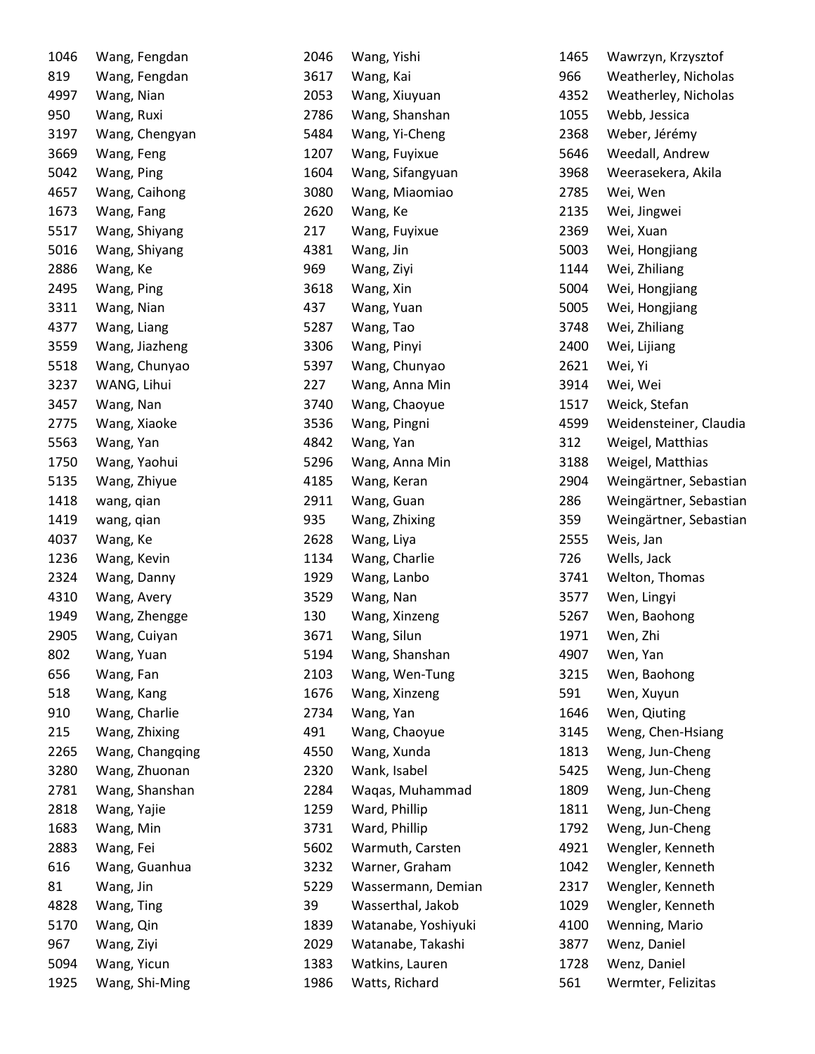| | |
|---|---|
| 1046 | Wang, Fengdan |
| 819 | Wang, Fengdan |
| 4997 | Wang, Nian |
| 950 | Wang, Ruxi |
| 3197 | Wang, Chengyan |
| 3669 | Wang, Feng |
| 5042 | Wang, Ping |
| 4657 | Wang, Caihong |
| 1673 | Wang, Fang |
| 5517 | Wang, Shiyang |
| 5016 | Wang, Shiyang |
| 2886 | Wang, Ke |
| 2495 | Wang, Ping |
| 3311 | Wang, Nian |
| 4377 | Wang, Liang |
| 3559 | Wang, Jiazheng |
| 5518 | Wang, Chunyao |
| 3237 | WANG, Lihui |
| 3457 | Wang, Nan |
| 2775 | Wang, Xiaoke |
| 5563 | Wang, Yan |
| 1750 | Wang, Yaohui |
| 5135 | Wang, Zhiyue |
| 1418 | wang, qian |
| 1419 | wang, qian |
| 4037 | Wang, Ke |
| 1236 | Wang, Kevin |
| 2324 | Wang, Danny |
| 4310 | Wang, Avery |
| 1949 | Wang, Zhengge |
| 2905 | Wang, Cuiyan |
| 802 | Wang, Yuan |
| 656 | Wang, Fan |
| 518 | Wang, Kang |
| 910 | Wang, Charlie |
| 215 | Wang, Zhixing |
| 2265 | Wang, Changqing |
| 3280 | Wang, Zhuonan |
| 2781 | Wang, Shanshan |
| 2818 | Wang, Yajie |
| 1683 | Wang, Min |
| 2883 | Wang, Fei |
| 616 | Wang, Guanhua |
| 81 | Wang, Jin |
| 4828 | Wang, Ting |
| 5170 | Wang, Qin |
| 967 | Wang, Ziyi |
| 5094 | Wang, Yicun |
| 1925 | Wang, Shi-Ming |
| 2046 | Wang, Yishi |
| 3617 | Wang, Kai |
| 2053 | Wang, Xiuyuan |
| 2786 | Wang, Shanshan |
| 5484 | Wang, Yi-Cheng |
| 1207 | Wang, Fuyixue |
| 1604 | Wang, Sifangyuan |
| 3080 | Wang, Miaomiao |
| 2620 | Wang, Ke |
| 217 | Wang, Fuyixue |
| 4381 | Wang, Jin |
| 969 | Wang, Ziyi |
| 3618 | Wang, Xin |
| 437 | Wang, Yuan |
| 5287 | Wang, Tao |
| 3306 | Wang, Pinyi |
| 5397 | Wang, Chunyao |
| 227 | Wang, Anna Min |
| 3740 | Wang, Chaoyue |
| 3536 | Wang, Pingni |
| 4842 | Wang, Yan |
| 5296 | Wang, Anna Min |
| 4185 | Wang, Keran |
| 2911 | Wang, Guan |
| 935 | Wang, Zhixing |
| 2628 | Wang, Liya |
| 1134 | Wang, Charlie |
| 1929 | Wang, Lanbo |
| 3529 | Wang, Nan |
| 130 | Wang, Xinzeng |
| 3671 | Wang, Silun |
| 5194 | Wang, Shanshan |
| 2103 | Wang, Wen-Tung |
| 1676 | Wang, Xinzeng |
| 2734 | Wang, Yan |
| 491 | Wang, Chaoyue |
| 4550 | Wang, Xunda |
| 2320 | Wank, Isabel |
| 2284 | Waqas, Muhammad |
| 1259 | Ward, Phillip |
| 3731 | Ward, Phillip |
| 5602 | Warmuth, Carsten |
| 3232 | Warner, Graham |
| 5229 | Wassermann, Demian |
| 39 | Wasserthal, Jakob |
| 1839 | Watanabe, Yoshiyuki |
| 2029 | Watanabe, Takashi |
| 1383 | Watkins, Lauren |
| 1986 | Watts, Richard |
| 1465 | Wawrzyn, Krzysztof |
| 966 | Weatherley, Nicholas |
| 4352 | Weatherley, Nicholas |
| 1055 | Webb, Jessica |
| 2368 | Weber, Jérémy |
| 5646 | Weedall, Andrew |
| 3968 | Weerasekera, Akila |
| 2785 | Wei, Wen |
| 2135 | Wei, Jingwei |
| 2369 | Wei, Xuan |
| 5003 | Wei, Hongjiang |
| 1144 | Wei, Zhiliang |
| 5004 | Wei, Hongjiang |
| 5005 | Wei, Hongjiang |
| 3748 | Wei, Zhiliang |
| 2400 | Wei, Lijiang |
| 2621 | Wei, Yi |
| 3914 | Wei, Wei |
| 1517 | Weick, Stefan |
| 4599 | Weidensteiner, Claudia |
| 312 | Weigel, Matthias |
| 3188 | Weigel, Matthias |
| 2904 | Weingärtner, Sebastian |
| 286 | Weingärtner, Sebastian |
| 359 | Weingärtner, Sebastian |
| 2555 | Weis, Jan |
| 726 | Wells, Jack |
| 3741 | Welton, Thomas |
| 3577 | Wen, Lingyi |
| 5267 | Wen, Baohong |
| 1971 | Wen, Zhi |
| 4907 | Wen, Yan |
| 3215 | Wen, Baohong |
| 591 | Wen, Xuyun |
| 1646 | Wen, Qiuting |
| 3145 | Weng, Chen-Hsiang |
| 1813 | Weng, Jun-Cheng |
| 5425 | Weng, Jun-Cheng |
| 1809 | Weng, Jun-Cheng |
| 1811 | Weng, Jun-Cheng |
| 1792 | Weng, Jun-Cheng |
| 4921 | Wengler, Kenneth |
| 1042 | Wengler, Kenneth |
| 2317 | Wengler, Kenneth |
| 1029 | Wengler, Kenneth |
| 4100 | Wenning, Mario |
| 3877 | Wenz, Daniel |
| 1728 | Wenz, Daniel |
| 561 | Wermter, Felizitas |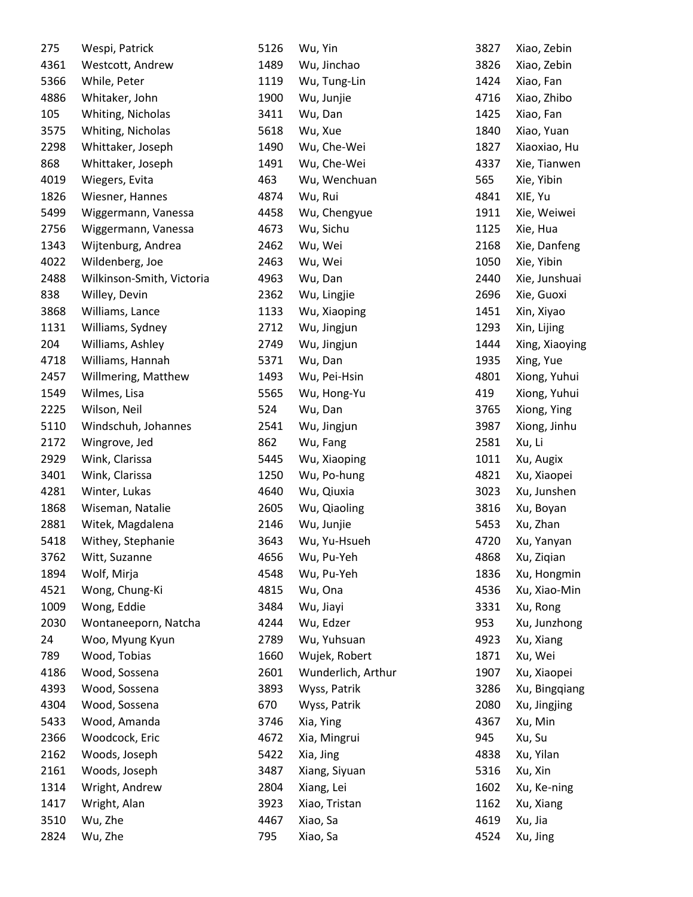| | |
|---|---|
| 275 | Wespi, Patrick |
| 4361 | Westcott, Andrew |
| 5366 | While, Peter |
| 4886 | Whitaker, John |
| 105 | Whiting, Nicholas |
| 3575 | Whiting, Nicholas |
| 2298 | Whittaker, Joseph |
| 868 | Whittaker, Joseph |
| 4019 | Wiegers, Evita |
| 1826 | Wiesner, Hannes |
| 5499 | Wiggermann, Vanessa |
| 2756 | Wiggermann, Vanessa |
| 1343 | Wijtenburg, Andrea |
| 4022 | Wildenberg, Joe |
| 2488 | Wilkinson-Smith, Victoria |
| 838 | Willey, Devin |
| 3868 | Williams, Lance |
| 1131 | Williams, Sydney |
| 204 | Williams, Ashley |
| 4718 | Williams, Hannah |
| 2457 | Willmering, Matthew |
| 1549 | Wilmes, Lisa |
| 2225 | Wilson, Neil |
| 5110 | Windschuh, Johannes |
| 2172 | Wingrove, Jed |
| 2929 | Wink, Clarissa |
| 3401 | Wink, Clarissa |
| 4281 | Winter, Lukas |
| 1868 | Wiseman, Natalie |
| 2881 | Witek, Magdalena |
| 5418 | Withey, Stephanie |
| 3762 | Witt, Suzanne |
| 1894 | Wolf, Mirja |
| 4521 | Wong, Chung-Ki |
| 1009 | Wong, Eddie |
| 2030 | Wontaneeporn, Natcha |
| 24 | Woo, Myung Kyun |
| 789 | Wood, Tobias |
| 4186 | Wood, Sossena |
| 4393 | Wood, Sossena |
| 4304 | Wood, Sossena |
| 5433 | Wood, Amanda |
| 2366 | Woodcock, Eric |
| 2162 | Woods, Joseph |
| 2161 | Woods, Joseph |
| 1314 | Wright, Andrew |
| 1417 | Wright, Alan |
| 3510 | Wu, Zhe |
| 2824 | Wu, Zhe |
| 5126 | Wu, Yin |
| 1489 | Wu, Jinchao |
| 1119 | Wu, Tung-Lin |
| 1900 | Wu, Junjie |
| 3411 | Wu, Dan |
| 5618 | Wu, Xue |
| 1490 | Wu, Che-Wei |
| 1491 | Wu, Che-Wei |
| 463 | Wu, Wenchuan |
| 4874 | Wu, Rui |
| 4458 | Wu, Chengyue |
| 4673 | Wu, Sichu |
| 2462 | Wu, Wei |
| 2463 | Wu, Wei |
| 4963 | Wu, Dan |
| 2362 | Wu, Lingjie |
| 1133 | Wu, Xiaoping |
| 2712 | Wu, Jingjun |
| 2749 | Wu, Jingjun |
| 5371 | Wu, Dan |
| 1493 | Wu, Pei-Hsin |
| 5565 | Wu, Hong-Yu |
| 524 | Wu, Dan |
| 2541 | Wu, Jingjun |
| 862 | Wu, Fang |
| 5445 | Wu, Xiaoping |
| 1250 | Wu, Po-hung |
| 4640 | Wu, Qiuxia |
| 2605 | Wu, Qiaoling |
| 2146 | Wu, Junjie |
| 3643 | Wu, Yu-Hsueh |
| 4656 | Wu, Pu-Yeh |
| 4548 | Wu, Pu-Yeh |
| 4815 | Wu, Ona |
| 3484 | Wu, Jiayi |
| 4244 | Wu, Edzer |
| 2789 | Wu, Yuhsuan |
| 1660 | Wujek, Robert |
| 2601 | Wunderlich, Arthur |
| 3893 | Wyss, Patrik |
| 670 | Wyss, Patrik |
| 3746 | Xia, Ying |
| 4672 | Xia, Mingrui |
| 5422 | Xia, Jing |
| 3487 | Xiang, Siyuan |
| 2804 | Xiang, Lei |
| 3923 | Xiao, Tristan |
| 4467 | Xiao, Sa |
| 795 | Xiao, Sa |
| 3827 | Xiao, Zebin |
| 3826 | Xiao, Zebin |
| 1424 | Xiao, Fan |
| 4716 | Xiao, Zhibo |
| 1425 | Xiao, Fan |
| 1840 | Xiao, Yuan |
| 1827 | Xiaoxiao, Hu |
| 4337 | Xie, Tianwen |
| 565 | Xie, Yibin |
| 4841 | XIE, Yu |
| 1911 | Xie, Weiwei |
| 1125 | Xie, Hua |
| 2168 | Xie, Danfeng |
| 1050 | Xie, Yibin |
| 2440 | Xie, Junshuai |
| 2696 | Xie, Guoxi |
| 1451 | Xin, Xiyao |
| 1293 | Xin, Lijing |
| 1444 | Xing, Xiaoying |
| 1935 | Xing, Yue |
| 4801 | Xiong, Yuhui |
| 419 | Xiong, Yuhui |
| 3765 | Xiong, Ying |
| 3987 | Xiong, Jinhu |
| 2581 | Xu, Li |
| 1011 | Xu, Augix |
| 4821 | Xu, Xiaopei |
| 3023 | Xu, Junshen |
| 3816 | Xu, Boyan |
| 5453 | Xu, Zhan |
| 4720 | Xu, Yanyan |
| 4868 | Xu, Ziqian |
| 1836 | Xu, Hongmin |
| 4536 | Xu, Xiao-Min |
| 3331 | Xu, Rong |
| 953 | Xu, Junzhong |
| 4923 | Xu, Xiang |
| 1871 | Xu, Wei |
| 1907 | Xu, Xiaopei |
| 3286 | Xu, Bingqiang |
| 2080 | Xu, Jingjing |
| 4367 | Xu, Min |
| 945 | Xu, Su |
| 4838 | Xu, Yilan |
| 5316 | Xu, Xin |
| 1602 | Xu, Ke-ning |
| 1162 | Xu, Xiang |
| 4619 | Xu, Jia |
| 4524 | Xu, Jing |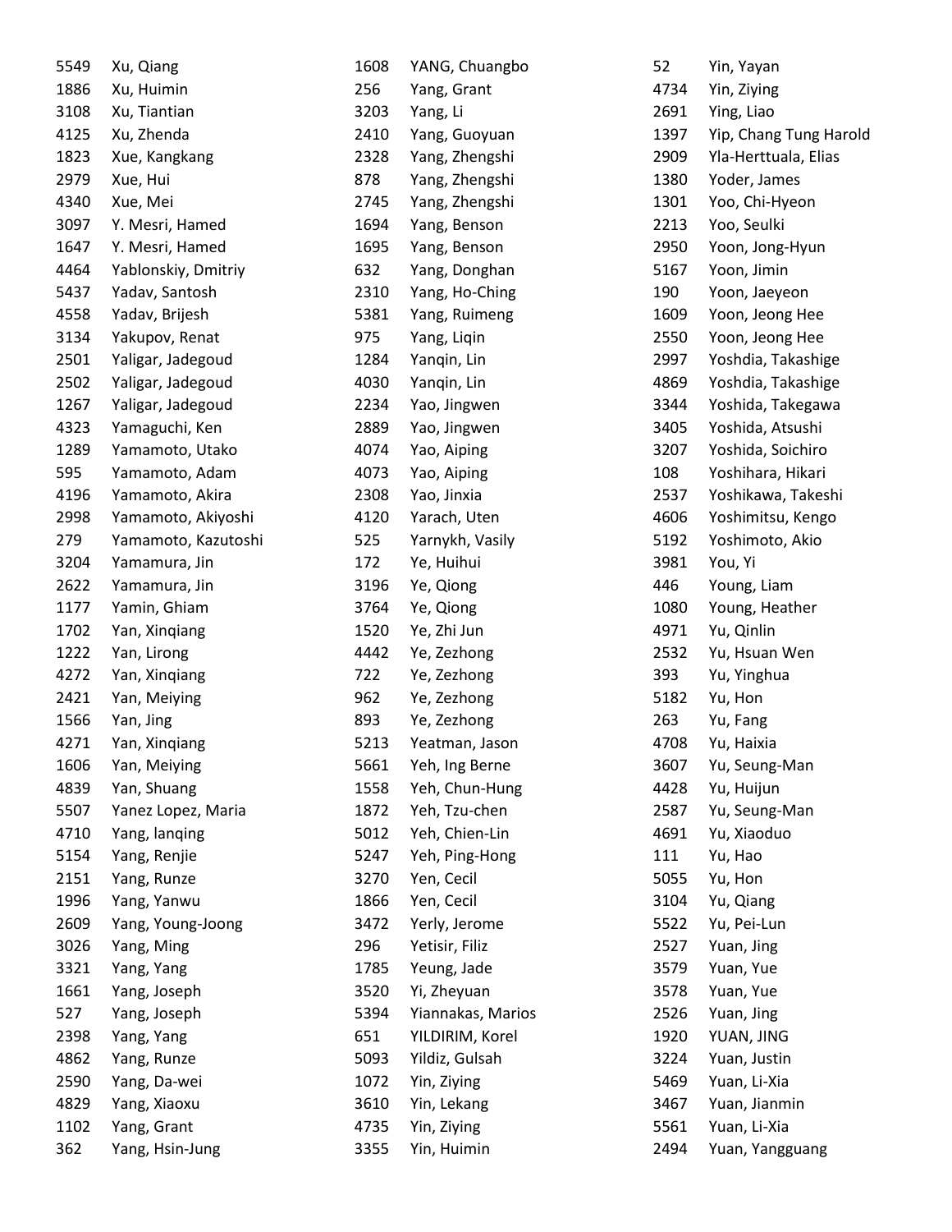| | |
|---|---|
| 5549 | Xu, Qiang |
| 1886 | Xu, Huimin |
| 3108 | Xu, Tiantian |
| 4125 | Xu, Zhenda |
| 1823 | Xue, Kangkang |
| 2979 | Xue, Hui |
| 4340 | Xue, Mei |
| 3097 | Y. Mesri, Hamed |
| 1647 | Y. Mesri, Hamed |
| 4464 | Yablonskiy, Dmitriy |
| 5437 | Yadav, Santosh |
| 4558 | Yadav, Brijesh |
| 3134 | Yakupov, Renat |
| 2501 | Yaligar, Jadegoud |
| 2502 | Yaligar, Jadegoud |
| 1267 | Yaligar, Jadegoud |
| 4323 | Yamaguchi, Ken |
| 1289 | Yamamoto, Utako |
| 595 | Yamamoto, Adam |
| 4196 | Yamamoto, Akira |
| 2998 | Yamamoto, Akiyoshi |
| 279 | Yamamoto, Kazutoshi |
| 3204 | Yamamura, Jin |
| 2622 | Yamamura, Jin |
| 1177 | Yamin, Ghiam |
| 1702 | Yan, Xinqiang |
| 1222 | Yan, Lirong |
| 4272 | Yan, Xinqiang |
| 2421 | Yan, Meiying |
| 1566 | Yan, Jing |
| 4271 | Yan, Xinqiang |
| 1606 | Yan, Meiying |
| 4839 | Yan, Shuang |
| 5507 | Yanez Lopez, Maria |
| 4710 | Yang, lanqing |
| 5154 | Yang, Renjie |
| 2151 | Yang, Runze |
| 1996 | Yang, Yanwu |
| 2609 | Yang, Young-Joong |
| 3026 | Yang, Ming |
| 3321 | Yang, Yang |
| 1661 | Yang, Joseph |
| 527 | Yang, Joseph |
| 2398 | Yang, Yang |
| 4862 | Yang, Runze |
| 2590 | Yang, Da-wei |
| 4829 | Yang, Xiaoxu |
| 1102 | Yang, Grant |
| 362 | Yang, Hsin-Jung |
| 1608 | YANG, Chuangbo |
| 256 | Yang, Grant |
| 3203 | Yang, Li |
| 2410 | Yang, Guoyuan |
| 2328 | Yang, Zhengshi |
| 878 | Yang, Zhengshi |
| 2745 | Yang, Zhengshi |
| 1694 | Yang, Benson |
| 1695 | Yang, Benson |
| 632 | Yang, Donghan |
| 2310 | Yang, Ho-Ching |
| 5381 | Yang, Ruimeng |
| 975 | Yang, Liqin |
| 1284 | Yanqin, Lin |
| 4030 | Yanqin, Lin |
| 2234 | Yao, Jingwen |
| 2889 | Yao, Jingwen |
| 4074 | Yao, Aiping |
| 4073 | Yao, Aiping |
| 2308 | Yao, Jinxia |
| 4120 | Yarach, Uten |
| 525 | Yarnykh, Vasily |
| 172 | Ye, Huihui |
| 3196 | Ye, Qiong |
| 3764 | Ye, Qiong |
| 1520 | Ye, Zhi Jun |
| 4442 | Ye, Zezhong |
| 722 | Ye, Zezhong |
| 962 | Ye, Zezhong |
| 893 | Ye, Zezhong |
| 5213 | Yeatman, Jason |
| 5661 | Yeh, Ing Berne |
| 1558 | Yeh, Chun-Hung |
| 1872 | Yeh, Tzu-chen |
| 5012 | Yeh, Chien-Lin |
| 5247 | Yeh, Ping-Hong |
| 3270 | Yen, Cecil |
| 1866 | Yen, Cecil |
| 3472 | Yerly, Jerome |
| 296 | Yetisir, Filiz |
| 1785 | Yeung, Jade |
| 3520 | Yi, Zheyuan |
| 5394 | Yiannakas, Marios |
| 651 | YILDIRIM, Korel |
| 5093 | Yildiz, Gulsah |
| 1072 | Yin, Ziying |
| 3610 | Yin, Lekang |
| 4735 | Yin, Ziying |
| 3355 | Yin, Huimin |
| 52 | Yin, Yayan |
| 4734 | Yin, Ziying |
| 2691 | Ying, Liao |
| 1397 | Yip, Chang Tung Harold |
| 2909 | Yla-Herttuala, Elias |
| 1380 | Yoder, James |
| 1301 | Yoo, Chi-Hyeon |
| 2213 | Yoo, Seulki |
| 2950 | Yoon, Jong-Hyun |
| 5167 | Yoon, Jimin |
| 190 | Yoon, Jaeyeon |
| 1609 | Yoon, Jeong Hee |
| 2550 | Yoon, Jeong Hee |
| 2997 | Yoshdia, Takashige |
| 4869 | Yoshdia, Takashige |
| 3344 | Yoshida, Takegawa |
| 3405 | Yoshida, Atsushi |
| 3207 | Yoshida, Soichiro |
| 108 | Yoshihara, Hikari |
| 2537 | Yoshikawa, Takeshi |
| 4606 | Yoshimitsu, Kengo |
| 5192 | Yoshimoto, Akio |
| 3981 | You, Yi |
| 446 | Young, Liam |
| 1080 | Young, Heather |
| 4971 | Yu, Qinlin |
| 2532 | Yu, Hsuan Wen |
| 393 | Yu, Yinghua |
| 5182 | Yu, Hon |
| 263 | Yu, Fang |
| 4708 | Yu, Haixia |
| 3607 | Yu, Seung-Man |
| 4428 | Yu, Huijun |
| 2587 | Yu, Seung-Man |
| 4691 | Yu, Xiaoduo |
| 111 | Yu, Hao |
| 5055 | Yu, Hon |
| 3104 | Yu, Qiang |
| 5522 | Yu, Pei-Lun |
| 2527 | Yuan, Jing |
| 3579 | Yuan, Yue |
| 3578 | Yuan, Yue |
| 2526 | Yuan, Jing |
| 1920 | YUAN, JING |
| 3224 | Yuan, Justin |
| 5469 | Yuan, Li-Xia |
| 3467 | Yuan, Jianmin |
| 5561 | Yuan, Li-Xia |
| 2494 | Yuan, Yangguang |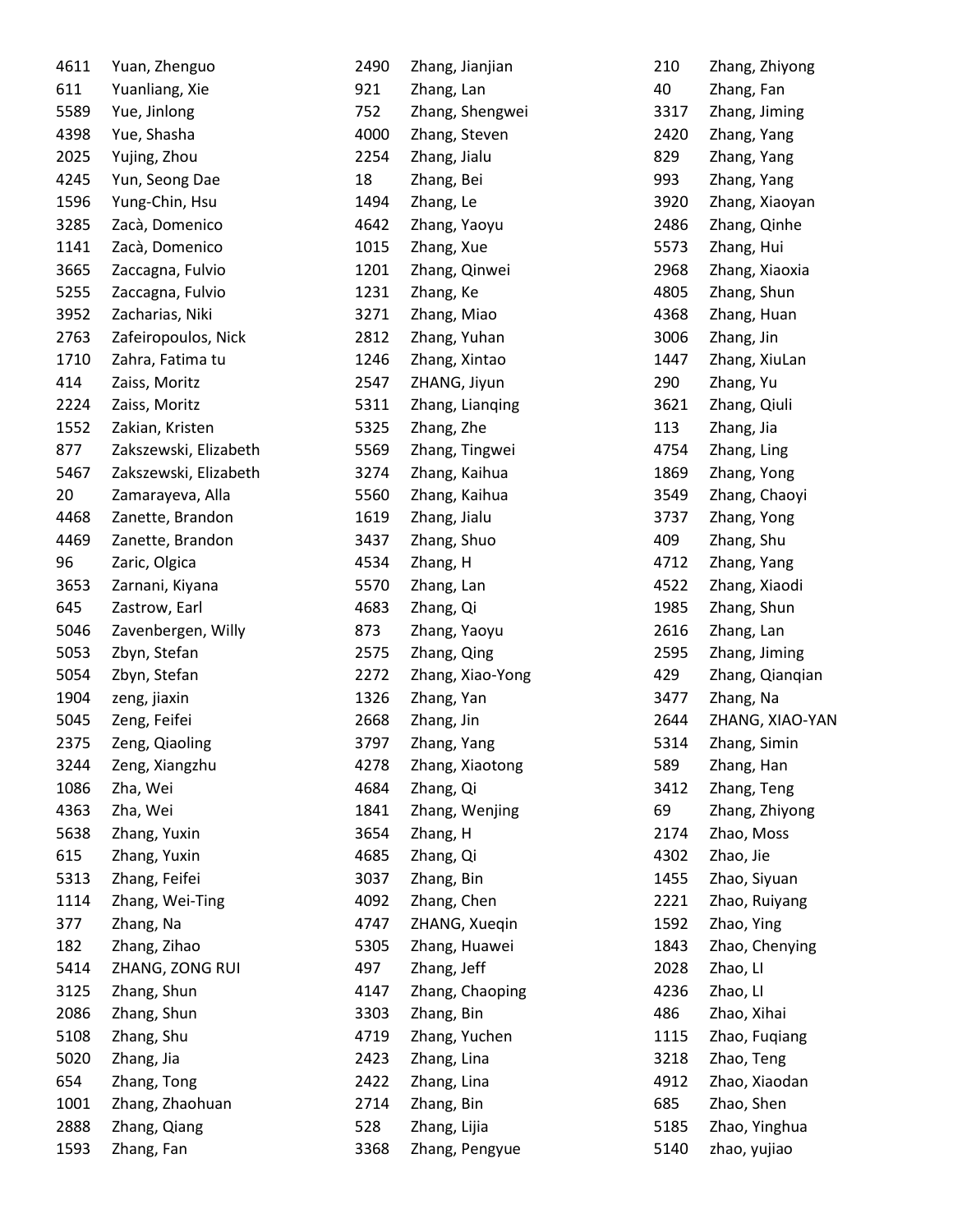| | |
|---|---|
| 4611 | Yuan, Zhenguo |
| 611 | Yuanliang, Xie |
| 5589 | Yue, Jinlong |
| 4398 | Yue, Shasha |
| 2025 | Yujing, Zhou |
| 4245 | Yun, Seong Dae |
| 1596 | Yung-Chin, Hsu |
| 3285 | Zacà, Domenico |
| 1141 | Zacà, Domenico |
| 3665 | Zaccagna, Fulvio |
| 5255 | Zaccagna, Fulvio |
| 3952 | Zacharias, Niki |
| 2763 | Zafeiropoulos, Nick |
| 1710 | Zahra, Fatima tu |
| 414 | Zaiss, Moritz |
| 2224 | Zaiss, Moritz |
| 1552 | Zakian, Kristen |
| 877 | Zakszewski, Elizabeth |
| 5467 | Zakszewski, Elizabeth |
| 20 | Zamarayeva, Alla |
| 4468 | Zanette, Brandon |
| 4469 | Zanette, Brandon |
| 96 | Zaric, Olgica |
| 3653 | Zarnani, Kiyana |
| 645 | Zastrow, Earl |
| 5046 | Zavenbergen, Willy |
| 5053 | Zbyn, Stefan |
| 5054 | Zbyn, Stefan |
| 1904 | zeng, jiaxin |
| 5045 | Zeng, Feifei |
| 2375 | Zeng, Qiaoling |
| 3244 | Zeng, Xiangzhu |
| 1086 | Zha, Wei |
| 4363 | Zha, Wei |
| 5638 | Zhang, Yuxin |
| 615 | Zhang, Yuxin |
| 5313 | Zhang, Feifei |
| 1114 | Zhang, Wei-Ting |
| 377 | Zhang, Na |
| 182 | Zhang, Zihao |
| 5414 | ZHANG, ZONG RUI |
| 3125 | Zhang, Shun |
| 2086 | Zhang, Shun |
| 5108 | Zhang, Shu |
| 5020 | Zhang, Jia |
| 654 | Zhang, Tong |
| 1001 | Zhang, Zhaohuan |
| 2888 | Zhang, Qiang |
| 1593 | Zhang, Fan |
| 2490 | Zhang, Jianjian |
| 921 | Zhang, Lan |
| 752 | Zhang, Shengwei |
| 4000 | Zhang, Steven |
| 2254 | Zhang, Jialu |
| 18 | Zhang, Bei |
| 1494 | Zhang, Le |
| 4642 | Zhang, Yaoyu |
| 1015 | Zhang, Xue |
| 1201 | Zhang, Qinwei |
| 1231 | Zhang, Ke |
| 3271 | Zhang, Miao |
| 2812 | Zhang, Yuhan |
| 1246 | Zhang, Xintao |
| 2547 | ZHANG, Jiyun |
| 5311 | Zhang, Lianqing |
| 5325 | Zhang, Zhe |
| 5569 | Zhang, Tingwei |
| 3274 | Zhang, Kaihua |
| 5560 | Zhang, Kaihua |
| 1619 | Zhang, Jialu |
| 3437 | Zhang, Shuo |
| 4534 | Zhang, H |
| 5570 | Zhang, Lan |
| 4683 | Zhang, Qi |
| 873 | Zhang, Yaoyu |
| 2575 | Zhang, Qing |
| 2272 | Zhang, Xiao-Yong |
| 1326 | Zhang, Yan |
| 2668 | Zhang, Jin |
| 3797 | Zhang, Yang |
| 4278 | Zhang, Xiaotong |
| 4684 | Zhang, Qi |
| 1841 | Zhang, Wenjing |
| 3654 | Zhang, H |
| 4685 | Zhang, Qi |
| 3037 | Zhang, Bin |
| 4092 | Zhang, Chen |
| 4747 | ZHANG, Xueqin |
| 5305 | Zhang, Huawei |
| 497 | Zhang, Jeff |
| 4147 | Zhang, Chaoping |
| 3303 | Zhang, Bin |
| 4719 | Zhang, Yuchen |
| 2423 | Zhang, Lina |
| 2422 | Zhang, Lina |
| 2714 | Zhang, Bin |
| 528 | Zhang, Lijia |
| 3368 | Zhang, Pengyue |
| 210 | Zhang, Zhiyong |
| 40 | Zhang, Fan |
| 3317 | Zhang, Jiming |
| 2420 | Zhang, Yang |
| 829 | Zhang, Yang |
| 993 | Zhang, Yang |
| 3920 | Zhang, Xiaoyan |
| 2486 | Zhang, Qinhe |
| 5573 | Zhang, Hui |
| 2968 | Zhang, Xiaoxia |
| 4805 | Zhang, Shun |
| 4368 | Zhang, Huan |
| 3006 | Zhang, Jin |
| 1447 | Zhang, XiuLan |
| 290 | Zhang, Yu |
| 3621 | Zhang, Qiuli |
| 113 | Zhang, Jia |
| 4754 | Zhang, Ling |
| 1869 | Zhang, Yong |
| 3549 | Zhang, Chaoyi |
| 3737 | Zhang, Yong |
| 409 | Zhang, Shu |
| 4712 | Zhang, Yang |
| 4522 | Zhang, Xiaodi |
| 1985 | Zhang, Shun |
| 2616 | Zhang, Lan |
| 2595 | Zhang, Jiming |
| 429 | Zhang, Qianqian |
| 3477 | Zhang, Na |
| 2644 | ZHANG, XIAO-YAN |
| 5314 | Zhang, Simin |
| 589 | Zhang, Han |
| 3412 | Zhang, Teng |
| 69 | Zhang, Zhiyong |
| 2174 | Zhao, Moss |
| 4302 | Zhao, Jie |
| 1455 | Zhao, Siyuan |
| 2221 | Zhao, Ruiyang |
| 1592 | Zhao, Ying |
| 1843 | Zhao, Chenying |
| 2028 | Zhao, LI |
| 4236 | Zhao, LI |
| 486 | Zhao, Xihai |
| 1115 | Zhao, Fuqiang |
| 3218 | Zhao, Teng |
| 4912 | Zhao, Xiaodan |
| 685 | Zhao, Shen |
| 5185 | Zhao, Yinghua |
| 5140 | zhao, yujiao |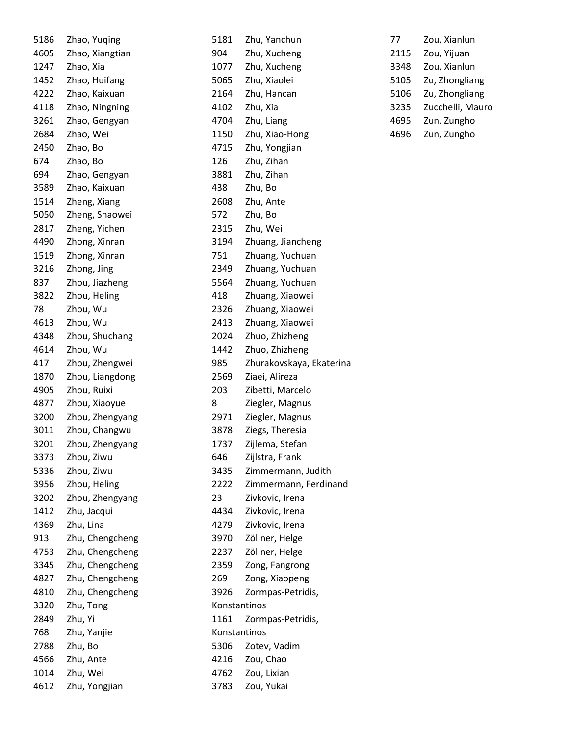5186 Zhao, Yuqing
4605 Zhao, Xiangtian
1247 Zhao, Xia
1452 Zhao, Huifang
4222 Zhao, Kaixuan
4118 Zhao, Ningning
3261 Zhao, Gengyan
2684 Zhao, Wei
2450 Zhao, Bo
674 Zhao, Bo
694 Zhao, Gengyan
3589 Zhao, Kaixuan
1514 Zheng, Xiang
5050 Zheng, Shaowei
2817 Zheng, Yichen
4490 Zhong, Xinran
1519 Zhong, Xinran
3216 Zhong, Jing
837 Zhou, Jiazheng
3822 Zhou, Heling
78 Zhou, Wu
4613 Zhou, Wu
4348 Zhou, Shuchang
4614 Zhou, Wu
417 Zhou, Zhengwei
1870 Zhou, Liangdong
4905 Zhou, Ruixi
4877 Zhou, Xiaoyue
3200 Zhou, Zhengyang
3011 Zhou, Changwu
3201 Zhou, Zhengyang
3373 Zhou, Ziwu
5336 Zhou, Ziwu
3956 Zhou, Heling
3202 Zhou, Zhengyang
1412 Zhu, Jacqui
4369 Zhu, Lina
913 Zhu, Chengcheng
4753 Zhu, Chengcheng
3345 Zhu, Chengcheng
4827 Zhu, Chengcheng
4810 Zhu, Chengcheng
3320 Zhu, Tong
2849 Zhu, Yi
768 Zhu, Yanjie
2788 Zhu, Bo
4566 Zhu, Ante
1014 Zhu, Wei
4612 Zhu, Yongjian
5181 Zhu, Yanchun
904 Zhu, Xucheng
1077 Zhu, Xucheng
5065 Zhu, Xiaolei
2164 Zhu, Hancan
4102 Zhu, Xia
4704 Zhu, Liang
1150 Zhu, Xiao-Hong
4715 Zhu, Yongjian
126 Zhu, Zihan
3881 Zhu, Zihan
438 Zhu, Bo
2608 Zhu, Ante
572 Zhu, Bo
2315 Zhu, Wei
3194 Zhuang, Jiancheng
751 Zhuang, Yuchuan
2349 Zhuang, Yuchuan
5564 Zhuang, Yuchuan
418 Zhuang, Xiaowei
2326 Zhuang, Xiaowei
2413 Zhuang, Xiaowei
2024 Zhuo, Zhizheng
1442 Zhuo, Zhizheng
985 Zhurakovskaya, Ekaterina
2569 Ziaei, Alireza
203 Zibetti, Marcelo
8 Ziegler, Magnus
2971 Ziegler, Magnus
3878 Ziegs, Theresia
1737 Zijlema, Stefan
646 Zijlstra, Frank
3435 Zimmermann, Judith
2222 Zimmermann, Ferdinand
23 Zivkovic, Irena
4434 Zivkovic, Irena
4279 Zivkovic, Irena
3970 Zöllner, Helge
2237 Zöllner, Helge
2359 Zong, Fangrong
269 Zong, Xiaopeng
3926 Zormpas-Petridis, Konstantinos
1161 Zormpas-Petridis, Konstantinos
5306 Zotev, Vadim
4216 Zou, Chao
4762 Zou, Lixian
3783 Zou, Yukai
77 Zou, Xianlun
2115 Zou, Yijuan
3348 Zou, Xianlun
5105 Zu, Zhongliang
5106 Zu, Zhongliang
3235 Zucchelli, Mauro
4695 Zun, Zungho
4696 Zun, Zungho